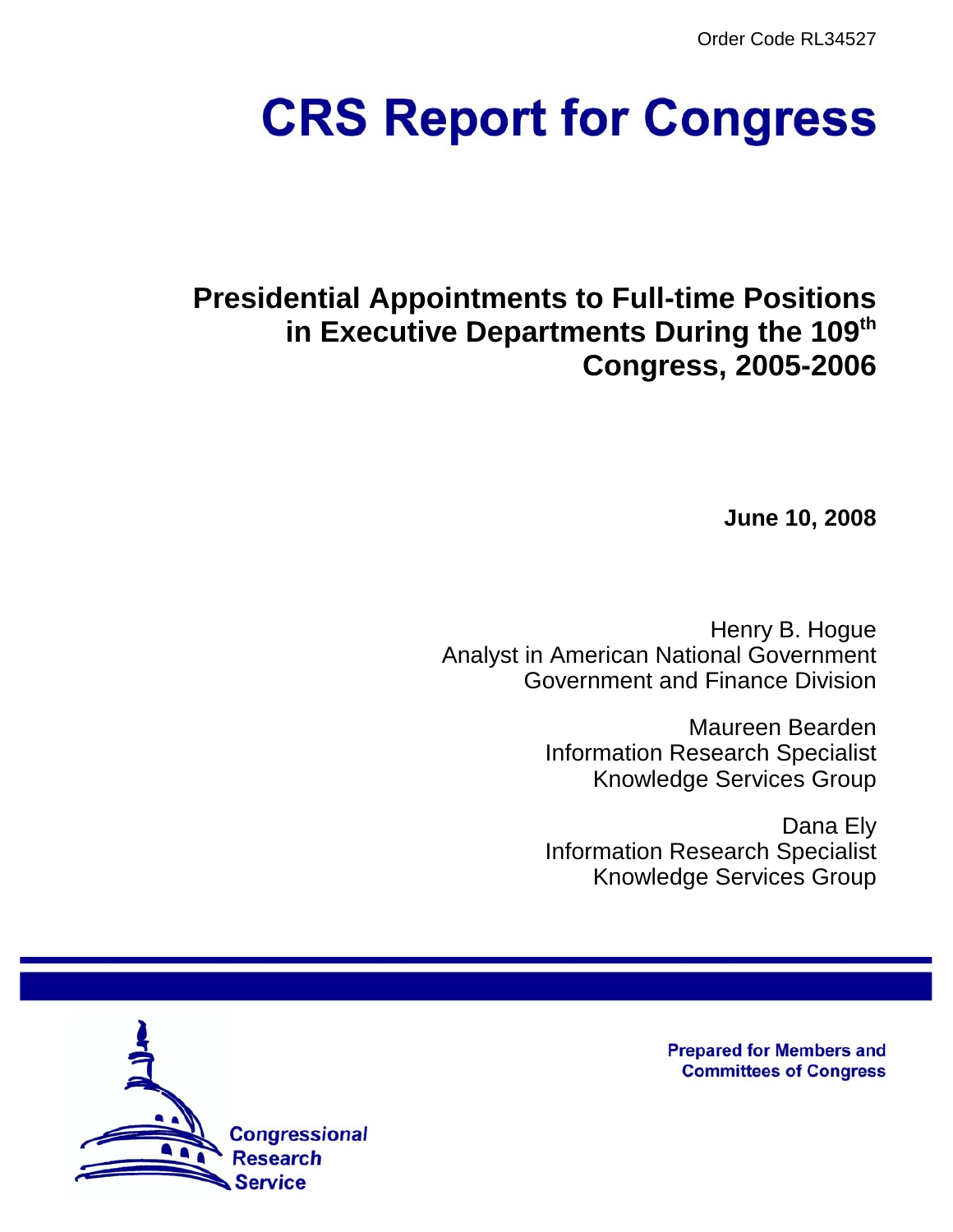Order Code RL34527

# CRS Report for Congress

## Presidential Appointments to Full-time Positions in Executive Departments During the 109th Congress, 2005-2006

**June 10, 2008**

Henry B. Hogue
Analyst in American National Government
Government and Finance Division

Maureen Bearden
Information Research Specialist
Knowledge Services Group

Dana Ely
Information Research Specialist
Knowledge Services Group

Prepared for Members and Committees of Congress

Congressional Research Service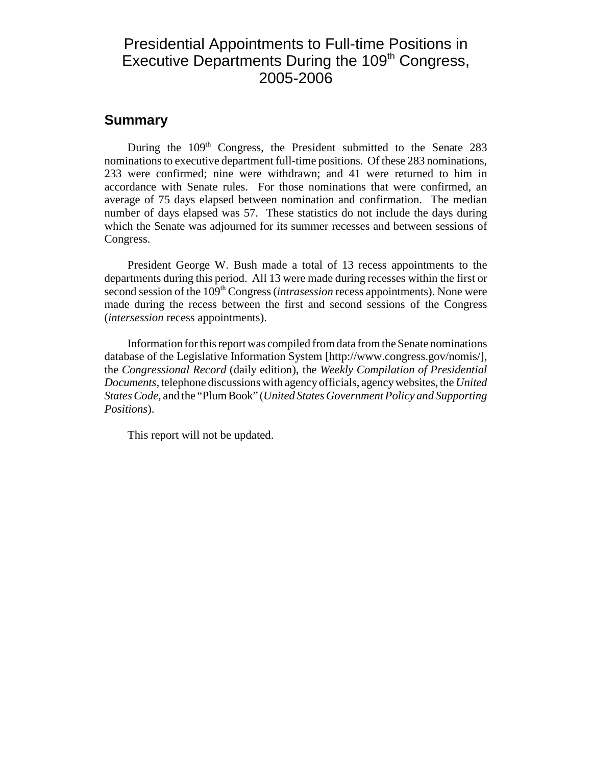# Presidential Appointments to Full-time Positions in Executive Departments During the 109th Congress, 2005-2006

## Summary

During the 109th Congress, the President submitted to the Senate 283 nominations to executive department full-time positions. Of these 283 nominations, 233 were confirmed; nine were withdrawn; and 41 were returned to him in accordance with Senate rules. For those nominations that were confirmed, an average of 75 days elapsed between nomination and confirmation. The median number of days elapsed was 57. These statistics do not include the days during which the Senate was adjourned for its summer recesses and between sessions of Congress.

President George W. Bush made a total of 13 recess appointments to the departments during this period. All 13 were made during recesses within the first or second session of the 109th Congress (*intrasession* recess appointments). None were made during the recess between the first and second sessions of the Congress (*intersession* recess appointments).

Information for this report was compiled from data from the Senate nominations database of the Legislative Information System [http://www.congress.gov/nomis/], the *Congressional Record* (daily edition), the *Weekly Compilation of Presidential Documents*, telephone discussions with agency officials, agency websites, the *United States Code*, and the "Plum Book" (*United States Government Policy and Supporting Positions*).

This report will not be updated.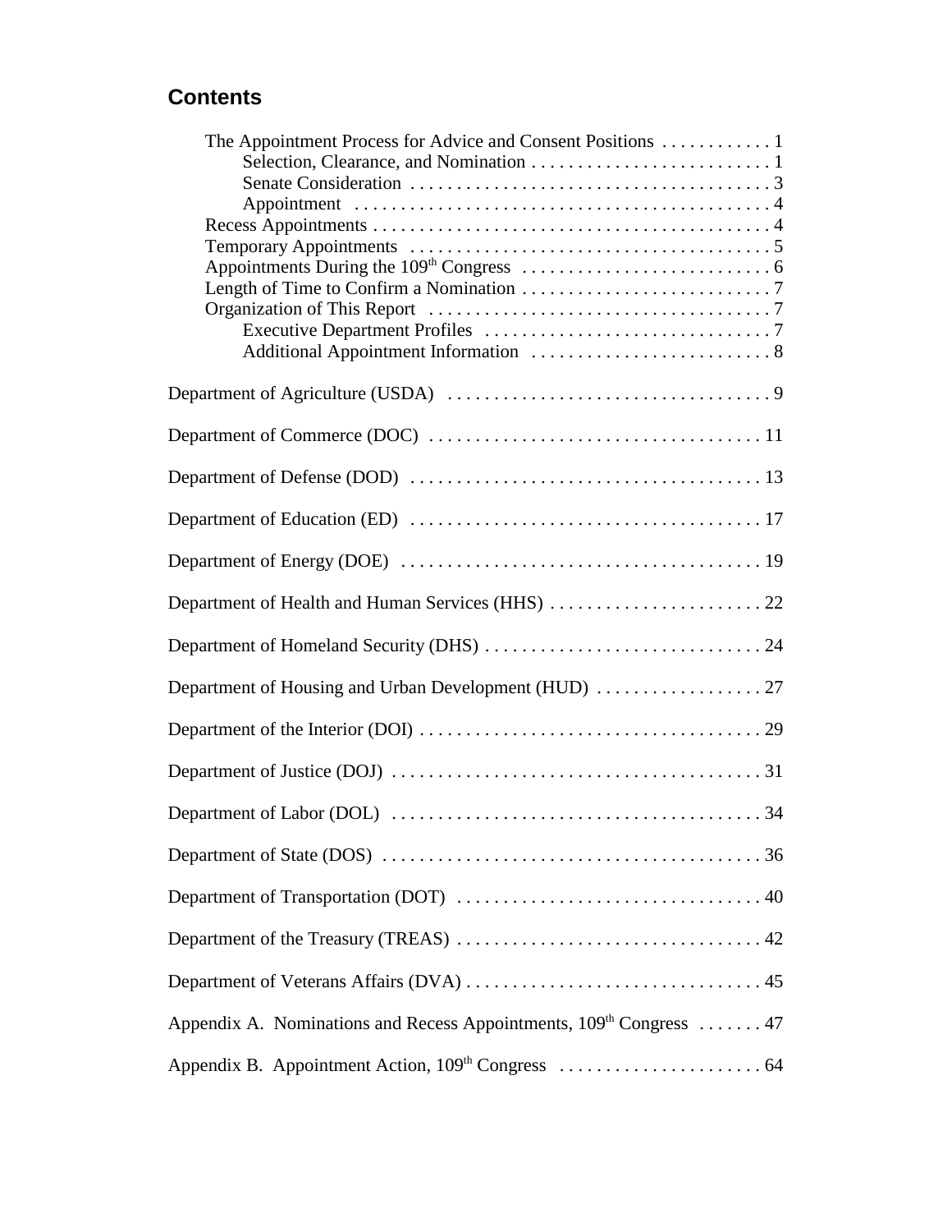## Contents

- The Appointment Process for Advice and Consent Positions . . . . . . . . . . . . 1
  - Selection, Clearance, and Nomination . . . . . . . . . . . . . . . . . . . . . . . . . . 1
  - Senate Consideration . . . . . . . . . . . . . . . . . . . . . . . . . . . . . . . . . . . . . . . 3
  - Appointment . . . . . . . . . . . . . . . . . . . . . . . . . . . . . . . . . . . . . . . . . . . . 4
- Recess Appointments . . . . . . . . . . . . . . . . . . . . . . . . . . . . . . . . . . . . . . . . . . . 4
- Temporary Appointments . . . . . . . . . . . . . . . . . . . . . . . . . . . . . . . . . . . . . . . 5
- Appointments During the 109th Congress . . . . . . . . . . . . . . . . . . . . . . . . . . . 6
- Length of Time to Confirm a Nomination . . . . . . . . . . . . . . . . . . . . . . . . . . . 7
- Organization of This Report . . . . . . . . . . . . . . . . . . . . . . . . . . . . . . . . . . . . . 7
  - Executive Department Profiles . . . . . . . . . . . . . . . . . . . . . . . . . . . . . . . 7
  - Additional Appointment Information . . . . . . . . . . . . . . . . . . . . . . . . . . 8

Department of Agriculture (USDA) . . . . . . . . . . . . . . . . . . . . . . . . . . . . . . . . . . . 9

Department of Commerce (DOC) . . . . . . . . . . . . . . . . . . . . . . . . . . . . . . . . . . . . 11

Department of Defense (DOD) . . . . . . . . . . . . . . . . . . . . . . . . . . . . . . . . . . . . . . 13

Department of Education (ED) . . . . . . . . . . . . . . . . . . . . . . . . . . . . . . . . . . . . . . 17

Department of Energy (DOE) . . . . . . . . . . . . . . . . . . . . . . . . . . . . . . . . . . . . . . . 19

Department of Health and Human Services (HHS) . . . . . . . . . . . . . . . . . . . . . . . 22

Department of Homeland Security (DHS) . . . . . . . . . . . . . . . . . . . . . . . . . . . . . . 24

Department of Housing and Urban Development (HUD) . . . . . . . . . . . . . . . . . . 27

Department of the Interior (DOI) . . . . . . . . . . . . . . . . . . . . . . . . . . . . . . . . . . . . . 29

Department of Justice (DOJ) . . . . . . . . . . . . . . . . . . . . . . . . . . . . . . . . . . . . . . . . 31

Department of Labor (DOL) . . . . . . . . . . . . . . . . . . . . . . . . . . . . . . . . . . . . . . . . 34

Department of State (DOS) . . . . . . . . . . . . . . . . . . . . . . . . . . . . . . . . . . . . . . . . . 36

Department of Transportation (DOT) . . . . . . . . . . . . . . . . . . . . . . . . . . . . . . . . . 40

Department of the Treasury (TREAS) . . . . . . . . . . . . . . . . . . . . . . . . . . . . . . . . . 42

Department of Veterans Affairs (DVA) . . . . . . . . . . . . . . . . . . . . . . . . . . . . . . . . 45

Appendix A. Nominations and Recess Appointments, 109th Congress . . . . . . . 47

Appendix B. Appointment Action, 109th Congress . . . . . . . . . . . . . . . . . . . . . . 64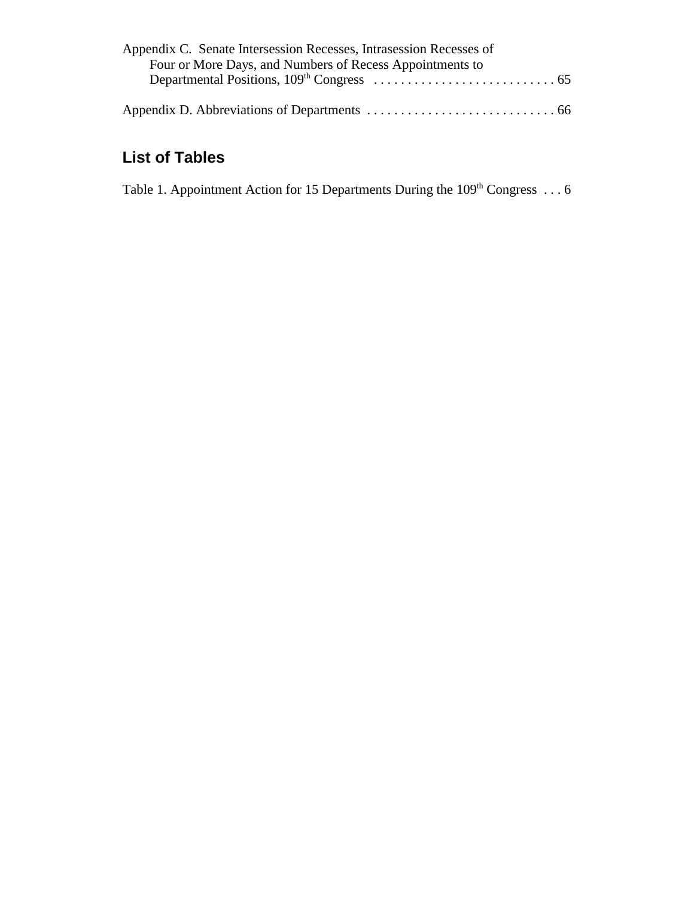Appendix C. Senate Intersession Recesses, Intrasession Recesses of Four or More Days, and Numbers of Recess Appointments to Departmental Positions, 109th Congress . . . . . . . . . . . . . . . . . . . . . . . . . . . 65

Appendix D. Abbreviations of Departments . . . . . . . . . . . . . . . . . . . . . . . . . . . . 66

## List of Tables

Table 1. Appointment Action for 15 Departments During the 109th Congress . . . 6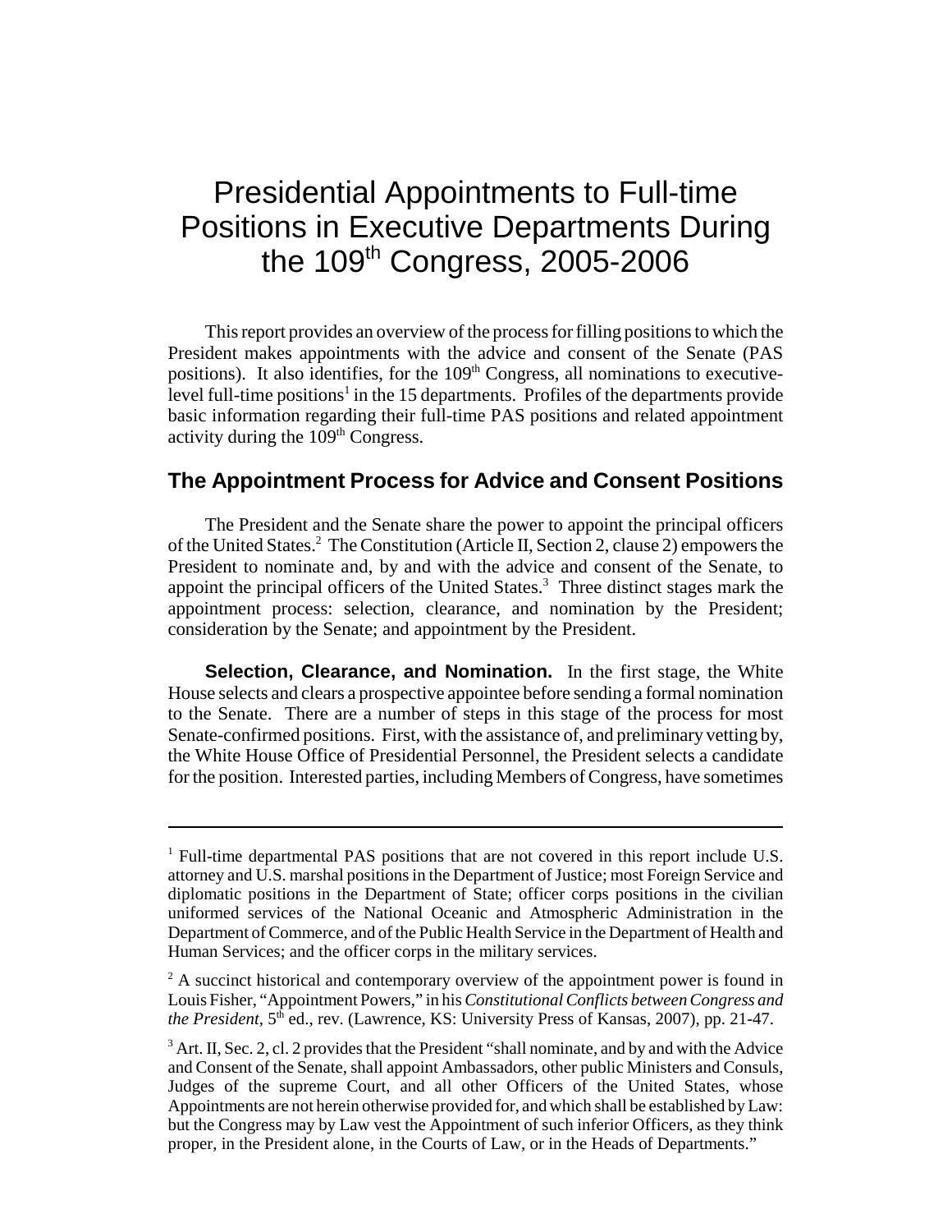# Presidential Appointments to Full-time Positions in Executive Departments During the 109th Congress, 2005-2006

This report provides an overview of the process for filling positions to which the President makes appointments with the advice and consent of the Senate (PAS positions). It also identifies, for the 109th Congress, all nominations to executive-level full-time positions[1] in the 15 departments. Profiles of the departments provide basic information regarding their full-time PAS positions and related appointment activity during the 109th Congress.

## The Appointment Process for Advice and Consent Positions

The President and the Senate share the power to appoint the principal officers of the United States.[2] The Constitution (Article II, Section 2, clause 2) empowers the President to nominate and, by and with the advice and consent of the Senate, to appoint the principal officers of the United States.[3] Three distinct stages mark the appointment process: selection, clearance, and nomination by the President; consideration by the Senate; and appointment by the President.

**Selection, Clearance, and Nomination.** In the first stage, the White House selects and clears a prospective appointee before sending a formal nomination to the Senate. There are a number of steps in this stage of the process for most Senate-confirmed positions. First, with the assistance of, and preliminary vetting by, the White House Office of Presidential Personnel, the President selects a candidate for the position. Interested parties, including Members of Congress, have sometimes

---

[1] Full-time departmental PAS positions that are not covered in this report include U.S. attorney and U.S. marshal positions in the Department of Justice; most Foreign Service and diplomatic positions in the Department of State; officer corps positions in the civilian uniformed services of the National Oceanic and Atmospheric Administration in the Department of Commerce, and of the Public Health Service in the Department of Health and Human Services; and the officer corps in the military services.

[2] A succinct historical and contemporary overview of the appointment power is found in Louis Fisher, "Appointment Powers," in his *Constitutional Conflicts between Congress and the President*, 5th ed., rev. (Lawrence, KS: University Press of Kansas, 2007), pp. 21-47.

[3] Art. II, Sec. 2, cl. 2 provides that the President "shall nominate, and by and with the Advice and Consent of the Senate, shall appoint Ambassadors, other public Ministers and Consuls, Judges of the supreme Court, and all other Officers of the United States, whose Appointments are not herein otherwise provided for, and which shall be established by Law: but the Congress may by Law vest the Appointment of such inferior Officers, as they think proper, in the President alone, in the Courts of Law, or in the Heads of Departments."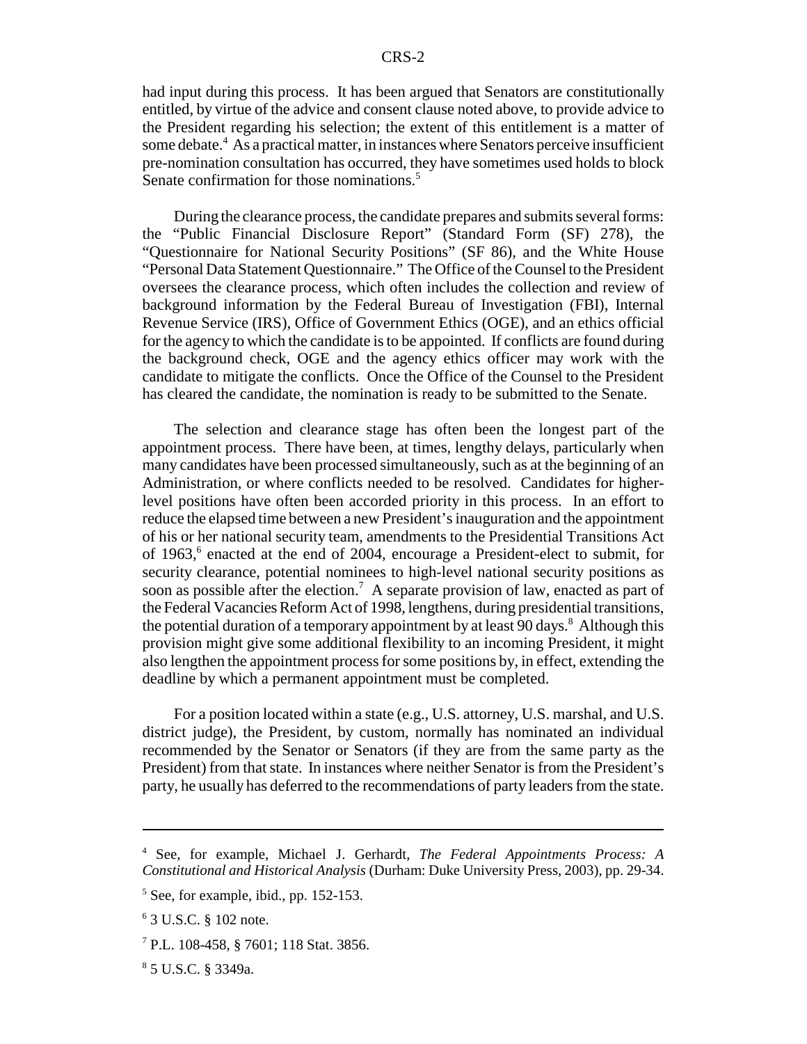had input during this process. It has been argued that Senators are constitutionally entitled, by virtue of the advice and consent clause noted above, to provide advice to the President regarding his selection; the extent of this entitlement is a matter of some debate.[4] As a practical matter, in instances where Senators perceive insufficient pre-nomination consultation has occurred, they have sometimes used holds to block Senate confirmation for those nominations.[5]

During the clearance process, the candidate prepares and submits several forms: the "Public Financial Disclosure Report" (Standard Form (SF) 278), the "Questionnaire for National Security Positions" (SF 86), and the White House "Personal Data Statement Questionnaire." The Office of the Counsel to the President oversees the clearance process, which often includes the collection and review of background information by the Federal Bureau of Investigation (FBI), Internal Revenue Service (IRS), Office of Government Ethics (OGE), and an ethics official for the agency to which the candidate is to be appointed. If conflicts are found during the background check, OGE and the agency ethics officer may work with the candidate to mitigate the conflicts. Once the Office of the Counsel to the President has cleared the candidate, the nomination is ready to be submitted to the Senate.

The selection and clearance stage has often been the longest part of the appointment process. There have been, at times, lengthy delays, particularly when many candidates have been processed simultaneously, such as at the beginning of an Administration, or where conflicts needed to be resolved. Candidates for higher-level positions have often been accorded priority in this process. In an effort to reduce the elapsed time between a new President's inauguration and the appointment of his or her national security team, amendments to the Presidential Transitions Act of 1963,[6] enacted at the end of 2004, encourage a President-elect to submit, for security clearance, potential nominees to high-level national security positions as soon as possible after the election.[7] A separate provision of law, enacted as part of the Federal Vacancies Reform Act of 1998, lengthens, during presidential transitions, the potential duration of a temporary appointment by at least 90 days.[8] Although this provision might give some additional flexibility to an incoming President, it might also lengthen the appointment process for some positions by, in effect, extending the deadline by which a permanent appointment must be completed.

For a position located within a state (e.g., U.S. attorney, U.S. marshal, and U.S. district judge), the President, by custom, normally has nominated an individual recommended by the Senator or Senators (if they are from the same party as the President) from that state. In instances where neither Senator is from the President's party, he usually has deferred to the recommendations of party leaders from the state.

---

[4] See, for example, Michael J. Gerhardt, *The Federal Appointments Process: A Constitutional and Historical Analysis* (Durham: Duke University Press, 2003), pp. 29-34.

[5] See, for example, ibid., pp. 152-153.

[6] 3 U.S.C. § 102 note.

[7] P.L. 108-458, § 7601; 118 Stat. 3856.

[8] 5 U.S.C. § 3349a.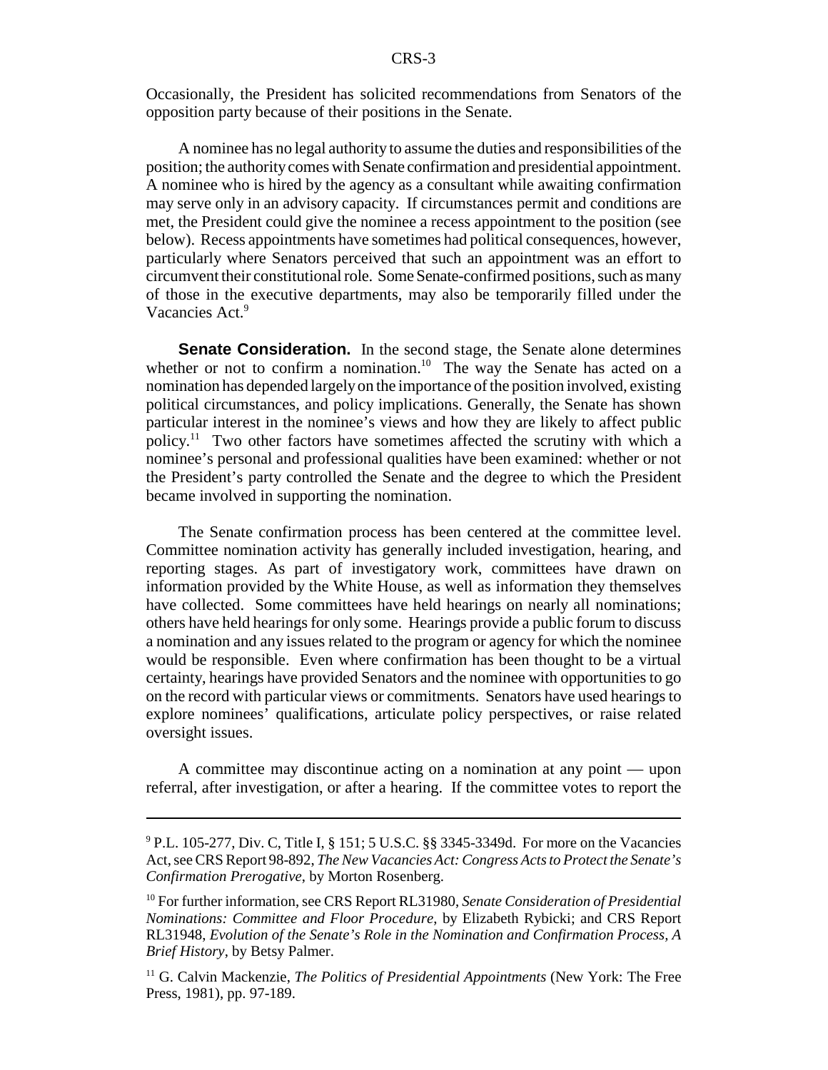Occasionally, the President has solicited recommendations from Senators of the opposition party because of their positions in the Senate.

A nominee has no legal authority to assume the duties and responsibilities of the position; the authority comes with Senate confirmation and presidential appointment. A nominee who is hired by the agency as a consultant while awaiting confirmation may serve only in an advisory capacity. If circumstances permit and conditions are met, the President could give the nominee a recess appointment to the position (see below). Recess appointments have sometimes had political consequences, however, particularly where Senators perceived that such an appointment was an effort to circumvent their constitutional role. Some Senate-confirmed positions, such as many of those in the executive departments, may also be temporarily filled under the Vacancies Act.[9]

**Senate Consideration.** In the second stage, the Senate alone determines whether or not to confirm a nomination.[10] The way the Senate has acted on a nomination has depended largely on the importance of the position involved, existing political circumstances, and policy implications. Generally, the Senate has shown particular interest in the nominee's views and how they are likely to affect public policy.[11] Two other factors have sometimes affected the scrutiny with which a nominee's personal and professional qualities have been examined: whether or not the President's party controlled the Senate and the degree to which the President became involved in supporting the nomination.

The Senate confirmation process has been centered at the committee level. Committee nomination activity has generally included investigation, hearing, and reporting stages. As part of investigatory work, committees have drawn on information provided by the White House, as well as information they themselves have collected. Some committees have held hearings on nearly all nominations; others have held hearings for only some. Hearings provide a public forum to discuss a nomination and any issues related to the program or agency for which the nominee would be responsible. Even where confirmation has been thought to be a virtual certainty, hearings have provided Senators and the nominee with opportunities to go on the record with particular views or commitments. Senators have used hearings to explore nominees' qualifications, articulate policy perspectives, or raise related oversight issues.

A committee may discontinue acting on a nomination at any point — upon referral, after investigation, or after a hearing. If the committee votes to report the

---

[9] P.L. 105-277, Div. C, Title I, § 151; 5 U.S.C. §§ 3345-3349d. For more on the Vacancies Act, see CRS Report 98-892, *The New Vacancies Act: Congress Acts to Protect the Senate's Confirmation Prerogative*, by Morton Rosenberg.

[10] For further information, see CRS Report RL31980, *Senate Consideration of Presidential Nominations: Committee and Floor Procedure*, by Elizabeth Rybicki; and CRS Report RL31948, *Evolution of the Senate's Role in the Nomination and Confirmation Process, A Brief History*, by Betsy Palmer.

[11] G. Calvin Mackenzie, *The Politics of Presidential Appointments* (New York: The Free Press, 1981), pp. 97-189.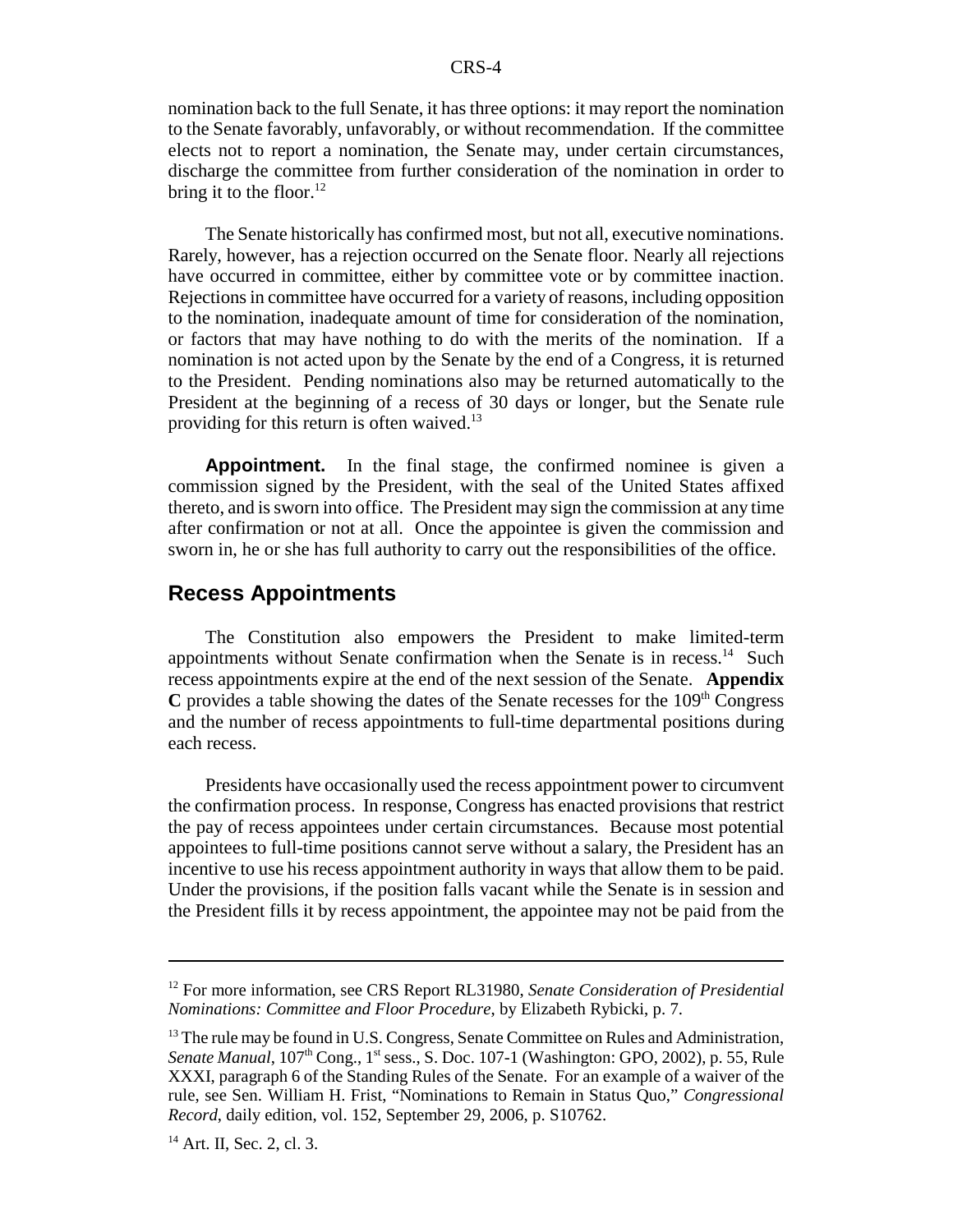nomination back to the full Senate, it has three options: it may report the nomination to the Senate favorably, unfavorably, or without recommendation. If the committee elects not to report a nomination, the Senate may, under certain circumstances, discharge the committee from further consideration of the nomination in order to bring it to the floor.[12]

The Senate historically has confirmed most, but not all, executive nominations. Rarely, however, has a rejection occurred on the Senate floor. Nearly all rejections have occurred in committee, either by committee vote or by committee inaction. Rejections in committee have occurred for a variety of reasons, including opposition to the nomination, inadequate amount of time for consideration of the nomination, or factors that may have nothing to do with the merits of the nomination. If a nomination is not acted upon by the Senate by the end of a Congress, it is returned to the President. Pending nominations also may be returned automatically to the President at the beginning of a recess of 30 days or longer, but the Senate rule providing for this return is often waived.[13]

**Appointment.** In the final stage, the confirmed nominee is given a commission signed by the President, with the seal of the United States affixed thereto, and is sworn into office. The President may sign the commission at any time after confirmation or not at all. Once the appointee is given the commission and sworn in, he or she has full authority to carry out the responsibilities of the office.

## Recess Appointments

The Constitution also empowers the President to make limited-term appointments without Senate confirmation when the Senate is in recess.[14] Such recess appointments expire at the end of the next session of the Senate. **Appendix C** provides a table showing the dates of the Senate recesses for the 109th Congress and the number of recess appointments to full-time departmental positions during each recess.

Presidents have occasionally used the recess appointment power to circumvent the confirmation process. In response, Congress has enacted provisions that restrict the pay of recess appointees under certain circumstances. Because most potential appointees to full-time positions cannot serve without a salary, the President has an incentive to use his recess appointment authority in ways that allow them to be paid. Under the provisions, if the position falls vacant while the Senate is in session and the President fills it by recess appointment, the appointee may not be paid from the

---

[12] For more information, see CRS Report RL31980, *Senate Consideration of Presidential Nominations: Committee and Floor Procedure*, by Elizabeth Rybicki, p. 7.

[13] The rule may be found in U.S. Congress, Senate Committee on Rules and Administration, *Senate Manual*, 107th Cong., 1st sess., S. Doc. 107-1 (Washington: GPO, 2002), p. 55, Rule XXXI, paragraph 6 of the Standing Rules of the Senate. For an example of a waiver of the rule, see Sen. William H. Frist, "Nominations to Remain in Status Quo," *Congressional Record*, daily edition, vol. 152, September 29, 2006, p. S10762.

[14] Art. II, Sec. 2, cl. 3.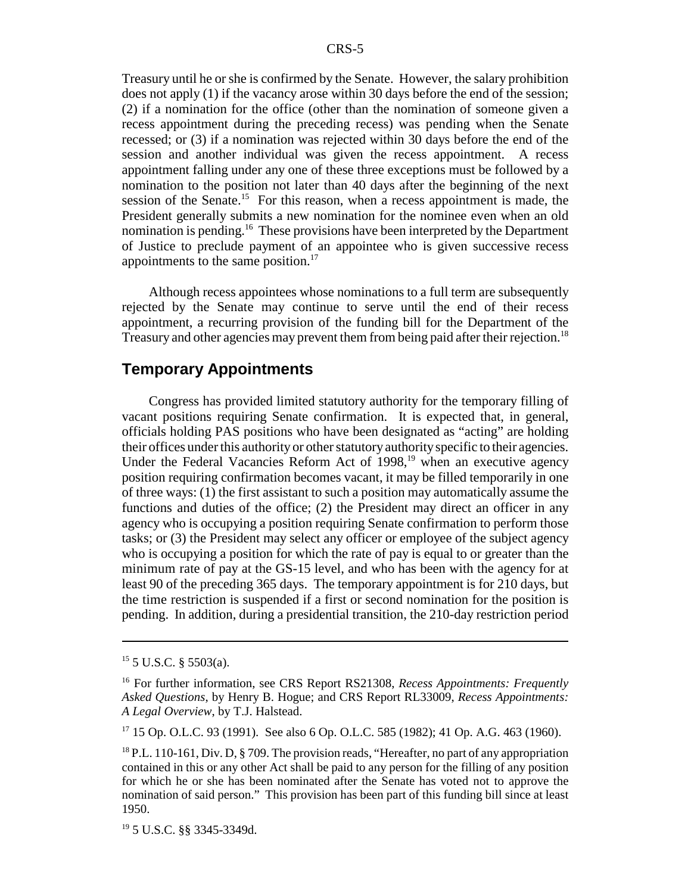Treasury until he or she is confirmed by the Senate. However, the salary prohibition does not apply (1) if the vacancy arose within 30 days before the end of the session; (2) if a nomination for the office (other than the nomination of someone given a recess appointment during the preceding recess) was pending when the Senate recessed; or (3) if a nomination was rejected within 30 days before the end of the session and another individual was given the recess appointment. A recess appointment falling under any one of these three exceptions must be followed by a nomination to the position not later than 40 days after the beginning of the next session of the Senate.[15] For this reason, when a recess appointment is made, the President generally submits a new nomination for the nominee even when an old nomination is pending.[16] These provisions have been interpreted by the Department of Justice to preclude payment of an appointee who is given successive recess appointments to the same position.[17]

Although recess appointees whose nominations to a full term are subsequently rejected by the Senate may continue to serve until the end of their recess appointment, a recurring provision of the funding bill for the Department of the Treasury and other agencies may prevent them from being paid after their rejection.[18]

## Temporary Appointments

Congress has provided limited statutory authority for the temporary filling of vacant positions requiring Senate confirmation. It is expected that, in general, officials holding PAS positions who have been designated as "acting" are holding their offices under this authority or other statutory authority specific to their agencies. Under the Federal Vacancies Reform Act of 1998,[19] when an executive agency position requiring confirmation becomes vacant, it may be filled temporarily in one of three ways: (1) the first assistant to such a position may automatically assume the functions and duties of the office; (2) the President may direct an officer in any agency who is occupying a position requiring Senate confirmation to perform those tasks; or (3) the President may select any officer or employee of the subject agency who is occupying a position for which the rate of pay is equal to or greater than the minimum rate of pay at the GS-15 level, and who has been with the agency for at least 90 of the preceding 365 days. The temporary appointment is for 210 days, but the time restriction is suspended if a first or second nomination for the position is pending. In addition, during a presidential transition, the 210-day restriction period

---

[15] 5 U.S.C. § 5503(a).

[16] For further information, see CRS Report RS21308, *Recess Appointments: Frequently Asked Questions*, by Henry B. Hogue; and CRS Report RL33009, *Recess Appointments: A Legal Overview*, by T.J. Halstead.

[17] 15 Op. O.L.C. 93 (1991). See also 6 Op. O.L.C. 585 (1982); 41 Op. A.G. 463 (1960).

[18] P.L. 110-161, Div. D, § 709. The provision reads, "Hereafter, no part of any appropriation contained in this or any other Act shall be paid to any person for the filling of any position for which he or she has been nominated after the Senate has voted not to approve the nomination of said person." This provision has been part of this funding bill since at least 1950.

[19] 5 U.S.C. §§ 3345-3349d.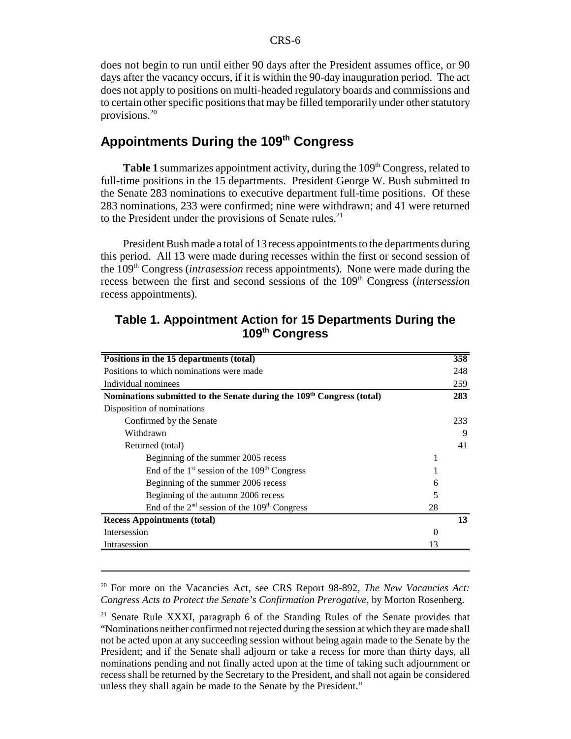does not begin to run until either 90 days after the President assumes office, or 90 days after the vacancy occurs, if it is within the 90-day inauguration period. The act does not apply to positions on multi-headed regulatory boards and commissions and to certain other specific positions that may be filled temporarily under other statutory provisions.[20]

## Appointments During the 109th Congress

**Table 1** summarizes appointment activity, during the 109th Congress, related to full-time positions in the 15 departments. President George W. Bush submitted to the Senate 283 nominations to executive department full-time positions. Of these 283 nominations, 233 were confirmed; nine were withdrawn; and 41 were returned to the President under the provisions of Senate rules.[21]

President Bush made a total of 13 recess appointments to the departments during this period. All 13 were made during recesses within the first or second session of the 109th Congress (*intrasession* recess appointments). None were made during the recess between the first and second sessions of the 109th Congress (*intersession* recess appointments).

### Table 1. Appointment Action for 15 Departments During the 109th Congress

| | | |
|---|---|---|
| **Positions in the 15 departments (total)** | | **358** |
| Positions to which nominations were made | | 248 |
| Individual nominees | | 259 |
| **Nominations submitted to the Senate during the 109th Congress (total)** | | **283** |
| Disposition of nominations | | |
| Confirmed by the Senate | | 233 |
| Withdrawn | | 9 |
| Returned (total) | | 41 |
| Beginning of the summer 2005 recess | 1 | |
| End of the 1st session of the 109th Congress | 1 | |
| Beginning of the summer 2006 recess | 6 | |
| Beginning of the autumn 2006 recess | 5 | |
| End of the 2nd session of the 109th Congress | 28 | |
| **Recess Appointments (total)** | | **13** |
| Intersession | 0 | |
| Intrasession | 13 | |

[20] For more on the Vacancies Act, see CRS Report 98-892, *The New Vacancies Act: Congress Acts to Protect the Senate's Confirmation Prerogative*, by Morton Rosenberg.

[21] Senate Rule XXXI, paragraph 6 of the Standing Rules of the Senate provides that "Nominations neither confirmed not rejected during the session at which they are made shall not be acted upon at any succeeding session without being again made to the Senate by the President; and if the Senate shall adjourn or take a recess for more than thirty days, all nominations pending and not finally acted upon at the time of taking such adjournment or recess shall be returned by the Secretary to the President, and shall not again be considered unless they shall again be made to the Senate by the President."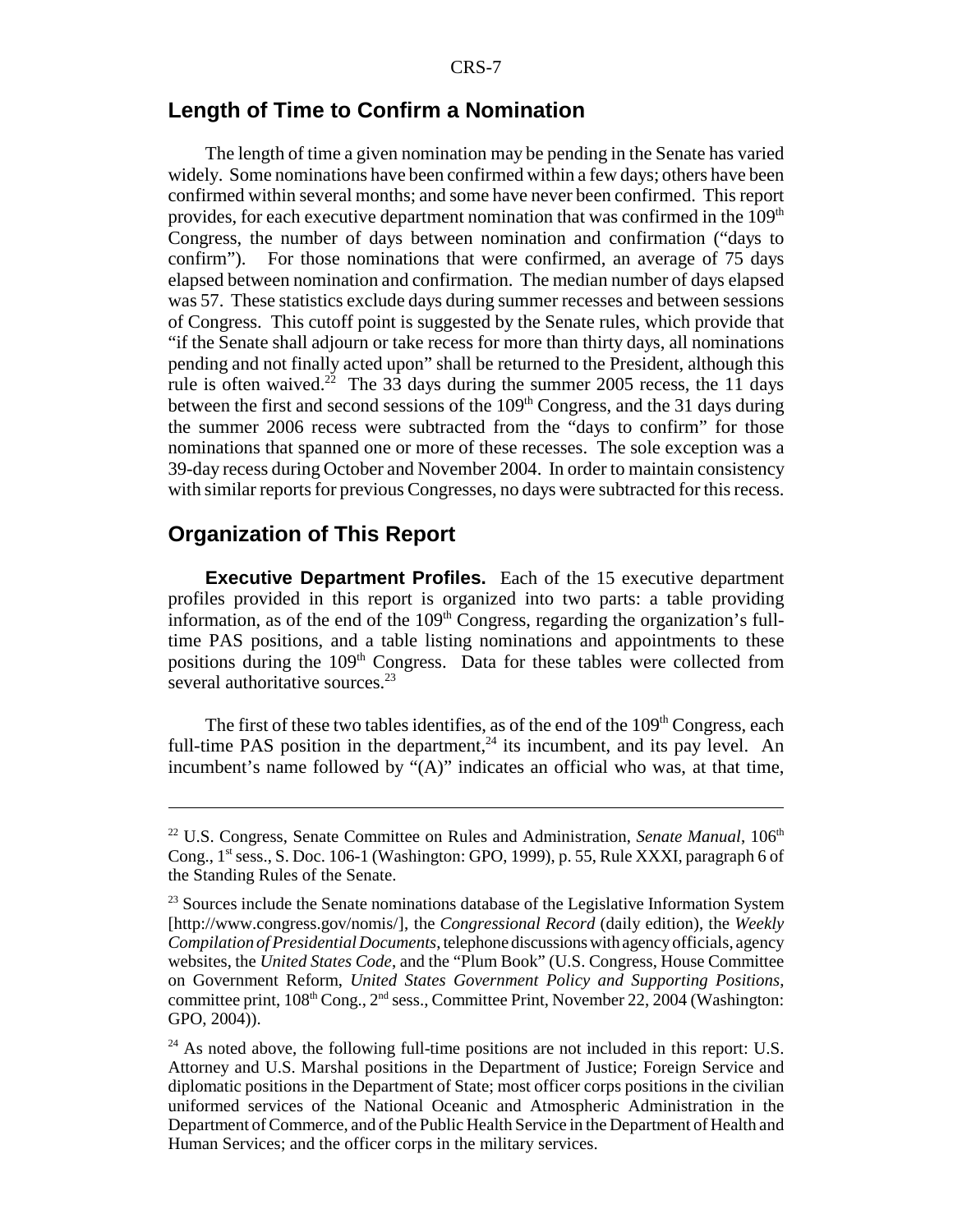## Length of Time to Confirm a Nomination

The length of time a given nomination may be pending in the Senate has varied widely. Some nominations have been confirmed within a few days; others have been confirmed within several months; and some have never been confirmed. This report provides, for each executive department nomination that was confirmed in the 109th Congress, the number of days between nomination and confirmation ("days to confirm"). For those nominations that were confirmed, an average of 75 days elapsed between nomination and confirmation. The median number of days elapsed was 57. These statistics exclude days during summer recesses and between sessions of Congress. This cutoff point is suggested by the Senate rules, which provide that "if the Senate shall adjourn or take recess for more than thirty days, all nominations pending and not finally acted upon" shall be returned to the President, although this rule is often waived.[22] The 33 days during the summer 2005 recess, the 11 days between the first and second sessions of the 109th Congress, and the 31 days during the summer 2006 recess were subtracted from the "days to confirm" for those nominations that spanned one or more of these recesses. The sole exception was a 39-day recess during October and November 2004. In order to maintain consistency with similar reports for previous Congresses, no days were subtracted for this recess.

## Organization of This Report

**Executive Department Profiles.** Each of the 15 executive department profiles provided in this report is organized into two parts: a table providing information, as of the end of the 109th Congress, regarding the organization's full-time PAS positions, and a table listing nominations and appointments to these positions during the 109th Congress. Data for these tables were collected from several authoritative sources.[23]

The first of these two tables identifies, as of the end of the 109th Congress, each full-time PAS position in the department,[24] its incumbent, and its pay level. An incumbent's name followed by "(A)" indicates an official who was, at that time,

---

[22] U.S. Congress, Senate Committee on Rules and Administration, *Senate Manual*, 106th Cong., 1st sess., S. Doc. 106-1 (Washington: GPO, 1999), p. 55, Rule XXXI, paragraph 6 of the Standing Rules of the Senate.

[23] Sources include the Senate nominations database of the Legislative Information System [http://www.congress.gov/nomis/], the *Congressional Record* (daily edition), the *Weekly Compilation of Presidential Documents*, telephone discussions with agency officials, agency websites, the *United States Code*, and the "Plum Book" (U.S. Congress, House Committee on Government Reform, *United States Government Policy and Supporting Positions*, committee print, 108th Cong., 2nd sess., Committee Print, November 22, 2004 (Washington: GPO, 2004)).

[24] As noted above, the following full-time positions are not included in this report: U.S. Attorney and U.S. Marshal positions in the Department of Justice; Foreign Service and diplomatic positions in the Department of State; most officer corps positions in the civilian uniformed services of the National Oceanic and Atmospheric Administration in the Department of Commerce, and of the Public Health Service in the Department of Health and Human Services; and the officer corps in the military services.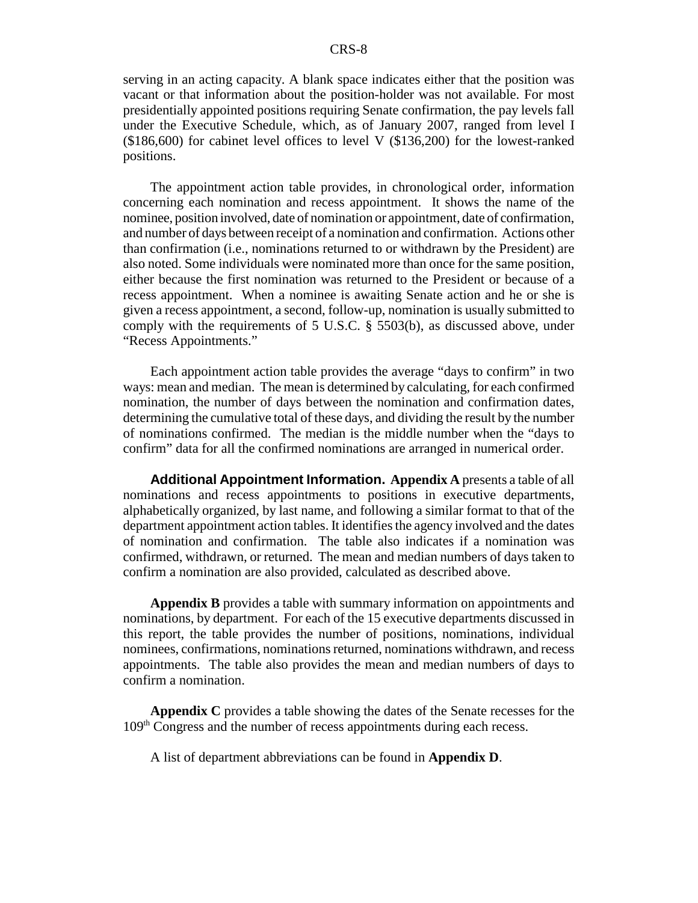serving in an acting capacity. A blank space indicates either that the position was vacant or that information about the position-holder was not available. For most presidentially appointed positions requiring Senate confirmation, the pay levels fall under the Executive Schedule, which, as of January 2007, ranged from level I ($186,600) for cabinet level offices to level V ($136,200) for the lowest-ranked positions.

The appointment action table provides, in chronological order, information concerning each nomination and recess appointment. It shows the name of the nominee, position involved, date of nomination or appointment, date of confirmation, and number of days between receipt of a nomination and confirmation. Actions other than confirmation (i.e., nominations returned to or withdrawn by the President) are also noted. Some individuals were nominated more than once for the same position, either because the first nomination was returned to the President or because of a recess appointment. When a nominee is awaiting Senate action and he or she is given a recess appointment, a second, follow-up, nomination is usually submitted to comply with the requirements of 5 U.S.C. § 5503(b), as discussed above, under "Recess Appointments."

Each appointment action table provides the average "days to confirm" in two ways: mean and median. The mean is determined by calculating, for each confirmed nomination, the number of days between the nomination and confirmation dates, determining the cumulative total of these days, and dividing the result by the number of nominations confirmed. The median is the middle number when the "days to confirm" data for all the confirmed nominations are arranged in numerical order.

**Additional Appointment Information.** **Appendix A** presents a table of all nominations and recess appointments to positions in executive departments, alphabetically organized, by last name, and following a similar format to that of the department appointment action tables. It identifies the agency involved and the dates of nomination and confirmation. The table also indicates if a nomination was confirmed, withdrawn, or returned. The mean and median numbers of days taken to confirm a nomination are also provided, calculated as described above.

**Appendix B** provides a table with summary information on appointments and nominations, by department. For each of the 15 executive departments discussed in this report, the table provides the number of positions, nominations, individual nominees, confirmations, nominations returned, nominations withdrawn, and recess appointments. The table also provides the mean and median numbers of days to confirm a nomination.

**Appendix C** provides a table showing the dates of the Senate recesses for the 109th Congress and the number of recess appointments during each recess.

A list of department abbreviations can be found in **Appendix D**.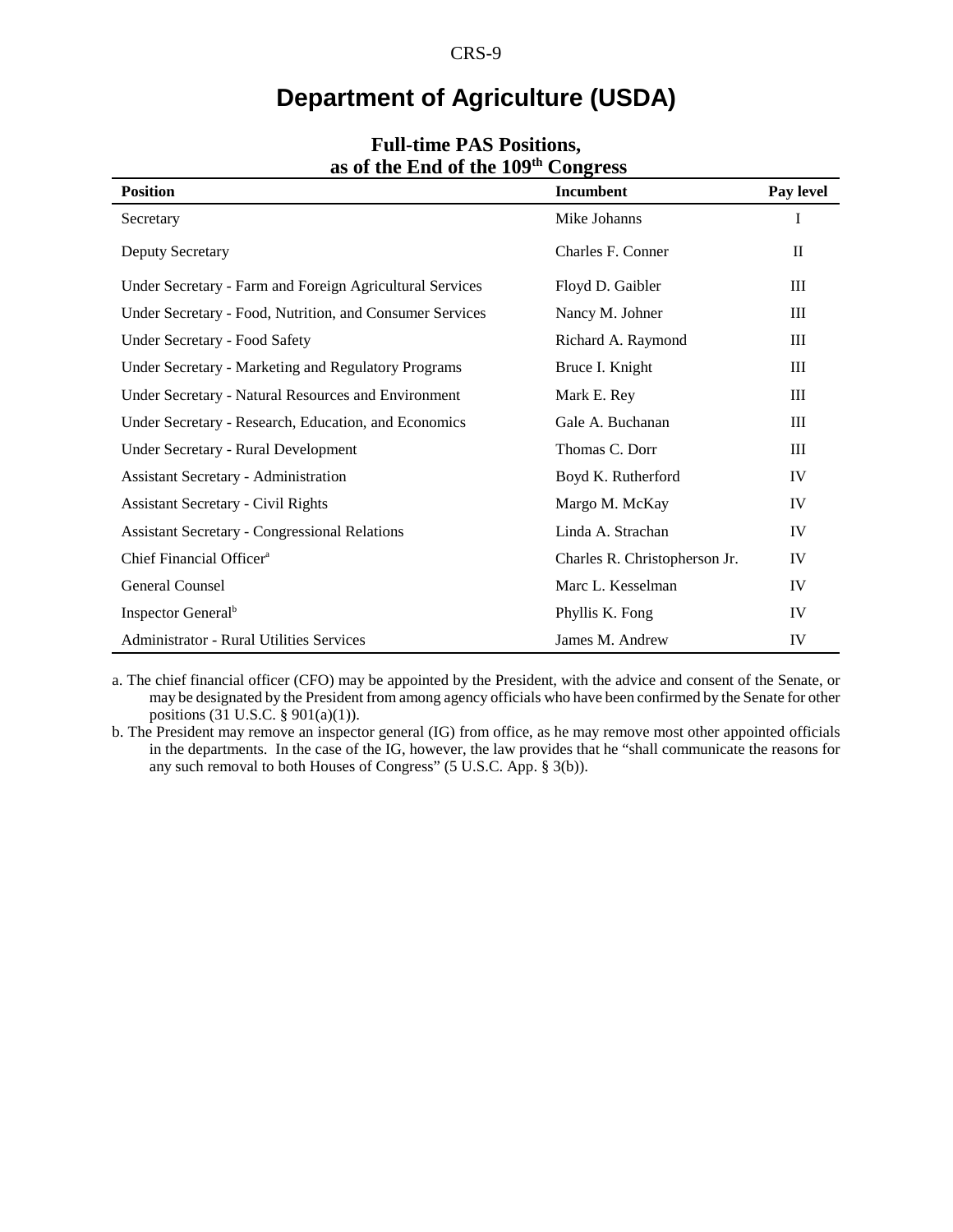# Department of Agriculture (USDA)

**Full-time PAS Positions, as of the End of the 109th Congress**

| Position | Incumbent | Pay level |
|---|---|---|
| Secretary | Mike Johanns | I |
| Deputy Secretary | Charles F. Conner | II |
| Under Secretary - Farm and Foreign Agricultural Services | Floyd D. Gaibler | III |
| Under Secretary - Food, Nutrition, and Consumer Services | Nancy M. Johner | III |
| Under Secretary - Food Safety | Richard A. Raymond | III |
| Under Secretary - Marketing and Regulatory Programs | Bruce I. Knight | III |
| Under Secretary - Natural Resources and Environment | Mark E. Rey | III |
| Under Secretary - Research, Education, and Economics | Gale A. Buchanan | III |
| Under Secretary - Rural Development | Thomas C. Dorr | III |
| Assistant Secretary - Administration | Boyd K. Rutherford | IV |
| Assistant Secretary - Civil Rights | Margo M. McKay | IV |
| Assistant Secretary - Congressional Relations | Linda A. Strachan | IV |
| Chief Financial Officer[a] | Charles R. Christopherson Jr. | IV |
| General Counsel | Marc L. Kesselman | IV |
| Inspector General[b] | Phyllis K. Fong | IV |
| Administrator - Rural Utilities Services | James M. Andrew | IV |

a. The chief financial officer (CFO) may be appointed by the President, with the advice and consent of the Senate, or may be designated by the President from among agency officials who have been confirmed by the Senate for other positions (31 U.S.C. § 901(a)(1)).

b. The President may remove an inspector general (IG) from office, as he may remove most other appointed officials in the departments. In the case of the IG, however, the law provides that he "shall communicate the reasons for any such removal to both Houses of Congress" (5 U.S.C. App. § 3(b)).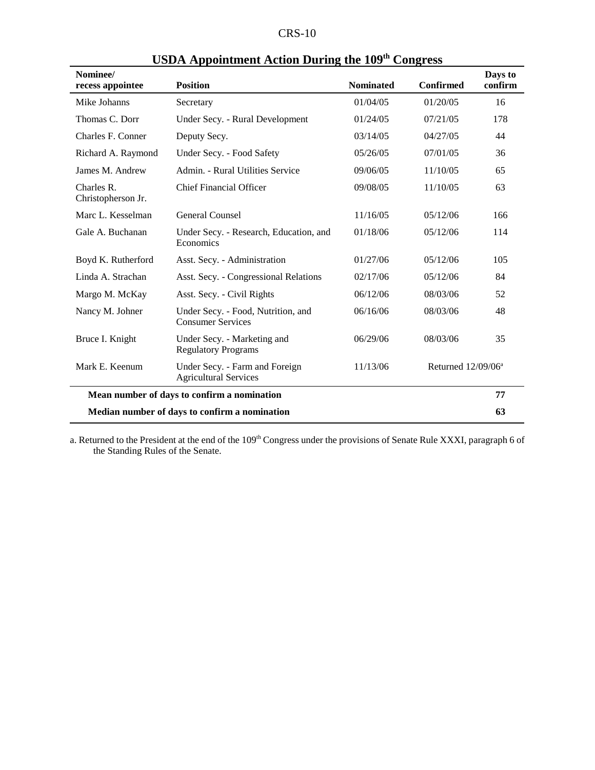## USDA Appointment Action During the 109th Congress

| Nominee/ recess appointee | Position | Nominated | Confirmed | Days to confirm |
|---|---|---|---|---|
| Mike Johanns | Secretary | 01/04/05 | 01/20/05 | 16 |
| Thomas C. Dorr | Under Secy. - Rural Development | 01/24/05 | 07/21/05 | 178 |
| Charles F. Conner | Deputy Secy. | 03/14/05 | 04/27/05 | 44 |
| Richard A. Raymond | Under Secy. - Food Safety | 05/26/05 | 07/01/05 | 36 |
| James M. Andrew | Admin. - Rural Utilities Service | 09/06/05 | 11/10/05 | 65 |
| Charles R. Christopherson Jr. | Chief Financial Officer | 09/08/05 | 11/10/05 | 63 |
| Marc L. Kesselman | General Counsel | 11/16/05 | 05/12/06 | 166 |
| Gale A. Buchanan | Under Secy. - Research, Education, and Economics | 01/18/06 | 05/12/06 | 114 |
| Boyd K. Rutherford | Asst. Secy. - Administration | 01/27/06 | 05/12/06 | 105 |
| Linda A. Strachan | Asst. Secy. - Congressional Relations | 02/17/06 | 05/12/06 | 84 |
| Margo M. McKay | Asst. Secy. - Civil Rights | 06/12/06 | 08/03/06 | 52 |
| Nancy M. Johner | Under Secy. - Food, Nutrition, and Consumer Services | 06/16/06 | 08/03/06 | 48 |
| Bruce I. Knight | Under Secy. - Marketing and Regulatory Programs | 06/29/06 | 08/03/06 | 35 |
| Mark E. Keenum | Under Secy. - Farm and Foreign Agricultural Services | 11/13/06 | Returned 12/09/06[a] | |
| **Mean number of days to confirm a nomination** | | | | **77** |
| **Median number of days to confirm a nomination** | | | | **63** |

a. Returned to the President at the end of the 109th Congress under the provisions of Senate Rule XXXI, paragraph 6 of the Standing Rules of the Senate.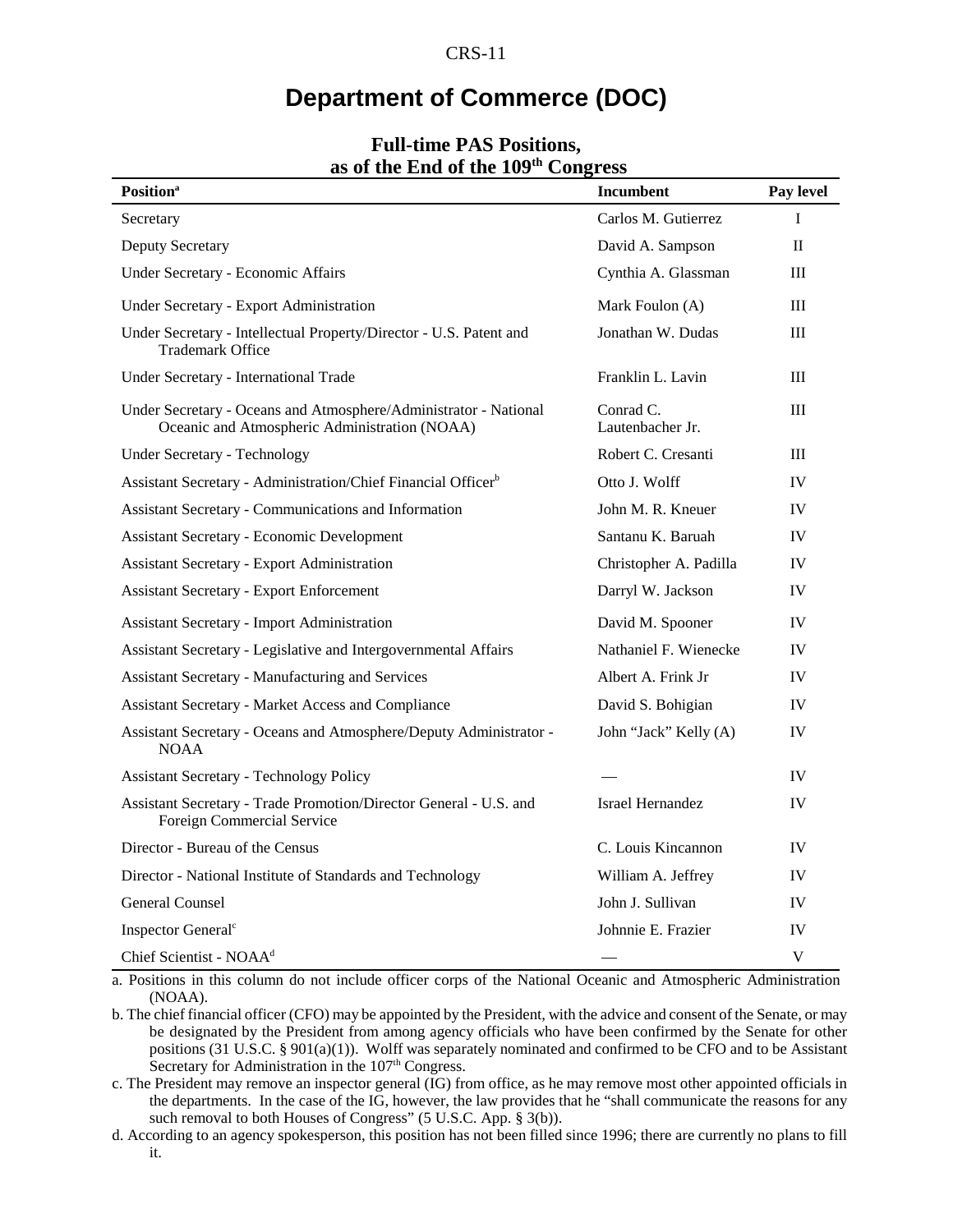# Department of Commerce (DOC)

### Full-time PAS Positions, as of the End of the 109th Congress

| Position[a] | Incumbent | Pay level |
|---|---|---|
| Secretary | Carlos M. Gutierrez | I |
| Deputy Secretary | David A. Sampson | II |
| Under Secretary - Economic Affairs | Cynthia A. Glassman | III |
| Under Secretary - Export Administration | Mark Foulon (A) | III |
| Under Secretary - Intellectual Property/Director - U.S. Patent and Trademark Office | Jonathan W. Dudas | III |
| Under Secretary - International Trade | Franklin L. Lavin | III |
| Under Secretary - Oceans and Atmosphere/Administrator - National Oceanic and Atmospheric Administration (NOAA) | Conrad C. Lautenbacher Jr. | III |
| Under Secretary - Technology | Robert C. Cresanti | III |
| Assistant Secretary - Administration/Chief Financial Officer[b] | Otto J. Wolff | IV |
| Assistant Secretary - Communications and Information | John M. R. Kneuer | IV |
| Assistant Secretary - Economic Development | Santanu K. Baruah | IV |
| Assistant Secretary - Export Administration | Christopher A. Padilla | IV |
| Assistant Secretary - Export Enforcement | Darryl W. Jackson | IV |
| Assistant Secretary - Import Administration | David M. Spooner | IV |
| Assistant Secretary - Legislative and Intergovernmental Affairs | Nathaniel F. Wienecke | IV |
| Assistant Secretary - Manufacturing and Services | Albert A. Frink Jr | IV |
| Assistant Secretary - Market Access and Compliance | David S. Bohigian | IV |
| Assistant Secretary - Oceans and Atmosphere/Deputy Administrator - NOAA | John "Jack" Kelly (A) | IV |
| Assistant Secretary - Technology Policy | — | IV |
| Assistant Secretary - Trade Promotion/Director General - U.S. and Foreign Commercial Service | Israel Hernandez | IV |
| Director - Bureau of the Census | C. Louis Kincannon | IV |
| Director - National Institute of Standards and Technology | William A. Jeffrey | IV |
| General Counsel | John J. Sullivan | IV |
| Inspector General[c] | Johnnie E. Frazier | IV |
| Chief Scientist - NOAA[d] | — | V |

a. Positions in this column do not include officer corps of the National Oceanic and Atmospheric Administration (NOAA).

b. The chief financial officer (CFO) may be appointed by the President, with the advice and consent of the Senate, or may be designated by the President from among agency officials who have been confirmed by the Senate for other positions (31 U.S.C. § 901(a)(1)). Wolff was separately nominated and confirmed to be CFO and to be Assistant Secretary for Administration in the 107th Congress.

c. The President may remove an inspector general (IG) from office, as he may remove most other appointed officials in the departments. In the case of the IG, however, the law provides that he "shall communicate the reasons for any such removal to both Houses of Congress" (5 U.S.C. App. § 3(b)).

d. According to an agency spokesperson, this position has not been filled since 1996; there are currently no plans to fill it.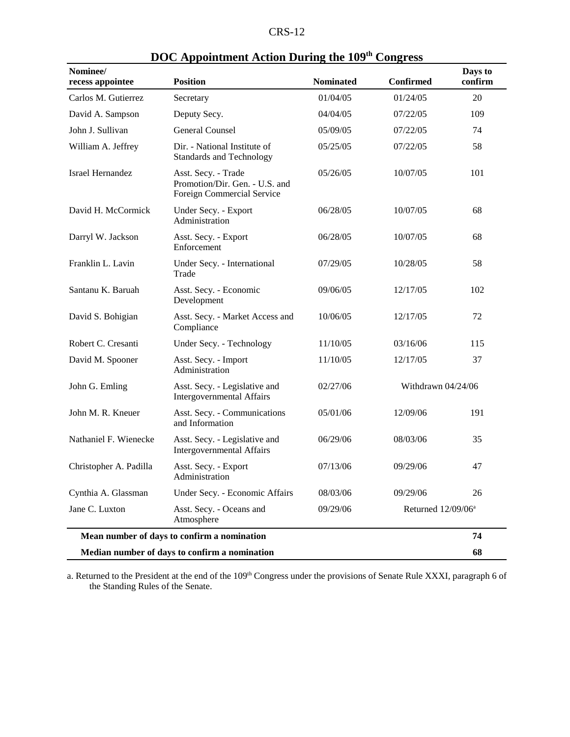## DOC Appointment Action During the 109th Congress

| Nominee/ recess appointee | Position | Nominated | Confirmed | Days to confirm |
|---|---|---|---|---|
| Carlos M. Gutierrez | Secretary | 01/04/05 | 01/24/05 | 20 |
| David A. Sampson | Deputy Secy. | 04/04/05 | 07/22/05 | 109 |
| John J. Sullivan | General Counsel | 05/09/05 | 07/22/05 | 74 |
| William A. Jeffrey | Dir. - National Institute of Standards and Technology | 05/25/05 | 07/22/05 | 58 |
| Israel Hernandez | Asst. Secy. - Trade Promotion/Dir. Gen. - U.S. and Foreign Commercial Service | 05/26/05 | 10/07/05 | 101 |
| David H. McCormick | Under Secy. - Export Administration | 06/28/05 | 10/07/05 | 68 |
| Darryl W. Jackson | Asst. Secy. - Export Enforcement | 06/28/05 | 10/07/05 | 68 |
| Franklin L. Lavin | Under Secy. - International Trade | 07/29/05 | 10/28/05 | 58 |
| Santanu K. Baruah | Asst. Secy. - Economic Development | 09/06/05 | 12/17/05 | 102 |
| David S. Bohigian | Asst. Secy. - Market Access and Compliance | 10/06/05 | 12/17/05 | 72 |
| Robert C. Cresanti | Under Secy. - Technology | 11/10/05 | 03/16/06 | 115 |
| David M. Spooner | Asst. Secy. - Import Administration | 11/10/05 | 12/17/05 | 37 |
| John G. Emling | Asst. Secy. - Legislative and Intergovernmental Affairs | 02/27/06 | Withdrawn 04/24/06 | |
| John M. R. Kneuer | Asst. Secy. - Communications and Information | 05/01/06 | 12/09/06 | 191 |
| Nathaniel F. Wienecke | Asst. Secy. - Legislative and Intergovernmental Affairs | 06/29/06 | 08/03/06 | 35 |
| Christopher A. Padilla | Asst. Secy. - Export Administration | 07/13/06 | 09/29/06 | 47 |
| Cynthia A. Glassman | Under Secy. - Economic Affairs | 08/03/06 | 09/29/06 | 26 |
| Jane C. Luxton | Asst. Secy. - Oceans and Atmosphere | 09/29/06 | Returned 12/09/06[a] | |
| **Mean number of days to confirm a nomination** | | | | **74** |
| **Median number of days to confirm a nomination** | | | | **68** |

a. Returned to the President at the end of the 109th Congress under the provisions of Senate Rule XXXI, paragraph 6 of the Standing Rules of the Senate.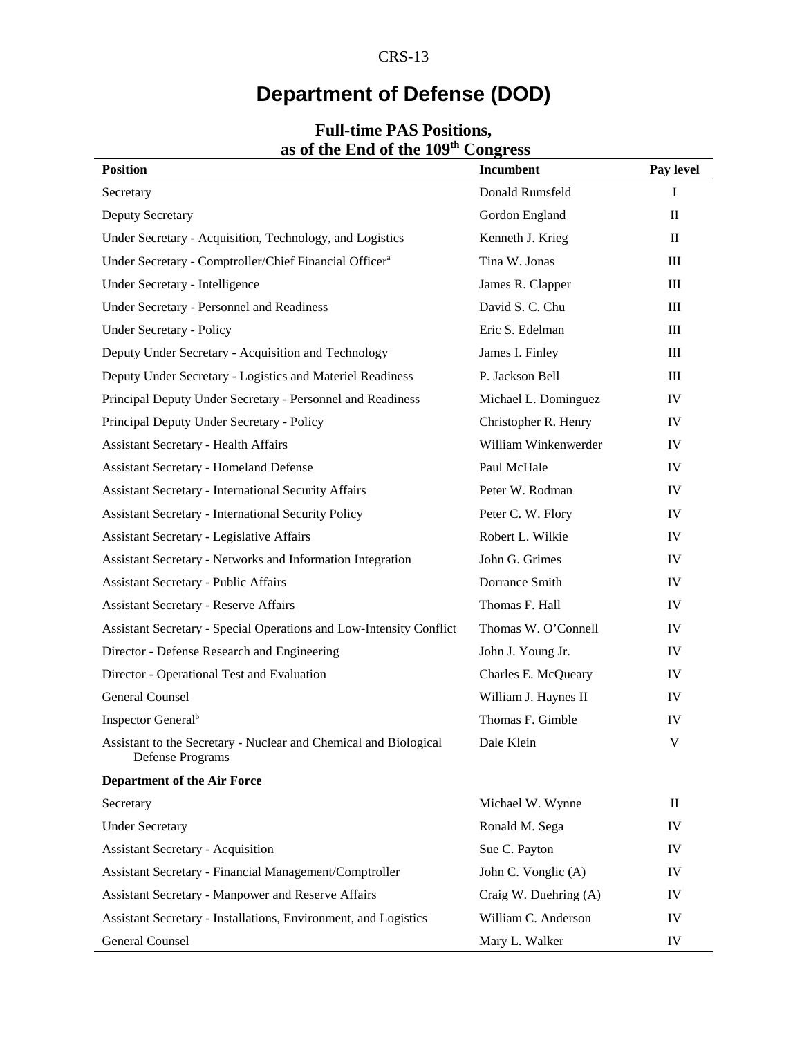# Department of Defense (DOD)

## Full-time PAS Positions, as of the End of the 109th Congress

| Position | Incumbent | Pay level |
|---|---|---|
| Secretary | Donald Rumsfeld | I |
| Deputy Secretary | Gordon England | II |
| Under Secretary - Acquisition, Technology, and Logistics | Kenneth J. Krieg | II |
| Under Secretary - Comptroller/Chief Financial Officer[a] | Tina W. Jonas | III |
| Under Secretary - Intelligence | James R. Clapper | III |
| Under Secretary - Personnel and Readiness | David S. C. Chu | III |
| Under Secretary - Policy | Eric S. Edelman | III |
| Deputy Under Secretary - Acquisition and Technology | James I. Finley | III |
| Deputy Under Secretary - Logistics and Materiel Readiness | P. Jackson Bell | III |
| Principal Deputy Under Secretary - Personnel and Readiness | Michael L. Dominguez | IV |
| Principal Deputy Under Secretary - Policy | Christopher R. Henry | IV |
| Assistant Secretary - Health Affairs | William Winkenwerder | IV |
| Assistant Secretary - Homeland Defense | Paul McHale | IV |
| Assistant Secretary - International Security Affairs | Peter W. Rodman | IV |
| Assistant Secretary - International Security Policy | Peter C. W. Flory | IV |
| Assistant Secretary - Legislative Affairs | Robert L. Wilkie | IV |
| Assistant Secretary - Networks and Information Integration | John G. Grimes | IV |
| Assistant Secretary - Public Affairs | Dorrance Smith | IV |
| Assistant Secretary - Reserve Affairs | Thomas F. Hall | IV |
| Assistant Secretary - Special Operations and Low-Intensity Conflict | Thomas W. O'Connell | IV |
| Director - Defense Research and Engineering | John J. Young Jr. | IV |
| Director - Operational Test and Evaluation | Charles E. McQueary | IV |
| General Counsel | William J. Haynes II | IV |
| Inspector General[b] | Thomas F. Gimble | IV |
| Assistant to the Secretary - Nuclear and Chemical and Biological Defense Programs | Dale Klein | V |
| **Department of the Air Force** | | |
| Secretary | Michael W. Wynne | II |
| Under Secretary | Ronald M. Sega | IV |
| Assistant Secretary - Acquisition | Sue C. Payton | IV |
| Assistant Secretary - Financial Management/Comptroller | John C. Vonglic (A) | IV |
| Assistant Secretary - Manpower and Reserve Affairs | Craig W. Duehring (A) | IV |
| Assistant Secretary - Installations, Environment, and Logistics | William C. Anderson | IV |
| General Counsel | Mary L. Walker | IV |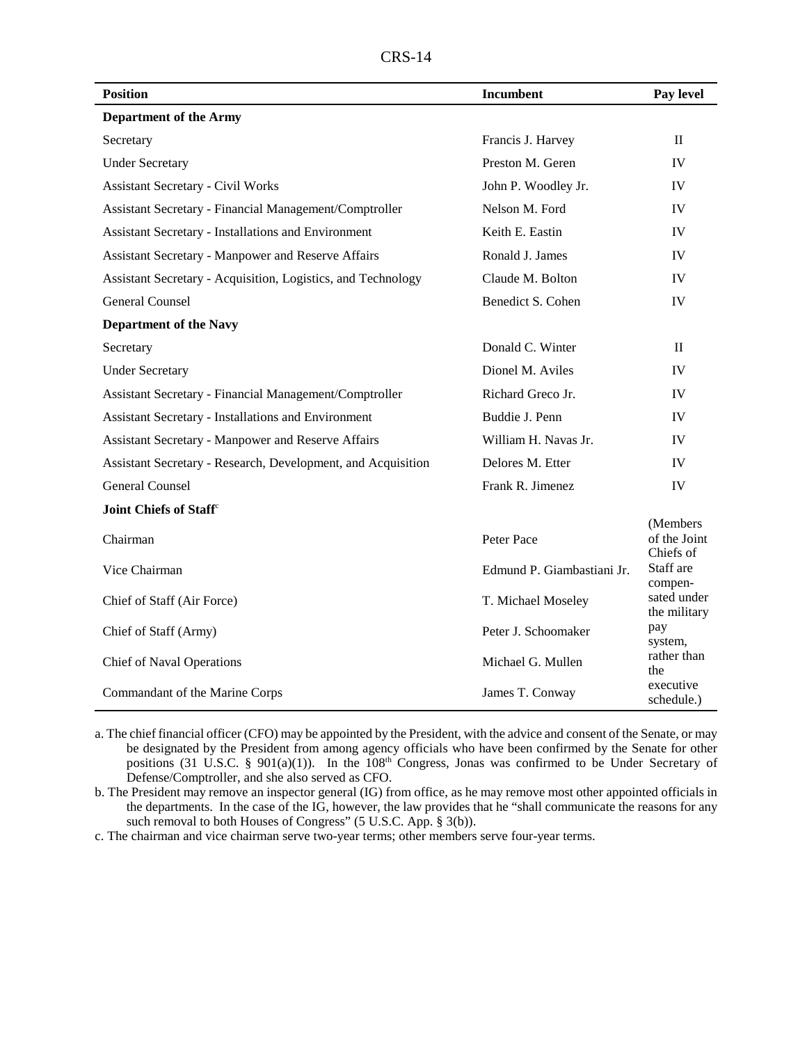| Position | Incumbent | Pay level |
|---|---|---|
| **Department of the Army** | | |
| Secretary | Francis J. Harvey | II |
| Under Secretary | Preston M. Geren | IV |
| Assistant Secretary - Civil Works | John P. Woodley Jr. | IV |
| Assistant Secretary - Financial Management/Comptroller | Nelson M. Ford | IV |
| Assistant Secretary - Installations and Environment | Keith E. Eastin | IV |
| Assistant Secretary - Manpower and Reserve Affairs | Ronald J. James | IV |
| Assistant Secretary - Acquisition, Logistics, and Technology | Claude M. Bolton | IV |
| General Counsel | Benedict S. Cohen | IV |
| **Department of the Navy** | | |
| Secretary | Donald C. Winter | II |
| Under Secretary | Dionel M. Aviles | IV |
| Assistant Secretary - Financial Management/Comptroller | Richard Greco Jr. | IV |
| Assistant Secretary - Installations and Environment | Buddie J. Penn | IV |
| Assistant Secretary - Manpower and Reserve Affairs | William H. Navas Jr. | IV |
| Assistant Secretary - Research, Development, and Acquisition | Delores M. Etter | IV |
| General Counsel | Frank R. Jimenez | IV |
| **Joint Chiefs of Staff**[c] | | |
| Chairman | Peter Pace | (Members of the Joint Chiefs of Staff are compensated under the military pay system, rather than the executive schedule.) |
| Vice Chairman | Edmund P. Giambastiani Jr. | |
| Chief of Staff (Air Force) | T. Michael Moseley | |
| Chief of Staff (Army) | Peter J. Schoomaker | |
| Chief of Naval Operations | Michael G. Mullen | |
| Commandant of the Marine Corps | James T. Conway | |

a. The chief financial officer (CFO) may be appointed by the President, with the advice and consent of the Senate, or may be designated by the President from among agency officials who have been confirmed by the Senate for other positions (31 U.S.C. § 901(a)(1)). In the 108th Congress, Jonas was confirmed to be Under Secretary of Defense/Comptroller, and she also served as CFO.

b. The President may remove an inspector general (IG) from office, as he may remove most other appointed officials in the departments. In the case of the IG, however, the law provides that he "shall communicate the reasons for any such removal to both Houses of Congress" (5 U.S.C. App. § 3(b)).

c. The chairman and vice chairman serve two-year terms; other members serve four-year terms.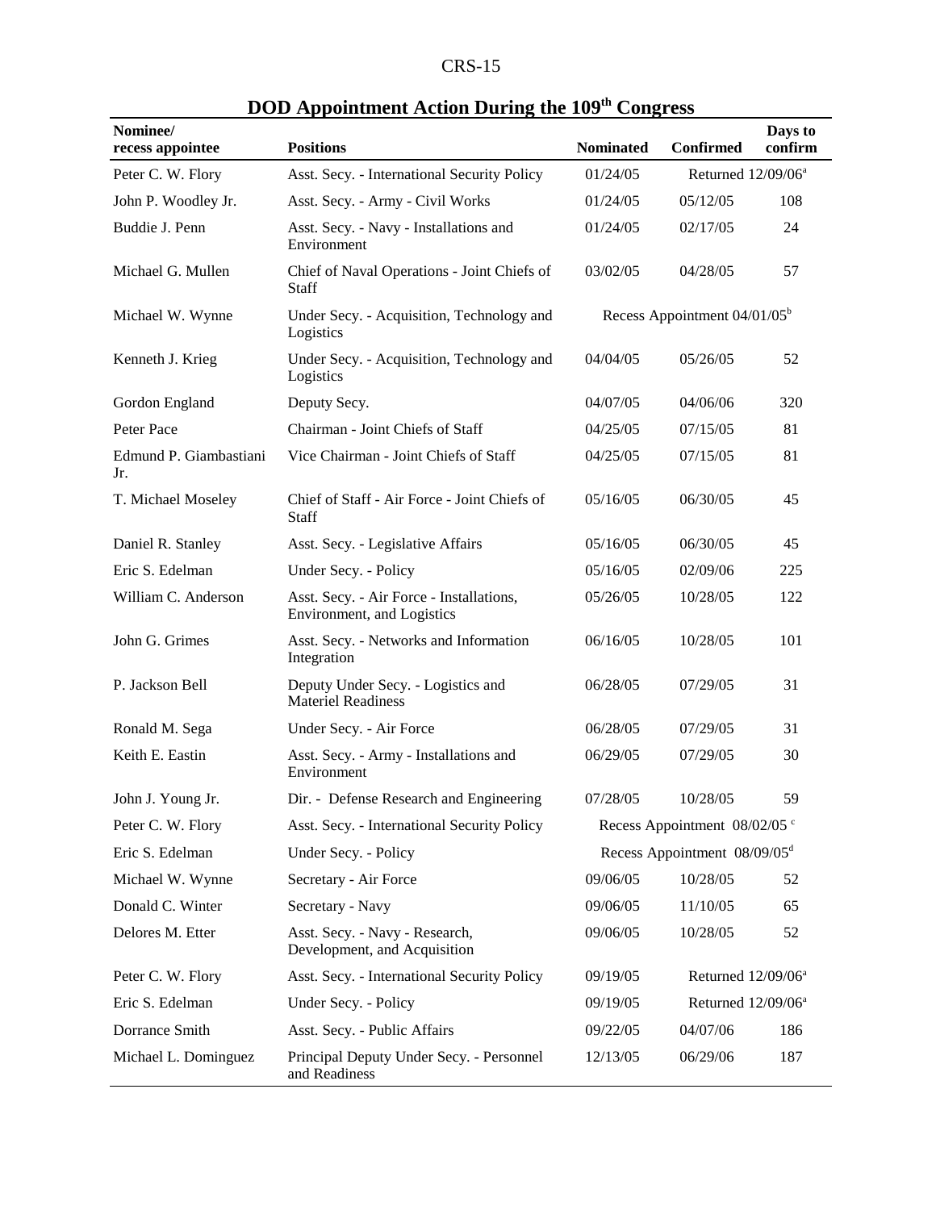## DOD Appointment Action During the 109th Congress

| Nominee/ recess appointee | Positions | Nominated | Confirmed | Days to confirm |
|---|---|---|---|---|
| Peter C. W. Flory | Asst. Secy. - International Security Policy | 01/24/05 | Returned 12/09/06[a] | |
| John P. Woodley Jr. | Asst. Secy. - Army - Civil Works | 01/24/05 | 05/12/05 | 108 |
| Buddie J. Penn | Asst. Secy. - Navy - Installations and Environment | 01/24/05 | 02/17/05 | 24 |
| Michael G. Mullen | Chief of Naval Operations - Joint Chiefs of Staff | 03/02/05 | 04/28/05 | 57 |
| Michael W. Wynne | Under Secy. - Acquisition, Technology and Logistics | Recess Appointment 04/01/05[b] | | |
| Kenneth J. Krieg | Under Secy. - Acquisition, Technology and Logistics | 04/04/05 | 05/26/05 | 52 |
| Gordon England | Deputy Secy. | 04/07/05 | 04/06/06 | 320 |
| Peter Pace | Chairman - Joint Chiefs of Staff | 04/25/05 | 07/15/05 | 81 |
| Edmund P. Giambastiani Jr. | Vice Chairman - Joint Chiefs of Staff | 04/25/05 | 07/15/05 | 81 |
| T. Michael Moseley | Chief of Staff - Air Force - Joint Chiefs of Staff | 05/16/05 | 06/30/05 | 45 |
| Daniel R. Stanley | Asst. Secy. - Legislative Affairs | 05/16/05 | 06/30/05 | 45 |
| Eric S. Edelman | Under Secy. - Policy | 05/16/05 | 02/09/06 | 225 |
| William C. Anderson | Asst. Secy. - Air Force - Installations, Environment, and Logistics | 05/26/05 | 10/28/05 | 122 |
| John G. Grimes | Asst. Secy. - Networks and Information Integration | 06/16/05 | 10/28/05 | 101 |
| P. Jackson Bell | Deputy Under Secy. - Logistics and Materiel Readiness | 06/28/05 | 07/29/05 | 31 |
| Ronald M. Sega | Under Secy. - Air Force | 06/28/05 | 07/29/05 | 31 |
| Keith E. Eastin | Asst. Secy. - Army - Installations and Environment | 06/29/05 | 07/29/05 | 30 |
| John J. Young Jr. | Dir. - Defense Research and Engineering | 07/28/05 | 10/28/05 | 59 |
| Peter C. W. Flory | Asst. Secy. - International Security Policy | Recess Appointment 08/02/05[c] | | |
| Eric S. Edelman | Under Secy. - Policy | Recess Appointment 08/09/05[d] | | |
| Michael W. Wynne | Secretary - Air Force | 09/06/05 | 10/28/05 | 52 |
| Donald C. Winter | Secretary - Navy | 09/06/05 | 11/10/05 | 65 |
| Delores M. Etter | Asst. Secy. - Navy - Research, Development, and Acquisition | 09/06/05 | 10/28/05 | 52 |
| Peter C. W. Flory | Asst. Secy. - International Security Policy | 09/19/05 | Returned 12/09/06[a] | |
| Eric S. Edelman | Under Secy. - Policy | 09/19/05 | Returned 12/09/06[a] | |
| Dorrance Smith | Asst. Secy. - Public Affairs | 09/22/05 | 04/07/06 | 186 |
| Michael L. Dominguez | Principal Deputy Under Secy. - Personnel and Readiness | 12/13/05 | 06/29/06 | 187 |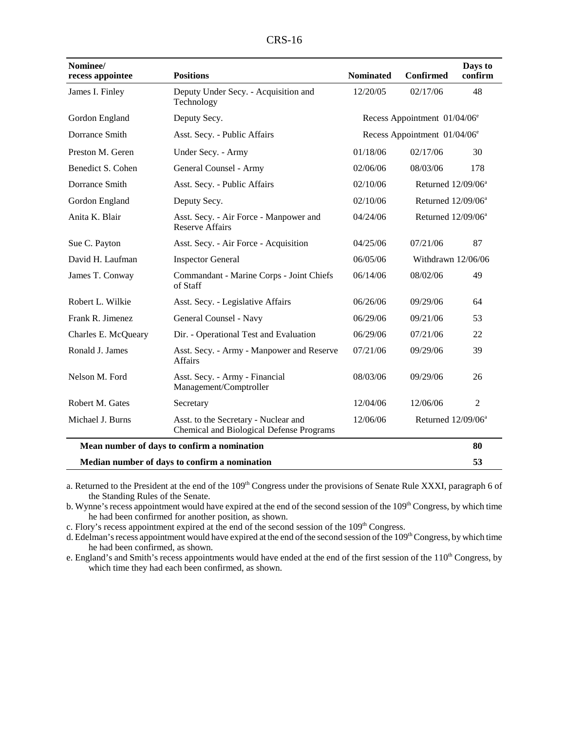| Nominee/ recess appointee | Positions | Nominated | Confirmed | Days to confirm |
|---|---|---|---|---|
| James I. Finley | Deputy Under Secy. - Acquisition and Technology | 12/20/05 | 02/17/06 | 48 |
| Gordon England | Deputy Secy. | Recess Appointment 01/04/06[e] | | |
| Dorrance Smith | Asst. Secy. - Public Affairs | Recess Appointment 01/04/06[e] | | |
| Preston M. Geren | Under Secy. - Army | 01/18/06 | 02/17/06 | 30 |
| Benedict S. Cohen | General Counsel - Army | 02/06/06 | 08/03/06 | 178 |
| Dorrance Smith | Asst. Secy. - Public Affairs | 02/10/06 | Returned 12/09/06[a] | |
| Gordon England | Deputy Secy. | 02/10/06 | Returned 12/09/06[a] | |
| Anita K. Blair | Asst. Secy. - Air Force - Manpower and Reserve Affairs | 04/24/06 | Returned 12/09/06[a] | |
| Sue C. Payton | Asst. Secy. - Air Force - Acquisition | 04/25/06 | 07/21/06 | 87 |
| David H. Laufman | Inspector General | 06/05/06 | Withdrawn 12/06/06 | |
| James T. Conway | Commandant - Marine Corps - Joint Chiefs of Staff | 06/14/06 | 08/02/06 | 49 |
| Robert L. Wilkie | Asst. Secy. - Legislative Affairs | 06/26/06 | 09/29/06 | 64 |
| Frank R. Jimenez | General Counsel - Navy | 06/29/06 | 09/21/06 | 53 |
| Charles E. McQueary | Dir. - Operational Test and Evaluation | 06/29/06 | 07/21/06 | 22 |
| Ronald J. James | Asst. Secy. - Army - Manpower and Reserve Affairs | 07/21/06 | 09/29/06 | 39 |
| Nelson M. Ford | Asst. Secy. - Army - Financial Management/Comptroller | 08/03/06 | 09/29/06 | 26 |
| Robert M. Gates | Secretary | 12/04/06 | 12/06/06 | 2 |
| Michael J. Burns | Asst. to the Secretary - Nuclear and Chemical and Biological Defense Programs | 12/06/06 | Returned 12/09/06[a] | |
| **Mean number of days to confirm a nomination** | | | | **80** |
| **Median number of days to confirm a nomination** | | | | **53** |

a. Returned to the President at the end of the 109th Congress under the provisions of Senate Rule XXXI, paragraph 6 of the Standing Rules of the Senate.

b. Wynne's recess appointment would have expired at the end of the second session of the 109th Congress, by which time he had been confirmed for another position, as shown.

c. Flory's recess appointment expired at the end of the second session of the 109th Congress.

d. Edelman's recess appointment would have expired at the end of the second session of the 109th Congress, by which time he had been confirmed, as shown.

e. England's and Smith's recess appointments would have ended at the end of the first session of the 110th Congress, by which time they had each been confirmed, as shown.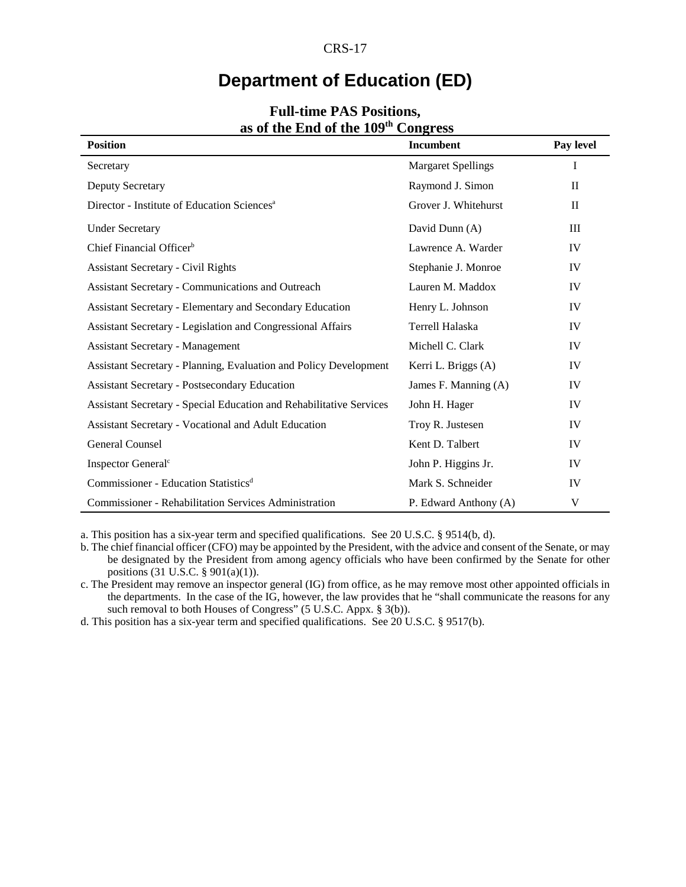# Department of Education (ED)

**Full-time PAS Positions, as of the End of the 109th Congress**

| Position | Incumbent | Pay level |
|---|---|---|
| Secretary | Margaret Spellings | I |
| Deputy Secretary | Raymond J. Simon | II |
| Director - Institute of Education Sciences[a] | Grover J. Whitehurst | II |
| Under Secretary | David Dunn (A) | III |
| Chief Financial Officer[b] | Lawrence A. Warder | IV |
| Assistant Secretary - Civil Rights | Stephanie J. Monroe | IV |
| Assistant Secretary - Communications and Outreach | Lauren M. Maddox | IV |
| Assistant Secretary - Elementary and Secondary Education | Henry L. Johnson | IV |
| Assistant Secretary - Legislation and Congressional Affairs | Terrell Halaska | IV |
| Assistant Secretary - Management | Michell C. Clark | IV |
| Assistant Secretary - Planning, Evaluation and Policy Development | Kerri L. Briggs (A) | IV |
| Assistant Secretary - Postsecondary Education | James F. Manning (A) | IV |
| Assistant Secretary - Special Education and Rehabilitative Services | John H. Hager | IV |
| Assistant Secretary - Vocational and Adult Education | Troy R. Justesen | IV |
| General Counsel | Kent D. Talbert | IV |
| Inspector General[c] | John P. Higgins Jr. | IV |
| Commissioner - Education Statistics[d] | Mark S. Schneider | IV |
| Commissioner - Rehabilitation Services Administration | P. Edward Anthony (A) | V |

a. This position has a six-year term and specified qualifications. See 20 U.S.C. § 9514(b, d).

b. The chief financial officer (CFO) may be appointed by the President, with the advice and consent of the Senate, or may be designated by the President from among agency officials who have been confirmed by the Senate for other positions (31 U.S.C. § 901(a)(1)).

c. The President may remove an inspector general (IG) from office, as he may remove most other appointed officials in the departments. In the case of the IG, however, the law provides that he "shall communicate the reasons for any such removal to both Houses of Congress" (5 U.S.C. Appx. § 3(b)).

d. This position has a six-year term and specified qualifications. See 20 U.S.C. § 9517(b).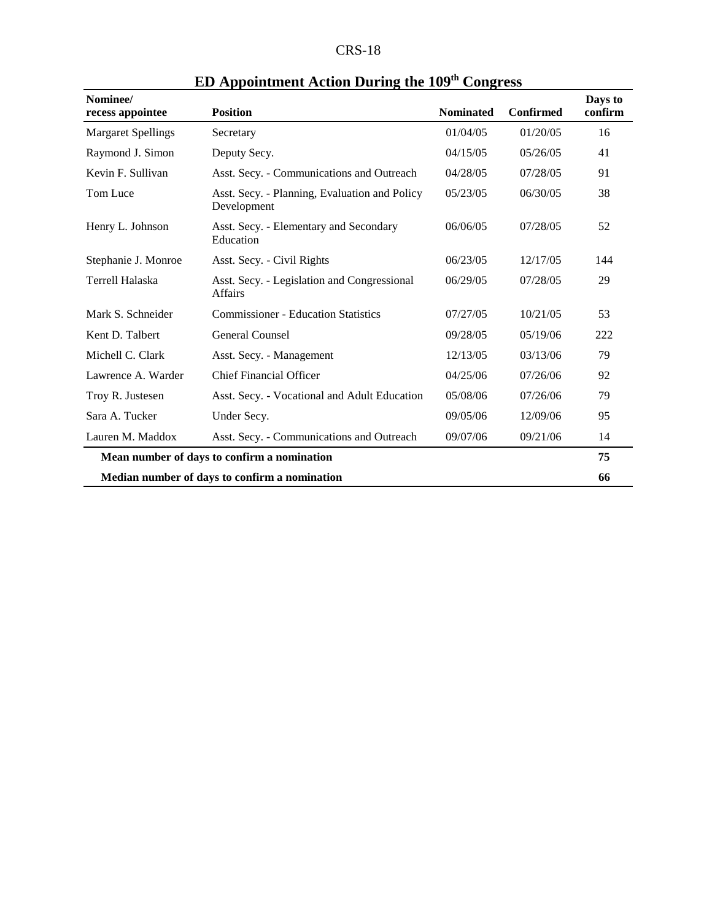## ED Appointment Action During the 109th Congress

| Nominee/ recess appointee | Position | Nominated | Confirmed | Days to confirm |
|---|---|---|---|---|
| Margaret Spellings | Secretary | 01/04/05 | 01/20/05 | 16 |
| Raymond J. Simon | Deputy Secy. | 04/15/05 | 05/26/05 | 41 |
| Kevin F. Sullivan | Asst. Secy. - Communications and Outreach | 04/28/05 | 07/28/05 | 91 |
| Tom Luce | Asst. Secy. - Planning, Evaluation and Policy Development | 05/23/05 | 06/30/05 | 38 |
| Henry L. Johnson | Asst. Secy. - Elementary and Secondary Education | 06/06/05 | 07/28/05 | 52 |
| Stephanie J. Monroe | Asst. Secy. - Civil Rights | 06/23/05 | 12/17/05 | 144 |
| Terrell Halaska | Asst. Secy. - Legislation and Congressional Affairs | 06/29/05 | 07/28/05 | 29 |
| Mark S. Schneider | Commissioner - Education Statistics | 07/27/05 | 10/21/05 | 53 |
| Kent D. Talbert | General Counsel | 09/28/05 | 05/19/06 | 222 |
| Michell C. Clark | Asst. Secy. - Management | 12/13/05 | 03/13/06 | 79 |
| Lawrence A. Warder | Chief Financial Officer | 04/25/06 | 07/26/06 | 92 |
| Troy R. Justesen | Asst. Secy. - Vocational and Adult Education | 05/08/06 | 07/26/06 | 79 |
| Sara A. Tucker | Under Secy. | 09/05/06 | 12/09/06 | 95 |
| Lauren M. Maddox | Asst. Secy. - Communications and Outreach | 09/07/06 | 09/21/06 | 14 |
| **Mean number of days to confirm a nomination** | | | | **75** |
| **Median number of days to confirm a nomination** | | | | **66** |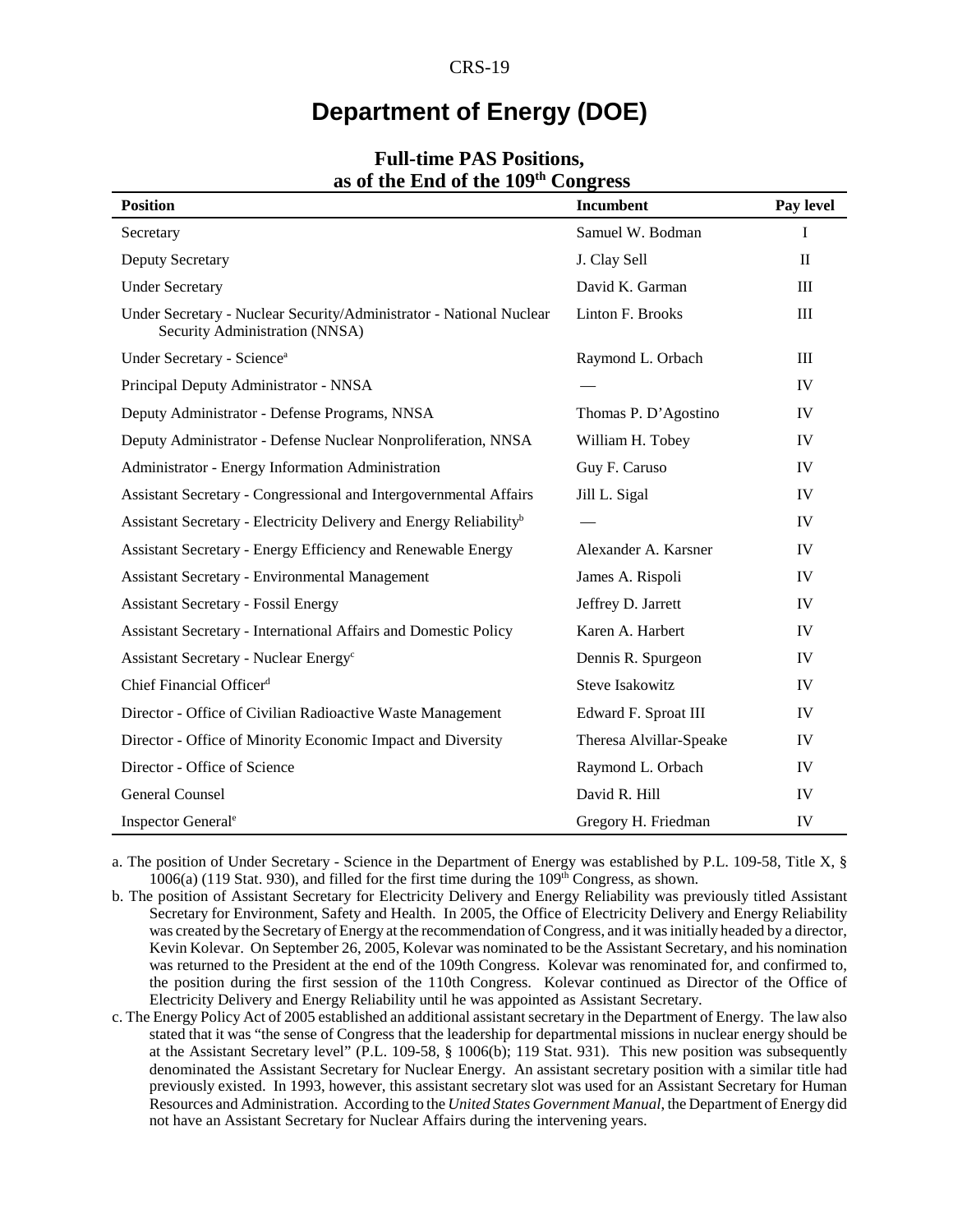# Department of Energy (DOE)

## Full-time PAS Positions, as of the End of the 109th Congress

| Position | Incumbent | Pay level |
|---|---|---|
| Secretary | Samuel W. Bodman | I |
| Deputy Secretary | J. Clay Sell | II |
| Under Secretary | David K. Garman | III |
| Under Secretary - Nuclear Security/Administrator - National Nuclear Security Administration (NNSA) | Linton F. Brooks | III |
| Under Secretary - Science[a] | Raymond L. Orbach | III |
| Principal Deputy Administrator - NNSA | — | IV |
| Deputy Administrator - Defense Programs, NNSA | Thomas P. D'Agostino | IV |
| Deputy Administrator - Defense Nuclear Nonproliferation, NNSA | William H. Tobey | IV |
| Administrator - Energy Information Administration | Guy F. Caruso | IV |
| Assistant Secretary - Congressional and Intergovernmental Affairs | Jill L. Sigal | IV |
| Assistant Secretary - Electricity Delivery and Energy Reliability[b] | — | IV |
| Assistant Secretary - Energy Efficiency and Renewable Energy | Alexander A. Karsner | IV |
| Assistant Secretary - Environmental Management | James A. Rispoli | IV |
| Assistant Secretary - Fossil Energy | Jeffrey D. Jarrett | IV |
| Assistant Secretary - International Affairs and Domestic Policy | Karen A. Harbert | IV |
| Assistant Secretary - Nuclear Energy[c] | Dennis R. Spurgeon | IV |
| Chief Financial Officer[d] | Steve Isakowitz | IV |
| Director - Office of Civilian Radioactive Waste Management | Edward F. Sproat III | IV |
| Director - Office of Minority Economic Impact and Diversity | Theresa Alvillar-Speake | IV |
| Director - Office of Science | Raymond L. Orbach | IV |
| General Counsel | David R. Hill | IV |
| Inspector General[e] | Gregory H. Friedman | IV |

a. The position of Under Secretary - Science in the Department of Energy was established by P.L. 109-58, Title X, § 1006(a) (119 Stat. 930), and filled for the first time during the 109th Congress, as shown.

b. The position of Assistant Secretary for Electricity Delivery and Energy Reliability was previously titled Assistant Secretary for Environment, Safety and Health. In 2005, the Office of Electricity Delivery and Energy Reliability was created by the Secretary of Energy at the recommendation of Congress, and it was initially headed by a director, Kevin Kolevar. On September 26, 2005, Kolevar was nominated to be the Assistant Secretary, and his nomination was returned to the President at the end of the 109th Congress. Kolevar was renominated for, and confirmed to, the position during the first session of the 110th Congress. Kolevar continued as Director of the Office of Electricity Delivery and Energy Reliability until he was appointed as Assistant Secretary.

c. The Energy Policy Act of 2005 established an additional assistant secretary in the Department of Energy. The law also stated that it was "the sense of Congress that the leadership for departmental missions in nuclear energy should be at the Assistant Secretary level" (P.L. 109-58, § 1006(b); 119 Stat. 931). This new position was subsequently denominated the Assistant Secretary for Nuclear Energy. An assistant secretary position with a similar title had previously existed. In 1993, however, this assistant secretary slot was used for an Assistant Secretary for Human Resources and Administration. According to the *United States Government Manual*, the Department of Energy did not have an Assistant Secretary for Nuclear Affairs during the intervening years.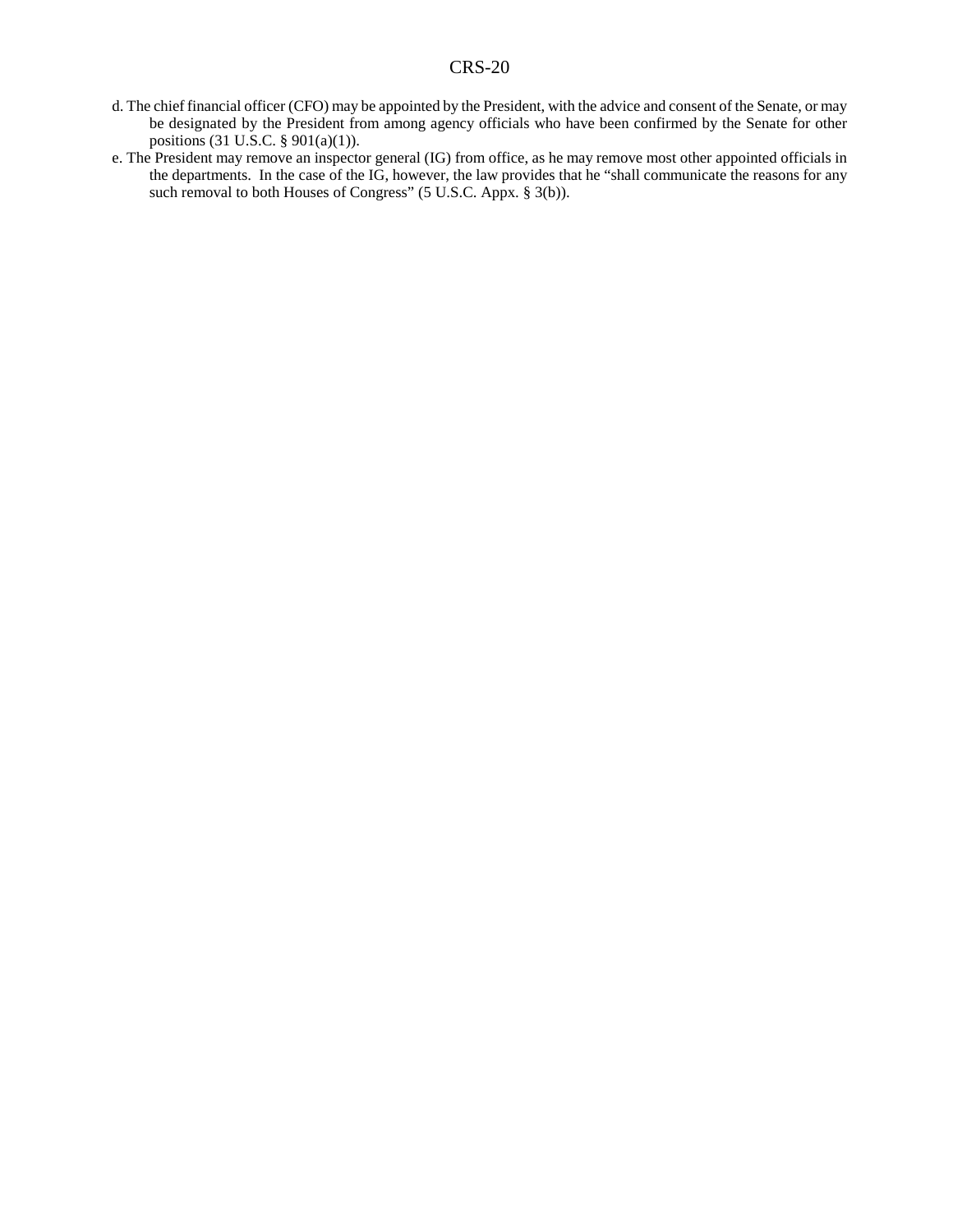d. The chief financial officer (CFO) may be appointed by the President, with the advice and consent of the Senate, or may be designated by the President from among agency officials who have been confirmed by the Senate for other positions (31 U.S.C. § 901(a)(1)).

e. The President may remove an inspector general (IG) from office, as he may remove most other appointed officials in the departments. In the case of the IG, however, the law provides that he "shall communicate the reasons for any such removal to both Houses of Congress" (5 U.S.C. Appx. § 3(b)).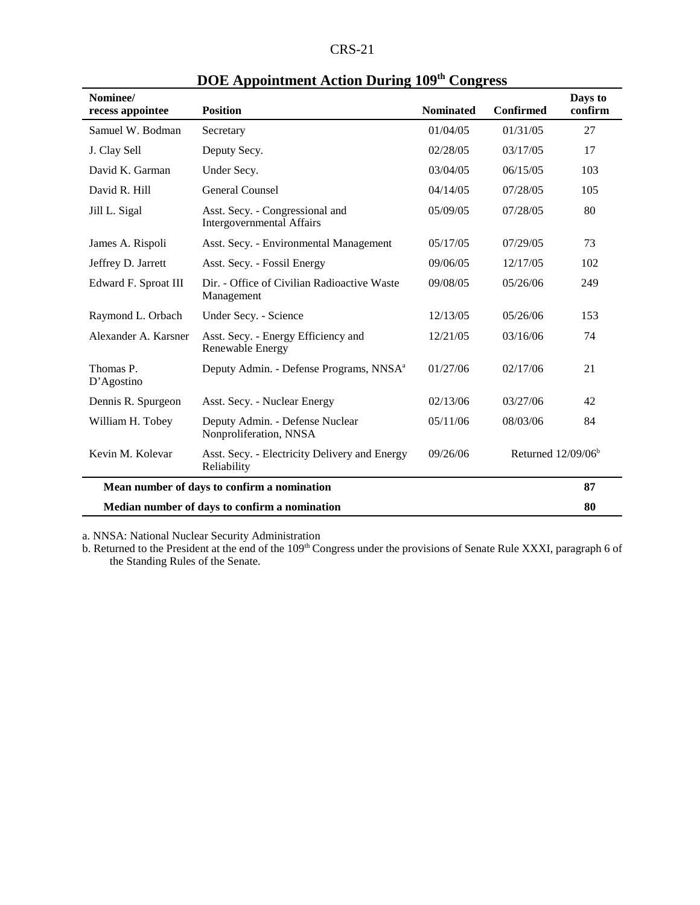## DOE Appointment Action During 109th Congress

| Nominee/ recess appointee | Position | Nominated | Confirmed | Days to confirm |
|---|---|---|---|---|
| Samuel W. Bodman | Secretary | 01/04/05 | 01/31/05 | 27 |
| J. Clay Sell | Deputy Secy. | 02/28/05 | 03/17/05 | 17 |
| David K. Garman | Under Secy. | 03/04/05 | 06/15/05 | 103 |
| David R. Hill | General Counsel | 04/14/05 | 07/28/05 | 105 |
| Jill L. Sigal | Asst. Secy. - Congressional and Intergovernmental Affairs | 05/09/05 | 07/28/05 | 80 |
| James A. Rispoli | Asst. Secy. - Environmental Management | 05/17/05 | 07/29/05 | 73 |
| Jeffrey D. Jarrett | Asst. Secy. - Fossil Energy | 09/06/05 | 12/17/05 | 102 |
| Edward F. Sproat III | Dir. - Office of Civilian Radioactive Waste Management | 09/08/05 | 05/26/06 | 249 |
| Raymond L. Orbach | Under Secy. - Science | 12/13/05 | 05/26/06 | 153 |
| Alexander A. Karsner | Asst. Secy. - Energy Efficiency and Renewable Energy | 12/21/05 | 03/16/06 | 74 |
| Thomas P. D'Agostino | Deputy Admin. - Defense Programs, NNSA[a] | 01/27/06 | 02/17/06 | 21 |
| Dennis R. Spurgeon | Asst. Secy. - Nuclear Energy | 02/13/06 | 03/27/06 | 42 |
| William H. Tobey | Deputy Admin. - Defense Nuclear Nonproliferation, NNSA | 05/11/06 | 08/03/06 | 84 |
| Kevin M. Kolevar | Asst. Secy. - Electricity Delivery and Energy Reliability | 09/26/06 | Returned 12/09/06[b] | |
| **Mean number of days to confirm a nomination** | | | | **87** |
| **Median number of days to confirm a nomination** | | | | **80** |

a. NNSA: National Nuclear Security Administration

b. Returned to the President at the end of the 109th Congress under the provisions of Senate Rule XXXI, paragraph 6 of the Standing Rules of the Senate.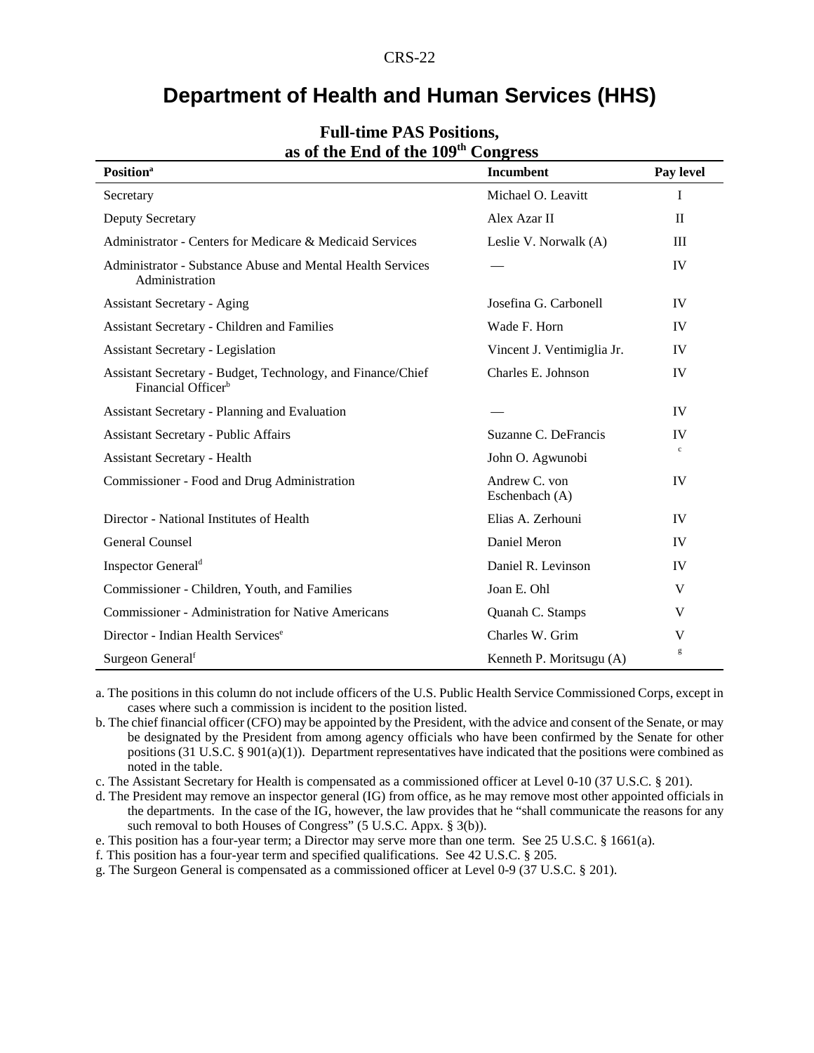# Department of Health and Human Services (HHS)

## Full-time PAS Positions, as of the End of the 109th Congress

| Position[a] | Incumbent | Pay level |
|---|---|---|
| Secretary | Michael O. Leavitt | I |
| Deputy Secretary | Alex Azar II | II |
| Administrator - Centers for Medicare & Medicaid Services | Leslie V. Norwalk (A) | III |
| Administrator - Substance Abuse and Mental Health Services Administration | — | IV |
| Assistant Secretary - Aging | Josefina G. Carbonell | IV |
| Assistant Secretary - Children and Families | Wade F. Horn | IV |
| Assistant Secretary - Legislation | Vincent J. Ventimiglia Jr. | IV |
| Assistant Secretary - Budget, Technology, and Finance/Chief Financial Officer[b] | Charles E. Johnson | IV |
| Assistant Secretary - Planning and Evaluation | — | IV |
| Assistant Secretary - Public Affairs | Suzanne C. DeFrancis | IV |
| Assistant Secretary - Health | John O. Agwunobi | [c] |
| Commissioner - Food and Drug Administration | Andrew C. von Eschenbach (A) | IV |
| Director - National Institutes of Health | Elias A. Zerhouni | IV |
| General Counsel | Daniel Meron | IV |
| Inspector General[d] | Daniel R. Levinson | IV |
| Commissioner - Children, Youth, and Families | Joan E. Ohl | V |
| Commissioner - Administration for Native Americans | Quanah C. Stamps | V |
| Director - Indian Health Services[e] | Charles W. Grim | V |
| Surgeon General[f] | Kenneth P. Moritsugu (A) | [g] |

a. The positions in this column do not include officers of the U.S. Public Health Service Commissioned Corps, except in cases where such a commission is incident to the position listed.

b. The chief financial officer (CFO) may be appointed by the President, with the advice and consent of the Senate, or may be designated by the President from among agency officials who have been confirmed by the Senate for other positions (31 U.S.C. § 901(a)(1)). Department representatives have indicated that the positions were combined as noted in the table.

c. The Assistant Secretary for Health is compensated as a commissioned officer at Level 0-10 (37 U.S.C. § 201).

d. The President may remove an inspector general (IG) from office, as he may remove most other appointed officials in the departments. In the case of the IG, however, the law provides that he "shall communicate the reasons for any such removal to both Houses of Congress" (5 U.S.C. Appx. § 3(b)).

e. This position has a four-year term; a Director may serve more than one term. See 25 U.S.C. § 1661(a).

f. This position has a four-year term and specified qualifications. See 42 U.S.C. § 205.

g. The Surgeon General is compensated as a commissioned officer at Level 0-9 (37 U.S.C. § 201).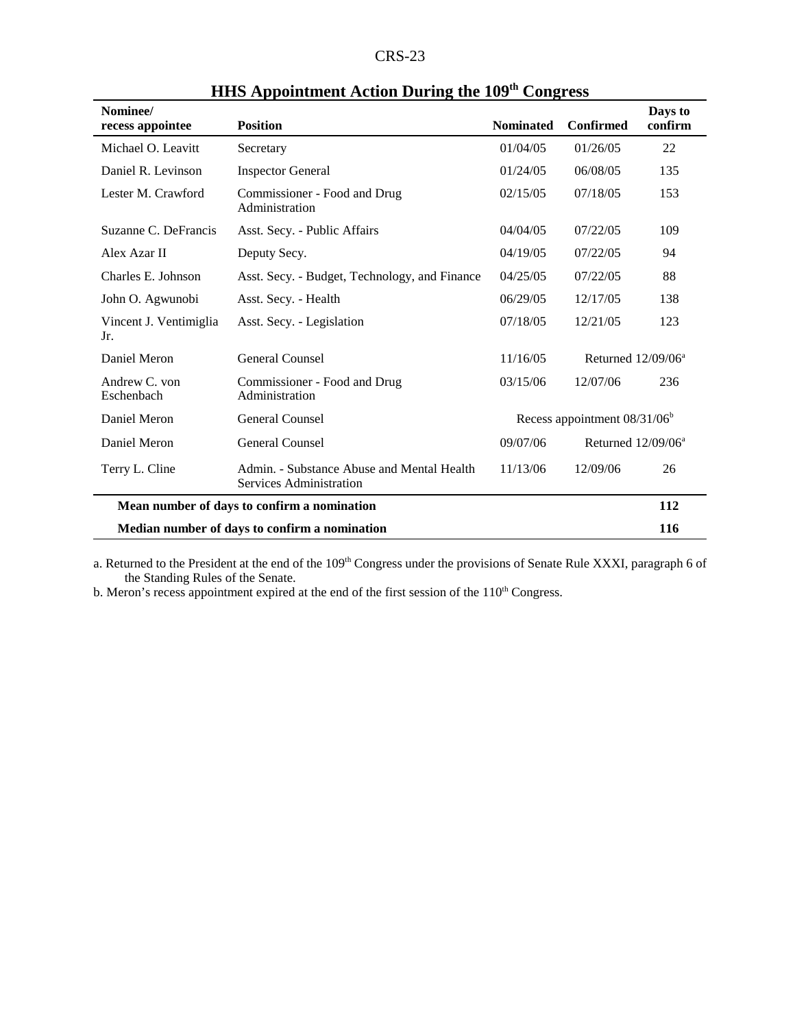## HHS Appointment Action During the 109th Congress

| Nominee/ recess appointee | Position | Nominated | Confirmed | Days to confirm |
|---|---|---|---|---|
| Michael O. Leavitt | Secretary | 01/04/05 | 01/26/05 | 22 |
| Daniel R. Levinson | Inspector General | 01/24/05 | 06/08/05 | 135 |
| Lester M. Crawford | Commissioner - Food and Drug Administration | 02/15/05 | 07/18/05 | 153 |
| Suzanne C. DeFrancis | Asst. Secy. - Public Affairs | 04/04/05 | 07/22/05 | 109 |
| Alex Azar II | Deputy Secy. | 04/19/05 | 07/22/05 | 94 |
| Charles E. Johnson | Asst. Secy. - Budget, Technology, and Finance | 04/25/05 | 07/22/05 | 88 |
| John O. Agwunobi | Asst. Secy. - Health | 06/29/05 | 12/17/05 | 138 |
| Vincent J. Ventimiglia Jr. | Asst. Secy. - Legislation | 07/18/05 | 12/21/05 | 123 |
| Daniel Meron | General Counsel | 11/16/05 | Returned 12/09/06[a] | |
| Andrew C. von Eschenbach | Commissioner - Food and Drug Administration | 03/15/06 | 12/07/06 | 236 |
| Daniel Meron | General Counsel | Recess appointment 08/31/06[b] | | |
| Daniel Meron | General Counsel | 09/07/06 | Returned 12/09/06[a] | |
| Terry L. Cline | Admin. - Substance Abuse and Mental Health Services Administration | 11/13/06 | 12/09/06 | 26 |
| **Mean number of days to confirm a nomination** | | | | **112** |
| **Median number of days to confirm a nomination** | | | | **116** |

a. Returned to the President at the end of the 109th Congress under the provisions of Senate Rule XXXI, paragraph 6 of the Standing Rules of the Senate.

b. Meron's recess appointment expired at the end of the first session of the 110th Congress.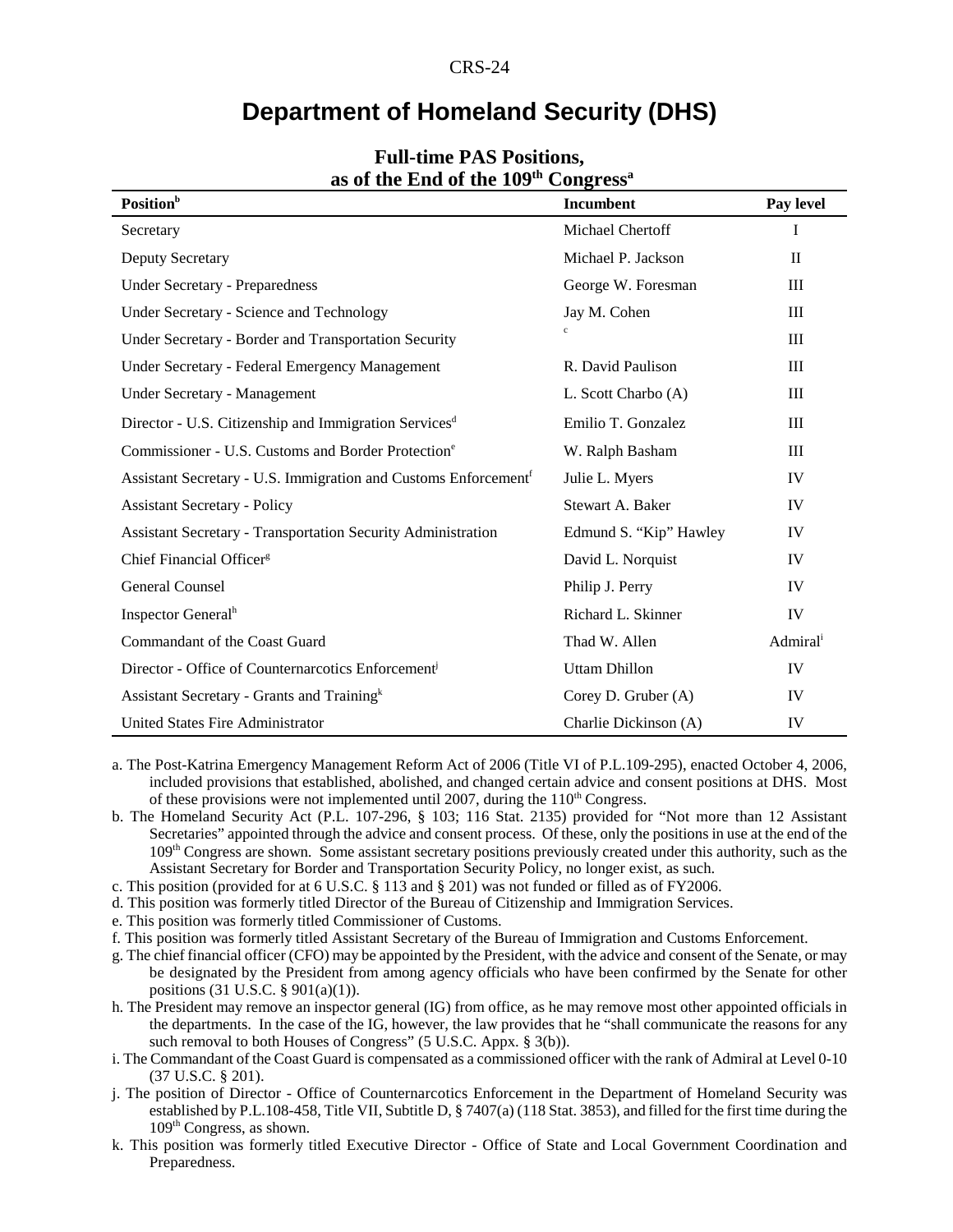# Department of Homeland Security (DHS)

## Full-time PAS Positions, as of the End of the 109th Congress[a]

| Position[b] | Incumbent | Pay level |
|---|---|---|
| Secretary | Michael Chertoff | I |
| Deputy Secretary | Michael P. Jackson | II |
| Under Secretary - Preparedness | George W. Foresman | III |
| Under Secretary - Science and Technology | Jay M. Cohen | III |
| Under Secretary - Border and Transportation Security | [c] | III |
| Under Secretary - Federal Emergency Management | R. David Paulison | III |
| Under Secretary - Management | L. Scott Charbo (A) | III |
| Director - U.S. Citizenship and Immigration Services[d] | Emilio T. Gonzalez | III |
| Commissioner - U.S. Customs and Border Protection[e] | W. Ralph Basham | III |
| Assistant Secretary - U.S. Immigration and Customs Enforcement[f] | Julie L. Myers | IV |
| Assistant Secretary - Policy | Stewart A. Baker | IV |
| Assistant Secretary - Transportation Security Administration | Edmund S. "Kip" Hawley | IV |
| Chief Financial Officer[g] | David L. Norquist | IV |
| General Counsel | Philip J. Perry | IV |
| Inspector General[h] | Richard L. Skinner | IV |
| Commandant of the Coast Guard | Thad W. Allen | Admiral[i] |
| Director - Office of Counternarcotics Enforcement[j] | Uttam Dhillon | IV |
| Assistant Secretary - Grants and Training[k] | Corey D. Gruber (A) | IV |
| United States Fire Administrator | Charlie Dickinson (A) | IV |

a. The Post-Katrina Emergency Management Reform Act of 2006 (Title VI of P.L.109-295), enacted October 4, 2006, included provisions that established, abolished, and changed certain advice and consent positions at DHS. Most of these provisions were not implemented until 2007, during the 110th Congress.

b. The Homeland Security Act (P.L. 107-296, § 103; 116 Stat. 2135) provided for "Not more than 12 Assistant Secretaries" appointed through the advice and consent process. Of these, only the positions in use at the end of the 109th Congress are shown. Some assistant secretary positions previously created under this authority, such as the Assistant Secretary for Border and Transportation Security Policy, no longer exist, as such.

c. This position (provided for at 6 U.S.C. § 113 and § 201) was not funded or filled as of FY2006.

d. This position was formerly titled Director of the Bureau of Citizenship and Immigration Services.

e. This position was formerly titled Commissioner of Customs.

f. This position was formerly titled Assistant Secretary of the Bureau of Immigration and Customs Enforcement.

g. The chief financial officer (CFO) may be appointed by the President, with the advice and consent of the Senate, or may be designated by the President from among agency officials who have been confirmed by the Senate for other positions (31 U.S.C. § 901(a)(1)).

h. The President may remove an inspector general (IG) from office, as he may remove most other appointed officials in the departments. In the case of the IG, however, the law provides that he "shall communicate the reasons for any such removal to both Houses of Congress" (5 U.S.C. Appx. § 3(b)).

i. The Commandant of the Coast Guard is compensated as a commissioned officer with the rank of Admiral at Level 0-10 (37 U.S.C. § 201).

j. The position of Director - Office of Counternarcotics Enforcement in the Department of Homeland Security was established by P.L.108-458, Title VII, Subtitle D, § 7407(a) (118 Stat. 3853), and filled for the first time during the 109th Congress, as shown.

k. This position was formerly titled Executive Director - Office of State and Local Government Coordination and Preparedness.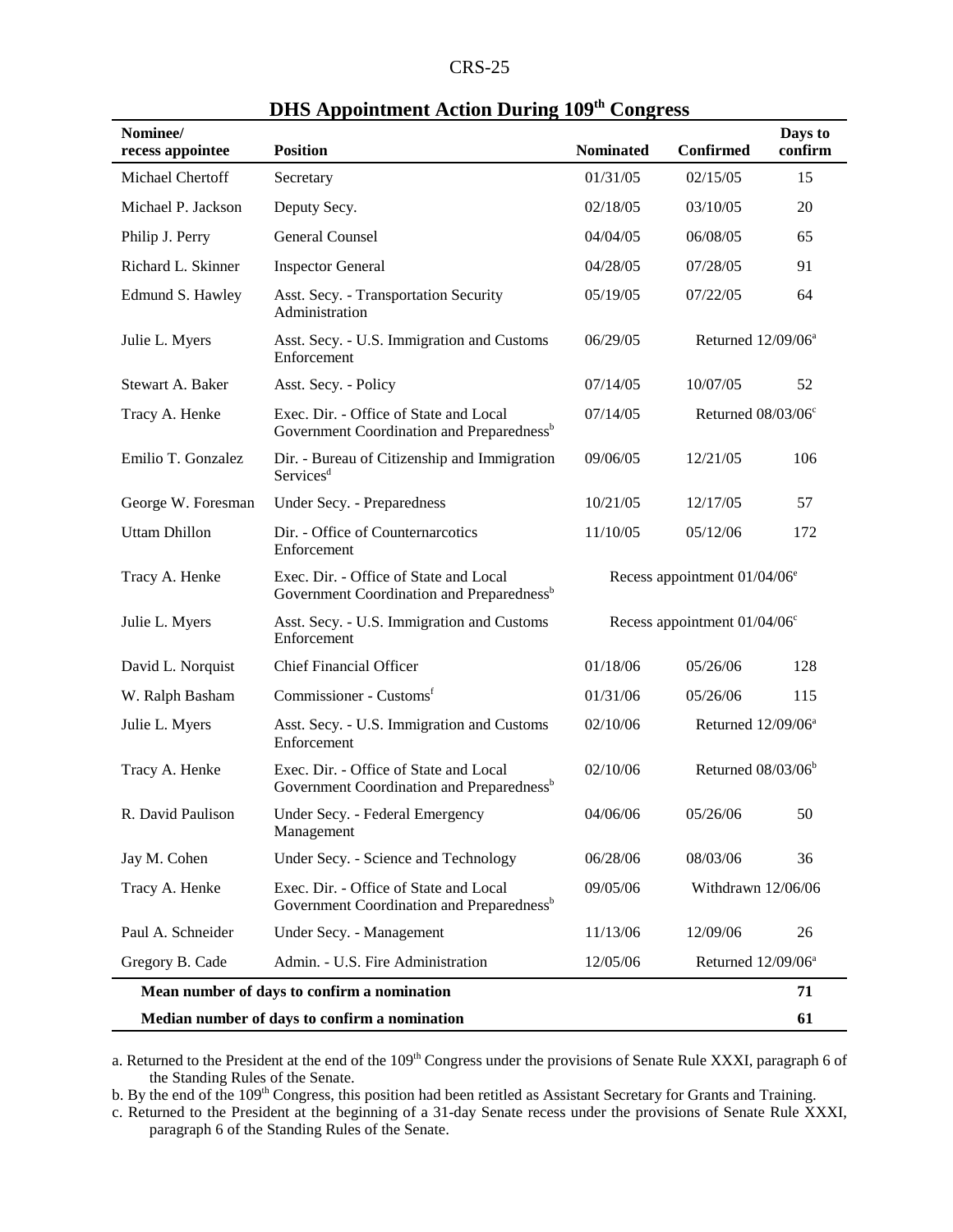## DHS Appointment Action During 109th Congress

| Nominee/ recess appointee | Position | Nominated | Confirmed | Days to confirm |
|---|---|---|---|---|
| Michael Chertoff | Secretary | 01/31/05 | 02/15/05 | 15 |
| Michael P. Jackson | Deputy Secy. | 02/18/05 | 03/10/05 | 20 |
| Philip J. Perry | General Counsel | 04/04/05 | 06/08/05 | 65 |
| Richard L. Skinner | Inspector General | 04/28/05 | 07/28/05 | 91 |
| Edmund S. Hawley | Asst. Secy. - Transportation Security Administration | 05/19/05 | 07/22/05 | 64 |
| Julie L. Myers | Asst. Secy. - U.S. Immigration and Customs Enforcement | 06/29/05 | Returned 12/09/06[a] | |
| Stewart A. Baker | Asst. Secy. - Policy | 07/14/05 | 10/07/05 | 52 |
| Tracy A. Henke | Exec. Dir. - Office of State and Local Government Coordination and Preparedness[b] | 07/14/05 | Returned 08/03/06[c] | |
| Emilio T. Gonzalez | Dir. - Bureau of Citizenship and Immigration Services[d] | 09/06/05 | 12/21/05 | 106 |
| George W. Foresman | Under Secy. - Preparedness | 10/21/05 | 12/17/05 | 57 |
| Uttam Dhillon | Dir. - Office of Counternarcotics Enforcement | 11/10/05 | 05/12/06 | 172 |
| Tracy A. Henke | Exec. Dir. - Office of State and Local Government Coordination and Preparedness[b] | Recess appointment 01/04/06[e] | | |
| Julie L. Myers | Asst. Secy. - U.S. Immigration and Customs Enforcement | Recess appointment 01/04/06[c] | | |
| David L. Norquist | Chief Financial Officer | 01/18/06 | 05/26/06 | 128 |
| W. Ralph Basham | Commissioner - Customs[f] | 01/31/06 | 05/26/06 | 115 |
| Julie L. Myers | Asst. Secy. - U.S. Immigration and Customs Enforcement | 02/10/06 | Returned 12/09/06[a] | |
| Tracy A. Henke | Exec. Dir. - Office of State and Local Government Coordination and Preparedness[b] | 02/10/06 | Returned 08/03/06[b] | |
| R. David Paulison | Under Secy. - Federal Emergency Management | 04/06/06 | 05/26/06 | 50 |
| Jay M. Cohen | Under Secy. - Science and Technology | 06/28/06 | 08/03/06 | 36 |
| Tracy A. Henke | Exec. Dir. - Office of State and Local Government Coordination and Preparedness[b] | 09/05/06 | Withdrawn 12/06/06 | |
| Paul A. Schneider | Under Secy. - Management | 11/13/06 | 12/09/06 | 26 |
| Gregory B. Cade | Admin. - U.S. Fire Administration | 12/05/06 | Returned 12/09/06[a] | |
| **Mean number of days to confirm a nomination** | | | | **71** |
| **Median number of days to confirm a nomination** | | | | **61** |

a. Returned to the President at the end of the 109th Congress under the provisions of Senate Rule XXXI, paragraph 6 of the Standing Rules of the Senate.

b. By the end of the 109th Congress, this position had been retitled as Assistant Secretary for Grants and Training.

c. Returned to the President at the beginning of a 31-day Senate recess under the provisions of Senate Rule XXXI, paragraph 6 of the Standing Rules of the Senate.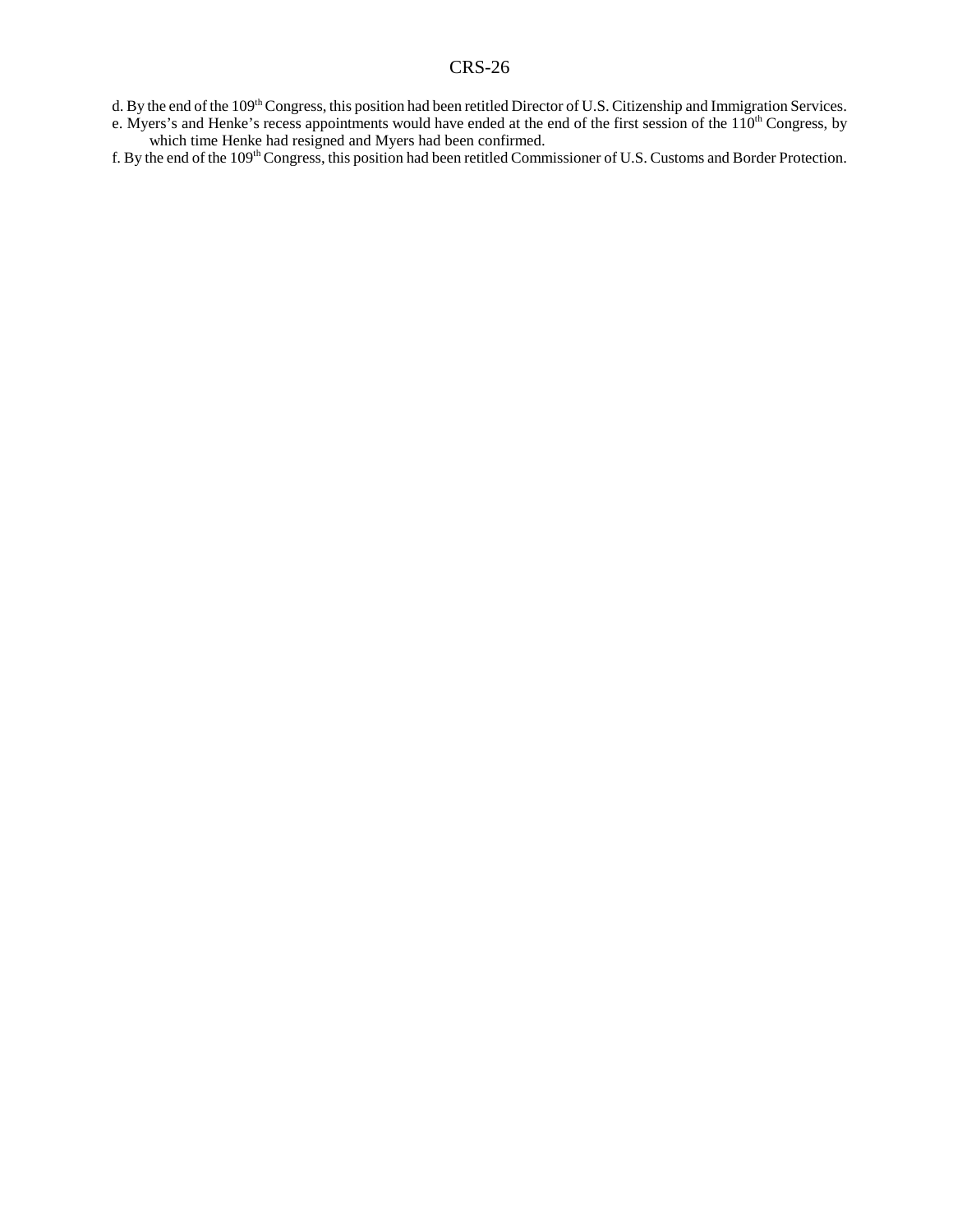d. By the end of the 109th Congress, this position had been retitled Director of U.S. Citizenship and Immigration Services.

e. Myers's and Henke's recess appointments would have ended at the end of the first session of the 110th Congress, by which time Henke had resigned and Myers had been confirmed.

f. By the end of the 109th Congress, this position had been retitled Commissioner of U.S. Customs and Border Protection.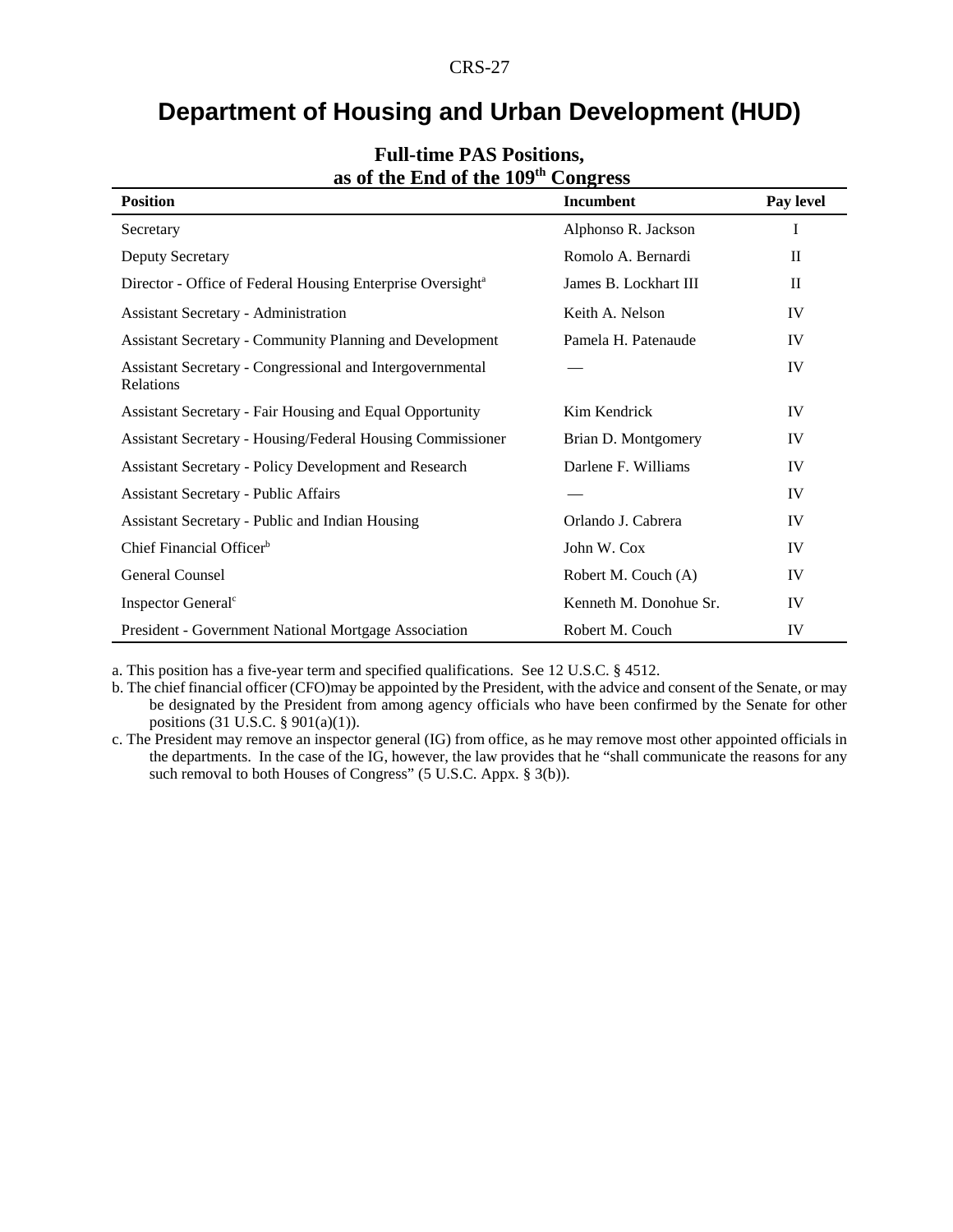# Department of Housing and Urban Development (HUD)

**Full-time PAS Positions, as of the End of the 109th Congress**

| Position | Incumbent | Pay level |
|---|---|---|
| Secretary | Alphonso R. Jackson | I |
| Deputy Secretary | Romolo A. Bernardi | II |
| Director - Office of Federal Housing Enterprise Oversight[a] | James B. Lockhart III | II |
| Assistant Secretary - Administration | Keith A. Nelson | IV |
| Assistant Secretary - Community Planning and Development | Pamela H. Patenaude | IV |
| Assistant Secretary - Congressional and Intergovernmental Relations | — | IV |
| Assistant Secretary - Fair Housing and Equal Opportunity | Kim Kendrick | IV |
| Assistant Secretary - Housing/Federal Housing Commissioner | Brian D. Montgomery | IV |
| Assistant Secretary - Policy Development and Research | Darlene F. Williams | IV |
| Assistant Secretary - Public Affairs | — | IV |
| Assistant Secretary - Public and Indian Housing | Orlando J. Cabrera | IV |
| Chief Financial Officer[b] | John W. Cox | IV |
| General Counsel | Robert M. Couch (A) | IV |
| Inspector General[c] | Kenneth M. Donohue Sr. | IV |
| President - Government National Mortgage Association | Robert M. Couch | IV |

a. This position has a five-year term and specified qualifications. See 12 U.S.C. § 4512.

b. The chief financial officer (CFO)may be appointed by the President, with the advice and consent of the Senate, or may be designated by the President from among agency officials who have been confirmed by the Senate for other positions (31 U.S.C. § 901(a)(1)).

c. The President may remove an inspector general (IG) from office, as he may remove most other appointed officials in the departments. In the case of the IG, however, the law provides that he "shall communicate the reasons for any such removal to both Houses of Congress" (5 U.S.C. Appx. § 3(b)).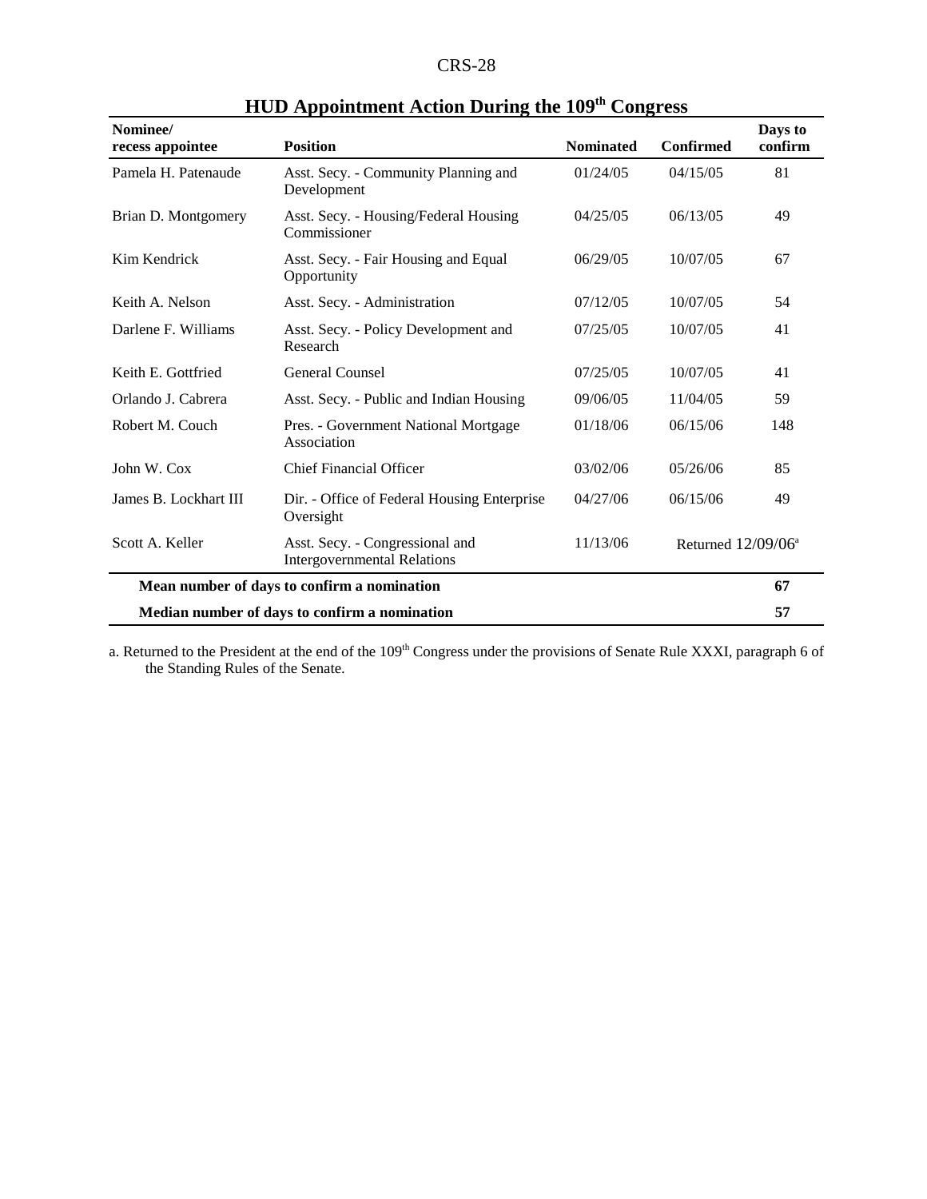## HUD Appointment Action During the 109th Congress

| Nominee/ recess appointee | Position | Nominated | Confirmed | Days to confirm |
|---|---|---|---|---|
| Pamela H. Patenaude | Asst. Secy. - Community Planning and Development | 01/24/05 | 04/15/05 | 81 |
| Brian D. Montgomery | Asst. Secy. - Housing/Federal Housing Commissioner | 04/25/05 | 06/13/05 | 49 |
| Kim Kendrick | Asst. Secy. - Fair Housing and Equal Opportunity | 06/29/05 | 10/07/05 | 67 |
| Keith A. Nelson | Asst. Secy. - Administration | 07/12/05 | 10/07/05 | 54 |
| Darlene F. Williams | Asst. Secy. - Policy Development and Research | 07/25/05 | 10/07/05 | 41 |
| Keith E. Gottfried | General Counsel | 07/25/05 | 10/07/05 | 41 |
| Orlando J. Cabrera | Asst. Secy. - Public and Indian Housing | 09/06/05 | 11/04/05 | 59 |
| Robert M. Couch | Pres. - Government National Mortgage Association | 01/18/06 | 06/15/06 | 148 |
| John W. Cox | Chief Financial Officer | 03/02/06 | 05/26/06 | 85 |
| James B. Lockhart III | Dir. - Office of Federal Housing Enterprise Oversight | 04/27/06 | 06/15/06 | 49 |
| Scott A. Keller | Asst. Secy. - Congressional and Intergovernmental Relations | 11/13/06 | Returned 12/09/06[a] | |
| **Mean number of days to confirm a nomination** | | | | **67** |
| **Median number of days to confirm a nomination** | | | | **57** |

a. Returned to the President at the end of the 109th Congress under the provisions of Senate Rule XXXI, paragraph 6 of the Standing Rules of the Senate.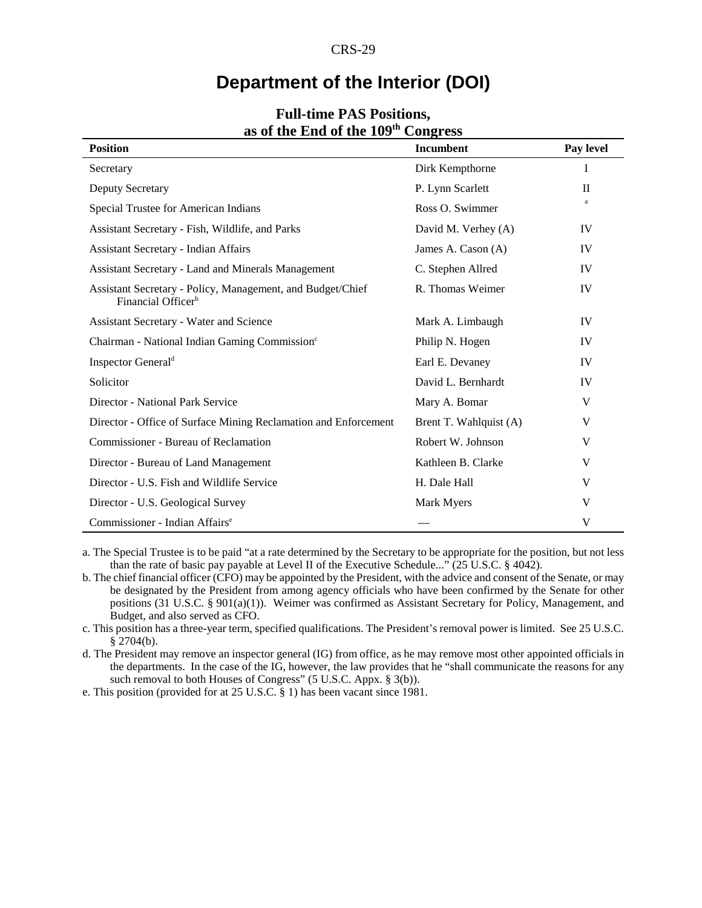# Department of the Interior (DOI)

## Full-time PAS Positions, as of the End of the 109th Congress

| Position | Incumbent | Pay level |
|---|---|---|
| Secretary | Dirk Kempthorne | I |
| Deputy Secretary | P. Lynn Scarlett | II |
| Special Trustee for American Indians | Ross O. Swimmer | [a] |
| Assistant Secretary - Fish, Wildlife, and Parks | David M. Verhey (A) | IV |
| Assistant Secretary - Indian Affairs | James A. Cason (A) | IV |
| Assistant Secretary - Land and Minerals Management | C. Stephen Allred | IV |
| Assistant Secretary - Policy, Management, and Budget/Chief Financial Officer[b] | R. Thomas Weimer | IV |
| Assistant Secretary - Water and Science | Mark A. Limbaugh | IV |
| Chairman - National Indian Gaming Commission[c] | Philip N. Hogen | IV |
| Inspector General[d] | Earl E. Devaney | IV |
| Solicitor | David L. Bernhardt | IV |
| Director - National Park Service | Mary A. Bomar | V |
| Director - Office of Surface Mining Reclamation and Enforcement | Brent T. Wahlquist (A) | V |
| Commissioner - Bureau of Reclamation | Robert W. Johnson | V |
| Director - Bureau of Land Management | Kathleen B. Clarke | V |
| Director - U.S. Fish and Wildlife Service | H. Dale Hall | V |
| Director - U.S. Geological Survey | Mark Myers | V |
| Commissioner - Indian Affairs[e] | — | V |

a. The Special Trustee is to be paid "at a rate determined by the Secretary to be appropriate for the position, but not less than the rate of basic pay payable at Level II of the Executive Schedule..." (25 U.S.C. § 4042).

b. The chief financial officer (CFO) may be appointed by the President, with the advice and consent of the Senate, or may be designated by the President from among agency officials who have been confirmed by the Senate for other positions (31 U.S.C. § 901(a)(1)). Weimer was confirmed as Assistant Secretary for Policy, Management, and Budget, and also served as CFO.

c. This position has a three-year term, specified qualifications. The President's removal power is limited. See 25 U.S.C. § 2704(b).

d. The President may remove an inspector general (IG) from office, as he may remove most other appointed officials in the departments. In the case of the IG, however, the law provides that he "shall communicate the reasons for any such removal to both Houses of Congress" (5 U.S.C. Appx. § 3(b)).

e. This position (provided for at 25 U.S.C. § 1) has been vacant since 1981.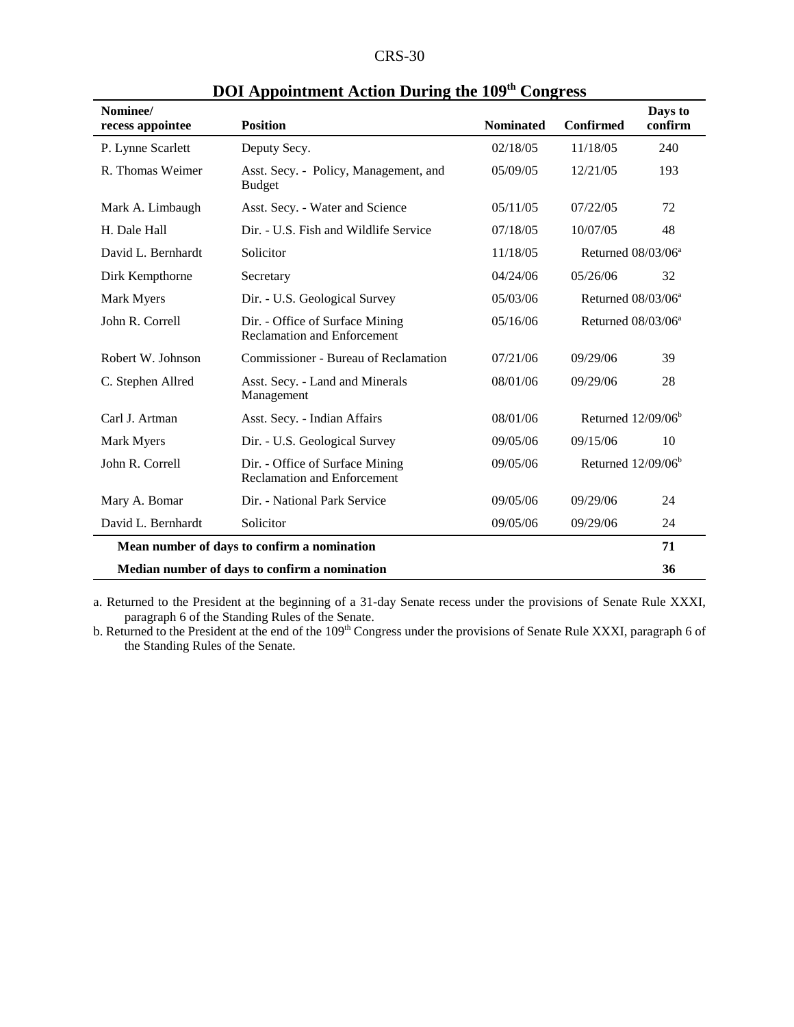## DOI Appointment Action During the 109th Congress

| Nominee/ recess appointee | Position | Nominated | Confirmed | Days to confirm |
|---|---|---|---|---|
| P. Lynne Scarlett | Deputy Secy. | 02/18/05 | 11/18/05 | 240 |
| R. Thomas Weimer | Asst. Secy. - Policy, Management, and Budget | 05/09/05 | 12/21/05 | 193 |
| Mark A. Limbaugh | Asst. Secy. - Water and Science | 05/11/05 | 07/22/05 | 72 |
| H. Dale Hall | Dir. - U.S. Fish and Wildlife Service | 07/18/05 | 10/07/05 | 48 |
| David L. Bernhardt | Solicitor | 11/18/05 | Returned 08/03/06[a] | |
| Dirk Kempthorne | Secretary | 04/24/06 | 05/26/06 | 32 |
| Mark Myers | Dir. - U.S. Geological Survey | 05/03/06 | Returned 08/03/06[a] | |
| John R. Correll | Dir. - Office of Surface Mining Reclamation and Enforcement | 05/16/06 | Returned 08/03/06[a] | |
| Robert W. Johnson | Commissioner - Bureau of Reclamation | 07/21/06 | 09/29/06 | 39 |
| C. Stephen Allred | Asst. Secy. - Land and Minerals Management | 08/01/06 | 09/29/06 | 28 |
| Carl J. Artman | Asst. Secy. - Indian Affairs | 08/01/06 | Returned 12/09/06[b] | |
| Mark Myers | Dir. - U.S. Geological Survey | 09/05/06 | 09/15/06 | 10 |
| John R. Correll | Dir. - Office of Surface Mining Reclamation and Enforcement | 09/05/06 | Returned 12/09/06[b] | |
| Mary A. Bomar | Dir. - National Park Service | 09/05/06 | 09/29/06 | 24 |
| David L. Bernhardt | Solicitor | 09/05/06 | 09/29/06 | 24 |
| **Mean number of days to confirm a nomination** | | | | **71** |
| **Median number of days to confirm a nomination** | | | | **36** |

a. Returned to the President at the beginning of a 31-day Senate recess under the provisions of Senate Rule XXXI, paragraph 6 of the Standing Rules of the Senate.

b. Returned to the President at the end of the 109th Congress under the provisions of Senate Rule XXXI, paragraph 6 of the Standing Rules of the Senate.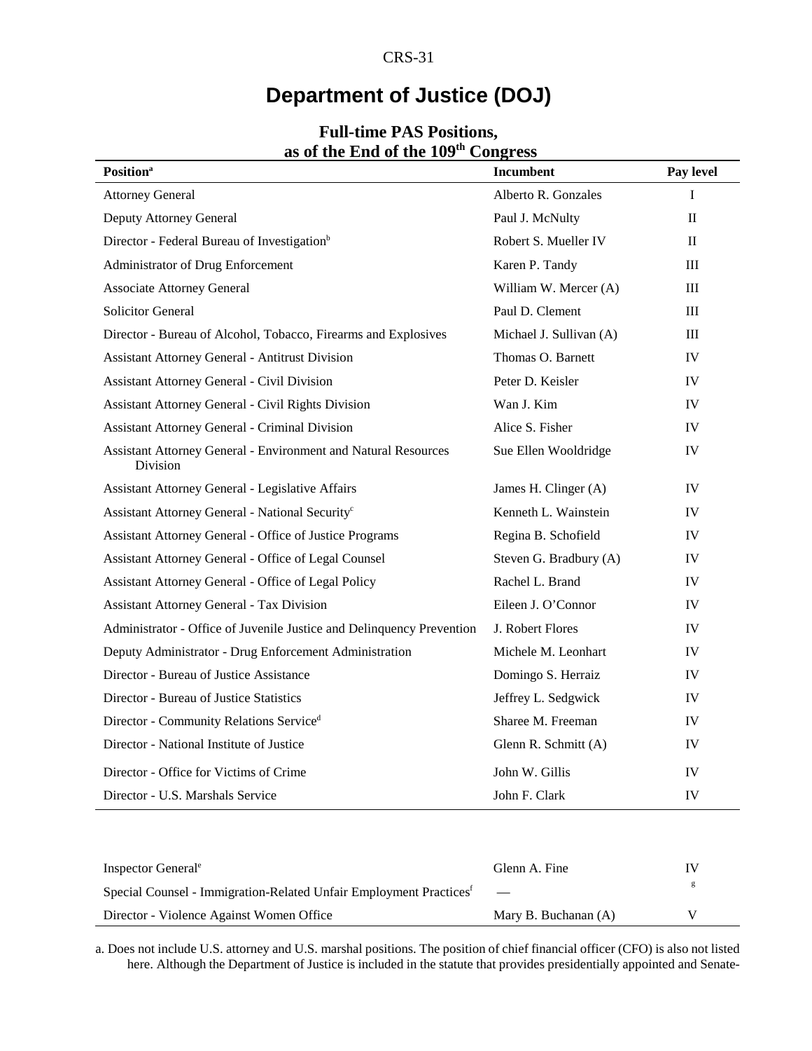# Department of Justice (DOJ)

## Full-time PAS Positions, as of the End of the 109th Congress

| Position[a] | Incumbent | Pay level |
|---|---|---|
| Attorney General | Alberto R. Gonzales | I |
| Deputy Attorney General | Paul J. McNulty | II |
| Director - Federal Bureau of Investigation[b] | Robert S. Mueller IV | II |
| Administrator of Drug Enforcement | Karen P. Tandy | III |
| Associate Attorney General | William W. Mercer (A) | III |
| Solicitor General | Paul D. Clement | III |
| Director - Bureau of Alcohol, Tobacco, Firearms and Explosives | Michael J. Sullivan (A) | III |
| Assistant Attorney General - Antitrust Division | Thomas O. Barnett | IV |
| Assistant Attorney General - Civil Division | Peter D. Keisler | IV |
| Assistant Attorney General - Civil Rights Division | Wan J. Kim | IV |
| Assistant Attorney General - Criminal Division | Alice S. Fisher | IV |
| Assistant Attorney General - Environment and Natural Resources Division | Sue Ellen Wooldridge | IV |
| Assistant Attorney General - Legislative Affairs | James H. Clinger (A) | IV |
| Assistant Attorney General - National Security[c] | Kenneth L. Wainstein | IV |
| Assistant Attorney General - Office of Justice Programs | Regina B. Schofield | IV |
| Assistant Attorney General - Office of Legal Counsel | Steven G. Bradbury (A) | IV |
| Assistant Attorney General - Office of Legal Policy | Rachel L. Brand | IV |
| Assistant Attorney General - Tax Division | Eileen J. O'Connor | IV |
| Administrator - Office of Juvenile Justice and Delinquency Prevention | J. Robert Flores | IV |
| Deputy Administrator - Drug Enforcement Administration | Michele M. Leonhart | IV |
| Director - Bureau of Justice Assistance | Domingo S. Herraiz | IV |
| Director - Bureau of Justice Statistics | Jeffrey L. Sedgwick | IV |
| Director - Community Relations Service[d] | Sharee M. Freeman | IV |
| Director - National Institute of Justice | Glenn R. Schmitt (A) | IV |
| Director - Office for Victims of Crime | John W. Gillis | IV |
| Director - U.S. Marshals Service | John F. Clark | IV |
| Inspector General[e] | Glenn A. Fine | IV |
| Special Counsel - Immigration-Related Unfair Employment Practices[f] | — | [g] |
| Director - Violence Against Women Office | Mary B. Buchanan (A) | V |

a. Does not include U.S. attorney and U.S. marshal positions. The position of chief financial officer (CFO) is also not listed here. Although the Department of Justice is included in the statute that provides presidentially appointed and Senate-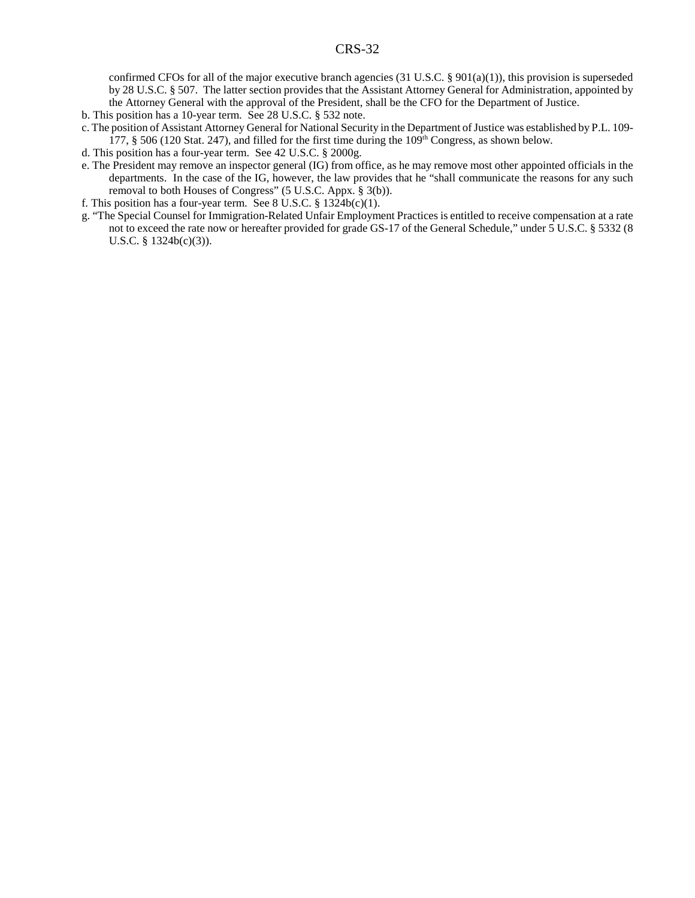confirmed CFOs for all of the major executive branch agencies (31 U.S.C. § 901(a)(1)), this provision is superseded by 28 U.S.C. § 507. The latter section provides that the Assistant Attorney General for Administration, appointed by the Attorney General with the approval of the President, shall be the CFO for the Department of Justice.

b. This position has a 10-year term. See 28 U.S.C. § 532 note.

c. The position of Assistant Attorney General for National Security in the Department of Justice was established by P.L. 109-177, § 506 (120 Stat. 247), and filled for the first time during the 109th Congress, as shown below.

d. This position has a four-year term. See 42 U.S.C. § 2000g.

e. The President may remove an inspector general (IG) from office, as he may remove most other appointed officials in the departments. In the case of the IG, however, the law provides that he "shall communicate the reasons for any such removal to both Houses of Congress" (5 U.S.C. Appx. § 3(b)).

f. This position has a four-year term. See 8 U.S.C. § 1324b(c)(1).

g. "The Special Counsel for Immigration-Related Unfair Employment Practices is entitled to receive compensation at a rate not to exceed the rate now or hereafter provided for grade GS-17 of the General Schedule," under 5 U.S.C. § 5332 (8 U.S.C. § 1324b(c)(3)).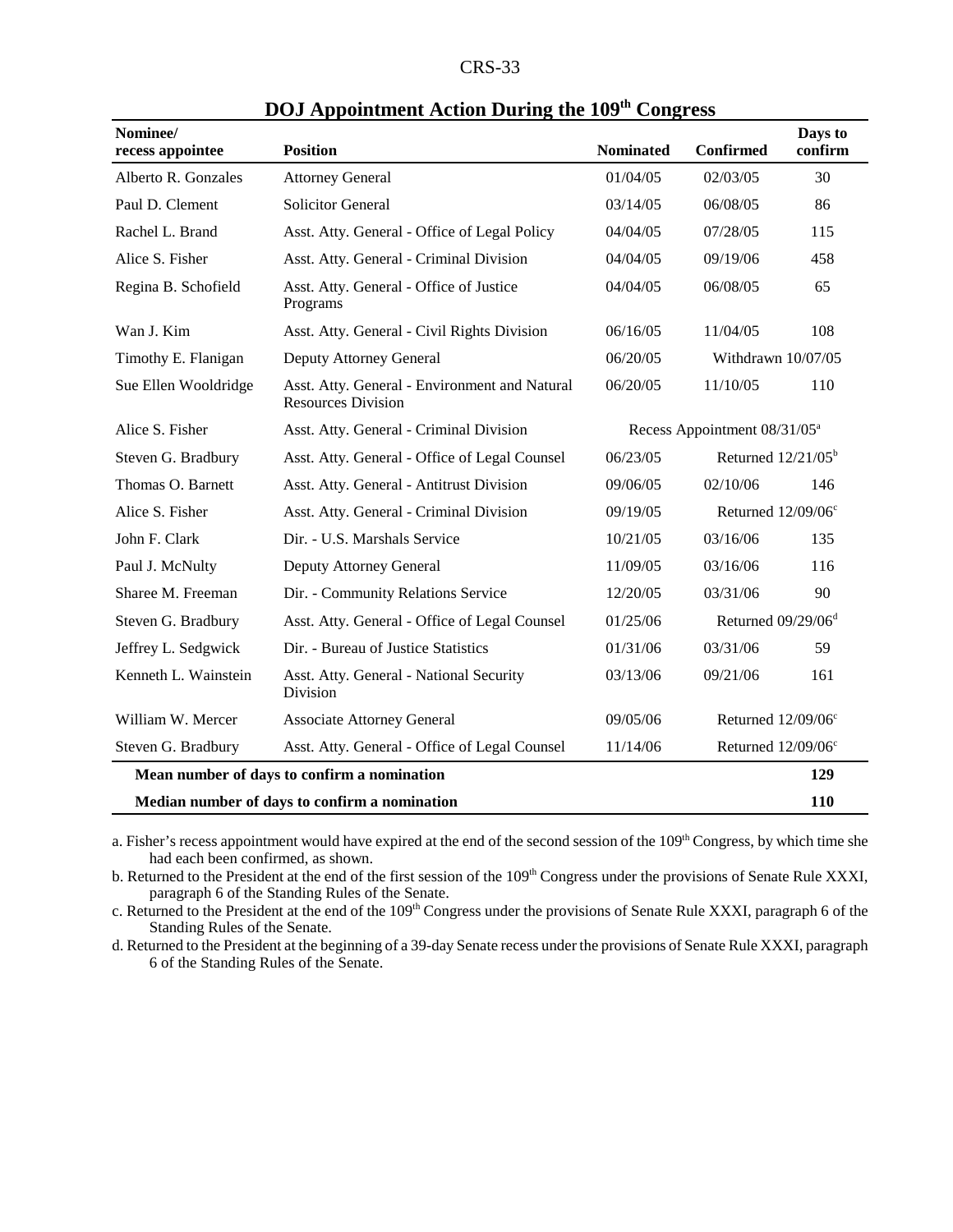## DOJ Appointment Action During the 109th Congress

| Nominee/ recess appointee | Position | Nominated | Confirmed | Days to confirm |
|---|---|---|---|---|
| Alberto R. Gonzales | Attorney General | 01/04/05 | 02/03/05 | 30 |
| Paul D. Clement | Solicitor General | 03/14/05 | 06/08/05 | 86 |
| Rachel L. Brand | Asst. Atty. General - Office of Legal Policy | 04/04/05 | 07/28/05 | 115 |
| Alice S. Fisher | Asst. Atty. General - Criminal Division | 04/04/05 | 09/19/06 | 458 |
| Regina B. Schofield | Asst. Atty. General - Office of Justice Programs | 04/04/05 | 06/08/05 | 65 |
| Wan J. Kim | Asst. Atty. General - Civil Rights Division | 06/16/05 | 11/04/05 | 108 |
| Timothy E. Flanigan | Deputy Attorney General | 06/20/05 | Withdrawn 10/07/05 | |
| Sue Ellen Wooldridge | Asst. Atty. General - Environment and Natural Resources Division | 06/20/05 | 11/10/05 | 110 |
| Alice S. Fisher | Asst. Atty. General - Criminal Division | Recess Appointment 08/31/05[a] | | |
| Steven G. Bradbury | Asst. Atty. General - Office of Legal Counsel | 06/23/05 | Returned 12/21/05[b] | |
| Thomas O. Barnett | Asst. Atty. General - Antitrust Division | 09/06/05 | 02/10/06 | 146 |
| Alice S. Fisher | Asst. Atty. General - Criminal Division | 09/19/05 | Returned 12/09/06[c] | |
| John F. Clark | Dir. - U.S. Marshals Service | 10/21/05 | 03/16/06 | 135 |
| Paul J. McNulty | Deputy Attorney General | 11/09/05 | 03/16/06 | 116 |
| Sharee M. Freeman | Dir. - Community Relations Service | 12/20/05 | 03/31/06 | 90 |
| Steven G. Bradbury | Asst. Atty. General - Office of Legal Counsel | 01/25/06 | Returned 09/29/06[d] | |
| Jeffrey L. Sedgwick | Dir. - Bureau of Justice Statistics | 01/31/06 | 03/31/06 | 59 |
| Kenneth L. Wainstein | Asst. Atty. General - National Security Division | 03/13/06 | 09/21/06 | 161 |
| William W. Mercer | Associate Attorney General | 09/05/06 | Returned 12/09/06[c] | |
| Steven G. Bradbury | Asst. Atty. General - Office of Legal Counsel | 11/14/06 | Returned 12/09/06[c] | |
| **Mean number of days to confirm a nomination** | | | | **129** |
| **Median number of days to confirm a nomination** | | | | **110** |

a. Fisher's recess appointment would have expired at the end of the second session of the 109th Congress, by which time she had each been confirmed, as shown.

b. Returned to the President at the end of the first session of the 109th Congress under the provisions of Senate Rule XXXI, paragraph 6 of the Standing Rules of the Senate.

c. Returned to the President at the end of the 109th Congress under the provisions of Senate Rule XXXI, paragraph 6 of the Standing Rules of the Senate.

d. Returned to the President at the beginning of a 39-day Senate recess under the provisions of Senate Rule XXXI, paragraph 6 of the Standing Rules of the Senate.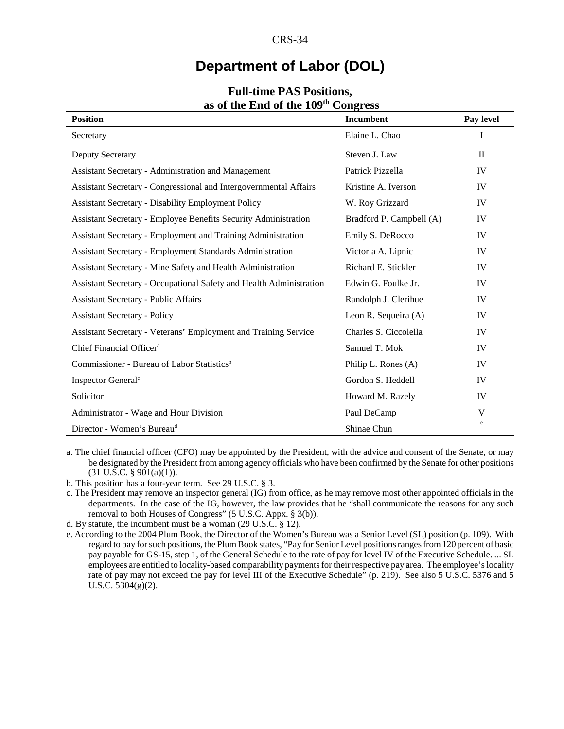# Department of Labor (DOL)

## Full-time PAS Positions, as of the End of the 109th Congress

| Position | Incumbent | Pay level |
|---|---|---|
| Secretary | Elaine L. Chao | I |
| Deputy Secretary | Steven J. Law | II |
| Assistant Secretary - Administration and Management | Patrick Pizzella | IV |
| Assistant Secretary - Congressional and Intergovernmental Affairs | Kristine A. Iverson | IV |
| Assistant Secretary - Disability Employment Policy | W. Roy Grizzard | IV |
| Assistant Secretary - Employee Benefits Security Administration | Bradford P. Campbell (A) | IV |
| Assistant Secretary - Employment and Training Administration | Emily S. DeRocco | IV |
| Assistant Secretary - Employment Standards Administration | Victoria A. Lipnic | IV |
| Assistant Secretary - Mine Safety and Health Administration | Richard E. Stickler | IV |
| Assistant Secretary - Occupational Safety and Health Administration | Edwin G. Foulke Jr. | IV |
| Assistant Secretary - Public Affairs | Randolph J. Clerihue | IV |
| Assistant Secretary - Policy | Leon R. Sequeira (A) | IV |
| Assistant Secretary - Veterans' Employment and Training Service | Charles S. Ciccolella | IV |
| Chief Financial Officer[a] | Samuel T. Mok | IV |
| Commissioner - Bureau of Labor Statistics[b] | Philip L. Rones (A) | IV |
| Inspector General[c] | Gordon S. Heddell | IV |
| Solicitor | Howard M. Razely | IV |
| Administrator - Wage and Hour Division | Paul DeCamp | V |
| Director - Women's Bureau[d] | Shinae Chun | [e] |

a. The chief financial officer (CFO) may be appointed by the President, with the advice and consent of the Senate, or may be designated by the President from among agency officials who have been confirmed by the Senate for other positions (31 U.S.C. § 901(a)(1)).

b. This position has a four-year term. See 29 U.S.C. § 3.

c. The President may remove an inspector general (IG) from office, as he may remove most other appointed officials in the departments. In the case of the IG, however, the law provides that he "shall communicate the reasons for any such removal to both Houses of Congress" (5 U.S.C. Appx. § 3(b)).

d. By statute, the incumbent must be a woman (29 U.S.C. § 12).

e. According to the 2004 Plum Book, the Director of the Women's Bureau was a Senior Level (SL) position (p. 109). With regard to pay for such positions, the Plum Book states, "Pay for Senior Level positions ranges from 120 percent of basic pay payable for GS-15, step 1, of the General Schedule to the rate of pay for level IV of the Executive Schedule. ... SL employees are entitled to locality-based comparability payments for their respective pay area. The employee's locality rate of pay may not exceed the pay for level III of the Executive Schedule" (p. 219). See also 5 U.S.C. 5376 and 5 U.S.C. 5304(g)(2).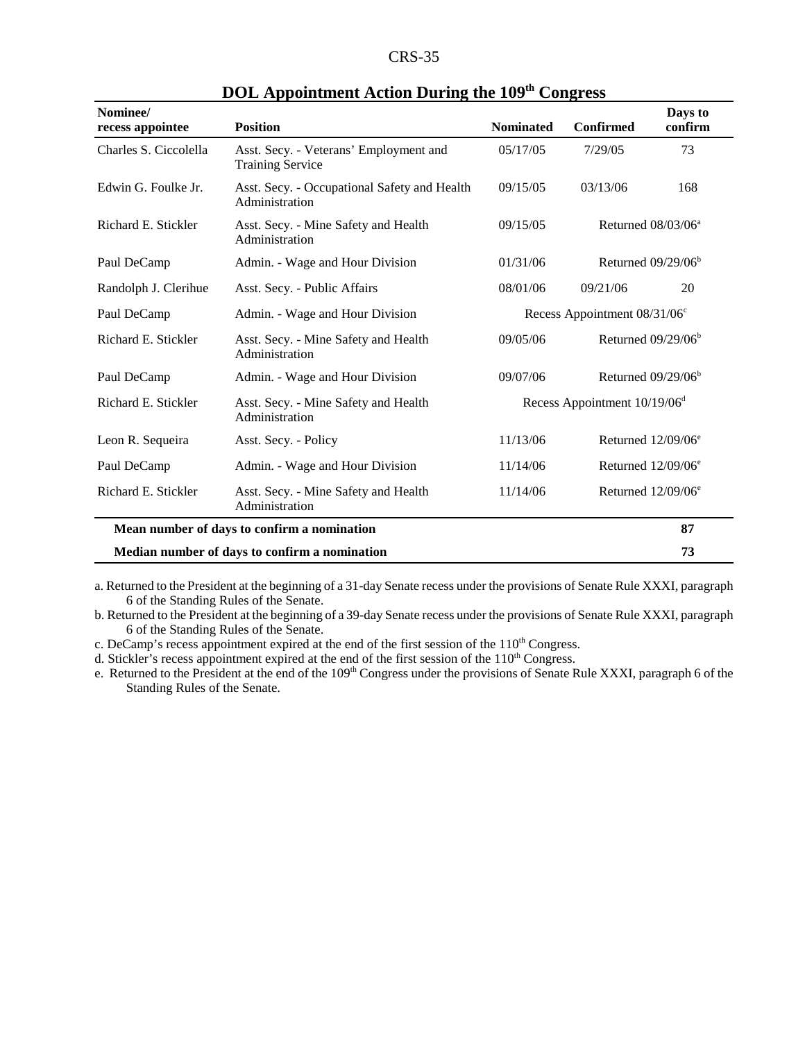## DOL Appointment Action During the 109th Congress

| Nominee/ recess appointee | Position | Nominated | Confirmed | Days to confirm |
|---|---|---|---|---|
| Charles S. Ciccolella | Asst. Secy. - Veterans' Employment and Training Service | 05/17/05 | 7/29/05 | 73 |
| Edwin G. Foulke Jr. | Asst. Secy. - Occupational Safety and Health Administration | 09/15/05 | 03/13/06 | 168 |
| Richard E. Stickler | Asst. Secy. - Mine Safety and Health Administration | 09/15/05 | Returned 08/03/06[a] | |
| Paul DeCamp | Admin. - Wage and Hour Division | 01/31/06 | Returned 09/29/06[b] | |
| Randolph J. Clerihue | Asst. Secy. - Public Affairs | 08/01/06 | 09/21/06 | 20 |
| Paul DeCamp | Admin. - Wage and Hour Division | Recess Appointment 08/31/06[c] | | |
| Richard E. Stickler | Asst. Secy. - Mine Safety and Health Administration | 09/05/06 | Returned 09/29/06[b] | |
| Paul DeCamp | Admin. - Wage and Hour Division | 09/07/06 | Returned 09/29/06[b] | |
| Richard E. Stickler | Asst. Secy. - Mine Safety and Health Administration | Recess Appointment 10/19/06[d] | | |
| Leon R. Sequeira | Asst. Secy. - Policy | 11/13/06 | Returned 12/09/06[e] | |
| Paul DeCamp | Admin. - Wage and Hour Division | 11/14/06 | Returned 12/09/06[e] | |
| Richard E. Stickler | Asst. Secy. - Mine Safety and Health Administration | 11/14/06 | Returned 12/09/06[e] | |
| **Mean number of days to confirm a nomination** | | | | **87** |
| **Median number of days to confirm a nomination** | | | | **73** |

a. Returned to the President at the beginning of a 31-day Senate recess under the provisions of Senate Rule XXXI, paragraph 6 of the Standing Rules of the Senate.

b. Returned to the President at the beginning of a 39-day Senate recess under the provisions of Senate Rule XXXI, paragraph 6 of the Standing Rules of the Senate.

c. DeCamp's recess appointment expired at the end of the first session of the 110th Congress.

d. Stickler's recess appointment expired at the end of the first session of the 110th Congress.

e. Returned to the President at the end of the 109th Congress under the provisions of Senate Rule XXXI, paragraph 6 of the Standing Rules of the Senate.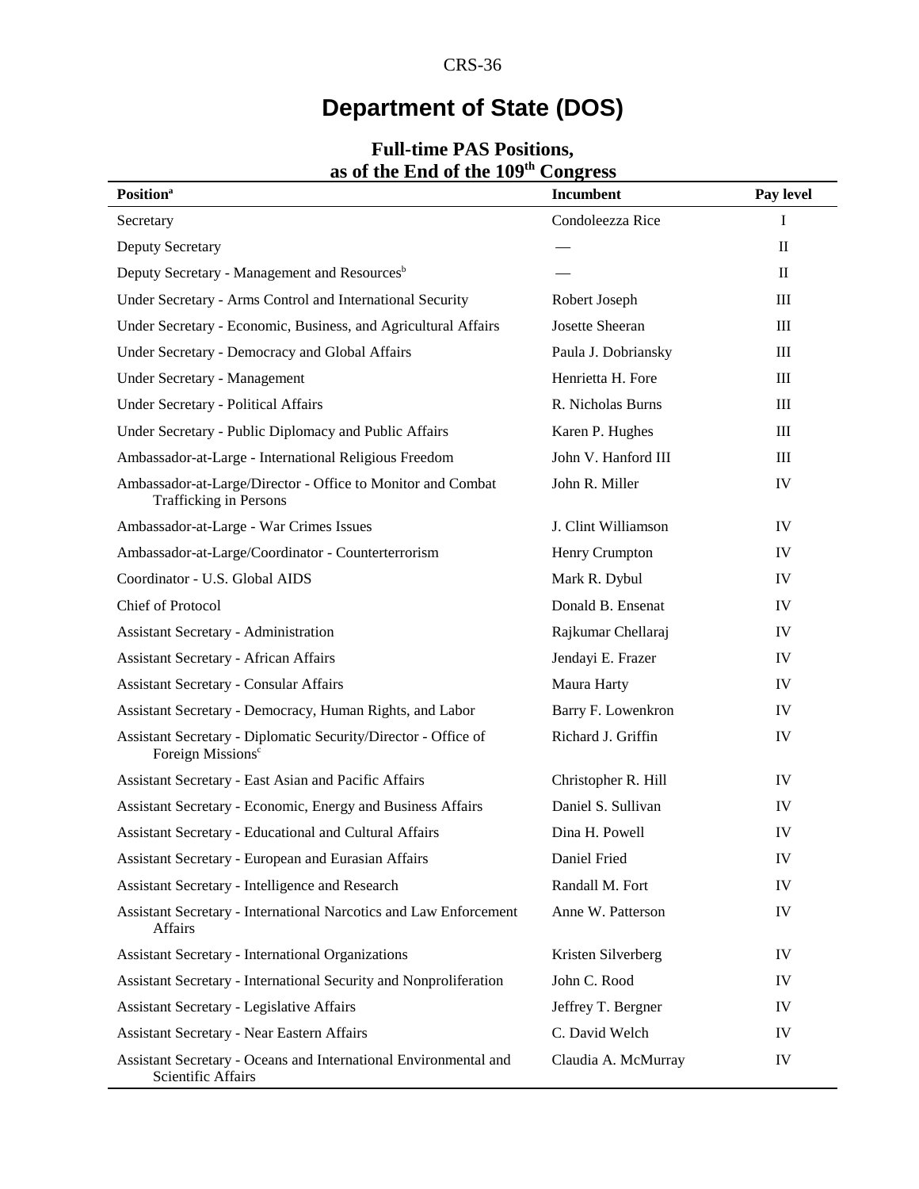# Department of State (DOS)

## Full-time PAS Positions, as of the End of the 109th Congress

| Position[a] | Incumbent | Pay level |
|---|---|---|
| Secretary | Condoleezza Rice | I |
| Deputy Secretary | — | II |
| Deputy Secretary - Management and Resources[b] | — | II |
| Under Secretary - Arms Control and International Security | Robert Joseph | III |
| Under Secretary - Economic, Business, and Agricultural Affairs | Josette Sheeran | III |
| Under Secretary - Democracy and Global Affairs | Paula J. Dobriansky | III |
| Under Secretary - Management | Henrietta H. Fore | III |
| Under Secretary - Political Affairs | R. Nicholas Burns | III |
| Under Secretary - Public Diplomacy and Public Affairs | Karen P. Hughes | III |
| Ambassador-at-Large - International Religious Freedom | John V. Hanford III | III |
| Ambassador-at-Large/Director - Office to Monitor and Combat Trafficking in Persons | John R. Miller | IV |
| Ambassador-at-Large - War Crimes Issues | J. Clint Williamson | IV |
| Ambassador-at-Large/Coordinator - Counterterrorism | Henry Crumpton | IV |
| Coordinator - U.S. Global AIDS | Mark R. Dybul | IV |
| Chief of Protocol | Donald B. Ensenat | IV |
| Assistant Secretary - Administration | Rajkumar Chellaraj | IV |
| Assistant Secretary - African Affairs | Jendayi E. Frazer | IV |
| Assistant Secretary - Consular Affairs | Maura Harty | IV |
| Assistant Secretary - Democracy, Human Rights, and Labor | Barry F. Lowenkron | IV |
| Assistant Secretary - Diplomatic Security/Director - Office of Foreign Missions[c] | Richard J. Griffin | IV |
| Assistant Secretary - East Asian and Pacific Affairs | Christopher R. Hill | IV |
| Assistant Secretary - Economic, Energy and Business Affairs | Daniel S. Sullivan | IV |
| Assistant Secretary - Educational and Cultural Affairs | Dina H. Powell | IV |
| Assistant Secretary - European and Eurasian Affairs | Daniel Fried | IV |
| Assistant Secretary - Intelligence and Research | Randall M. Fort | IV |
| Assistant Secretary - International Narcotics and Law Enforcement Affairs | Anne W. Patterson | IV |
| Assistant Secretary - International Organizations | Kristen Silverberg | IV |
| Assistant Secretary - International Security and Nonproliferation | John C. Rood | IV |
| Assistant Secretary - Legislative Affairs | Jeffrey T. Bergner | IV |
| Assistant Secretary - Near Eastern Affairs | C. David Welch | IV |
| Assistant Secretary - Oceans and International Environmental and Scientific Affairs | Claudia A. McMurray | IV |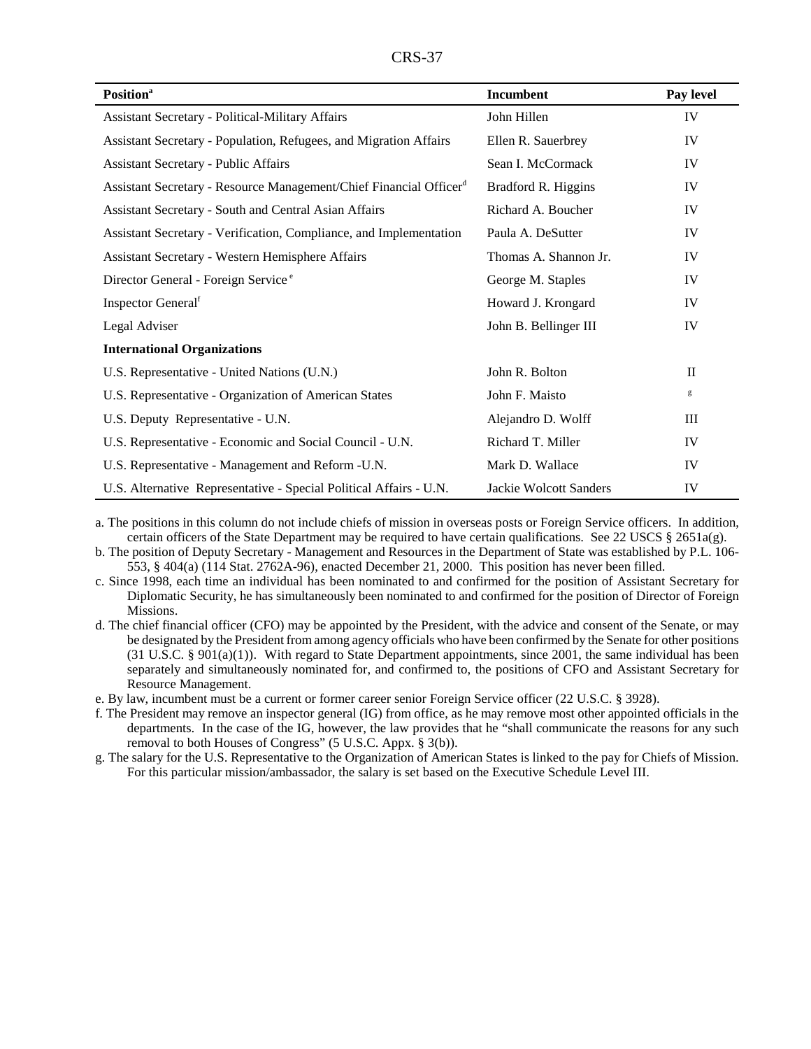| Position[a] | Incumbent | Pay level |
|---|---|---|
| Assistant Secretary - Political-Military Affairs | John Hillen | IV |
| Assistant Secretary - Population, Refugees, and Migration Affairs | Ellen R. Sauerbrey | IV |
| Assistant Secretary - Public Affairs | Sean I. McCormack | IV |
| Assistant Secretary - Resource Management/Chief Financial Officer[d] | Bradford R. Higgins | IV |
| Assistant Secretary - South and Central Asian Affairs | Richard A. Boucher | IV |
| Assistant Secretary - Verification, Compliance, and Implementation | Paula A. DeSutter | IV |
| Assistant Secretary - Western Hemisphere Affairs | Thomas A. Shannon Jr. | IV |
| Director General - Foreign Service[e] | George M. Staples | IV |
| Inspector General[f] | Howard J. Krongard | IV |
| Legal Adviser | John B. Bellinger III | IV |
| **International Organizations** | | |
| U.S. Representative - United Nations (U.N.) | John R. Bolton | II |
| U.S. Representative - Organization of American States | John F. Maisto | [g] |
| U.S. Deputy Representative - U.N. | Alejandro D. Wolff | III |
| U.S. Representative - Economic and Social Council - U.N. | Richard T. Miller | IV |
| U.S. Representative - Management and Reform -U.N. | Mark D. Wallace | IV |
| U.S. Alternative Representative - Special Political Affairs - U.N. | Jackie Wolcott Sanders | IV |

a. The positions in this column do not include chiefs of mission in overseas posts or Foreign Service officers. In addition, certain officers of the State Department may be required to have certain qualifications. See 22 USCS § 2651a(g).

b. The position of Deputy Secretary - Management and Resources in the Department of State was established by P.L. 106-553, § 404(a) (114 Stat. 2762A-96), enacted December 21, 2000. This position has never been filled.

c. Since 1998, each time an individual has been nominated to and confirmed for the position of Assistant Secretary for Diplomatic Security, he has simultaneously been nominated to and confirmed for the position of Director of Foreign Missions.

d. The chief financial officer (CFO) may be appointed by the President, with the advice and consent of the Senate, or may be designated by the President from among agency officials who have been confirmed by the Senate for other positions (31 U.S.C. § 901(a)(1)). With regard to State Department appointments, since 2001, the same individual has been separately and simultaneously nominated for, and confirmed to, the positions of CFO and Assistant Secretary for Resource Management.

e. By law, incumbent must be a current or former career senior Foreign Service officer (22 U.S.C. § 3928).

f. The President may remove an inspector general (IG) from office, as he may remove most other appointed officials in the departments. In the case of the IG, however, the law provides that he "shall communicate the reasons for any such removal to both Houses of Congress" (5 U.S.C. Appx. § 3(b)).

g. The salary for the U.S. Representative to the Organization of American States is linked to the pay for Chiefs of Mission. For this particular mission/ambassador, the salary is set based on the Executive Schedule Level III.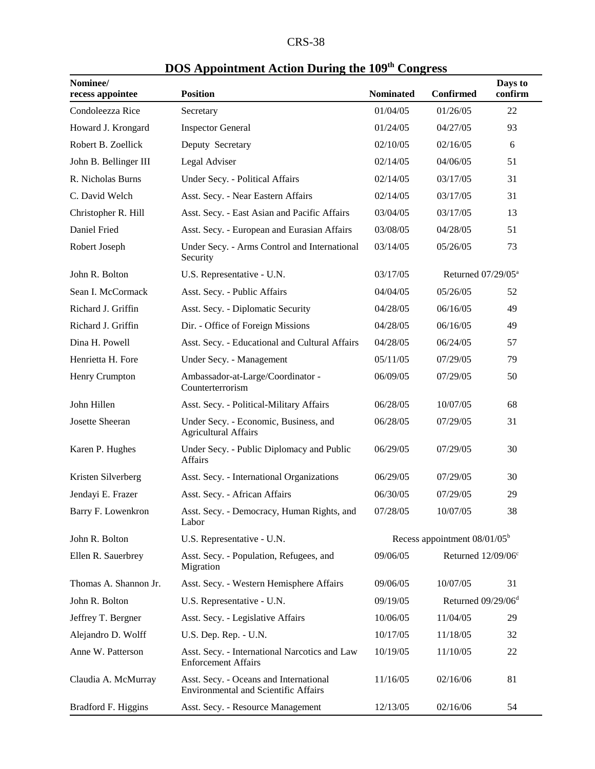## DOS Appointment Action During the 109th Congress

| Nominee/ recess appointee | Position | Nominated | Confirmed | Days to confirm |
|---|---|---|---|---|
| Condoleezza Rice | Secretary | 01/04/05 | 01/26/05 | 22 |
| Howard J. Krongard | Inspector General | 01/24/05 | 04/27/05 | 93 |
| Robert B. Zoellick | Deputy Secretary | 02/10/05 | 02/16/05 | 6 |
| John B. Bellinger III | Legal Adviser | 02/14/05 | 04/06/05 | 51 |
| R. Nicholas Burns | Under Secy. - Political Affairs | 02/14/05 | 03/17/05 | 31 |
| C. David Welch | Asst. Secy. - Near Eastern Affairs | 02/14/05 | 03/17/05 | 31 |
| Christopher R. Hill | Asst. Secy. - East Asian and Pacific Affairs | 03/04/05 | 03/17/05 | 13 |
| Daniel Fried | Asst. Secy. - European and Eurasian Affairs | 03/08/05 | 04/28/05 | 51 |
| Robert Joseph | Under Secy. - Arms Control and International Security | 03/14/05 | 05/26/05 | 73 |
| John R. Bolton | U.S. Representative - U.N. | 03/17/05 | Returned 07/29/05[a] | |
| Sean I. McCormack | Asst. Secy. - Public Affairs | 04/04/05 | 05/26/05 | 52 |
| Richard J. Griffin | Asst. Secy. - Diplomatic Security | 04/28/05 | 06/16/05 | 49 |
| Richard J. Griffin | Dir. - Office of Foreign Missions | 04/28/05 | 06/16/05 | 49 |
| Dina H. Powell | Asst. Secy. - Educational and Cultural Affairs | 04/28/05 | 06/24/05 | 57 |
| Henrietta H. Fore | Under Secy. - Management | 05/11/05 | 07/29/05 | 79 |
| Henry Crumpton | Ambassador-at-Large/Coordinator - Counterterrorism | 06/09/05 | 07/29/05 | 50 |
| John Hillen | Asst. Secy. - Political-Military Affairs | 06/28/05 | 10/07/05 | 68 |
| Josette Sheeran | Under Secy. - Economic, Business, and Agricultural Affairs | 06/28/05 | 07/29/05 | 31 |
| Karen P. Hughes | Under Secy. - Public Diplomacy and Public Affairs | 06/29/05 | 07/29/05 | 30 |
| Kristen Silverberg | Asst. Secy. - International Organizations | 06/29/05 | 07/29/05 | 30 |
| Jendayi E. Frazer | Asst. Secy. - African Affairs | 06/30/05 | 07/29/05 | 29 |
| Barry F. Lowenkron | Asst. Secy. - Democracy, Human Rights, and Labor | 07/28/05 | 10/07/05 | 38 |
| John R. Bolton | U.S. Representative - U.N. | Recess appointment 08/01/05[b] | | |
| Ellen R. Sauerbrey | Asst. Secy. - Population, Refugees, and Migration | 09/06/05 | Returned 12/09/06[c] | |
| Thomas A. Shannon Jr. | Asst. Secy. - Western Hemisphere Affairs | 09/06/05 | 10/07/05 | 31 |
| John R. Bolton | U.S. Representative - U.N. | 09/19/05 | Returned 09/29/06[d] | |
| Jeffrey T. Bergner | Asst. Secy. - Legislative Affairs | 10/06/05 | 11/04/05 | 29 |
| Alejandro D. Wolff | U.S. Dep. Rep. - U.N. | 10/17/05 | 11/18/05 | 32 |
| Anne W. Patterson | Asst. Secy. - International Narcotics and Law Enforcement Affairs | 10/19/05 | 11/10/05 | 22 |
| Claudia A. McMurray | Asst. Secy. - Oceans and International Environmental and Scientific Affairs | 11/16/05 | 02/16/06 | 81 |
| Bradford F. Higgins | Asst. Secy. - Resource Management | 12/13/05 | 02/16/06 | 54 |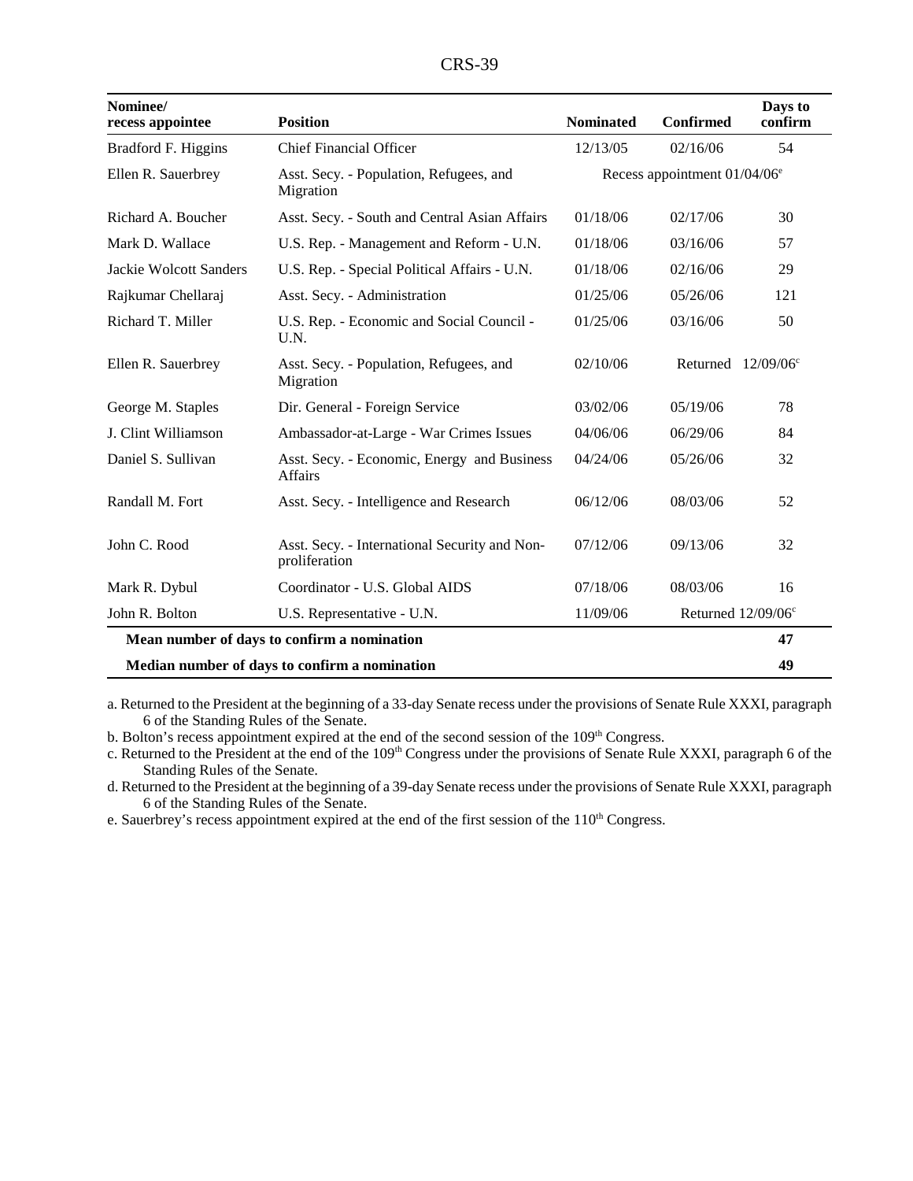| Nominee/ recess appointee | Position | Nominated | Confirmed | Days to confirm |
|---|---|---|---|---|
| Bradford F. Higgins | Chief Financial Officer | 12/13/05 | 02/16/06 | 54 |
| Ellen R. Sauerbrey | Asst. Secy. - Population, Refugees, and Migration | Recess appointment 01/04/06[e] | | |
| Richard A. Boucher | Asst. Secy. - South and Central Asian Affairs | 01/18/06 | 02/17/06 | 30 |
| Mark D. Wallace | U.S. Rep. - Management and Reform - U.N. | 01/18/06 | 03/16/06 | 57 |
| Jackie Wolcott Sanders | U.S. Rep. - Special Political Affairs - U.N. | 01/18/06 | 02/16/06 | 29 |
| Rajkumar Chellaraj | Asst. Secy. - Administration | 01/25/06 | 05/26/06 | 121 |
| Richard T. Miller | U.S. Rep. - Economic and Social Council - U.N. | 01/25/06 | 03/16/06 | 50 |
| Ellen R. Sauerbrey | Asst. Secy. - Population, Refugees, and Migration | 02/10/06 | Returned 12/09/06[c] | |
| George M. Staples | Dir. General - Foreign Service | 03/02/06 | 05/19/06 | 78 |
| J. Clint Williamson | Ambassador-at-Large - War Crimes Issues | 04/06/06 | 06/29/06 | 84 |
| Daniel S. Sullivan | Asst. Secy. - Economic, Energy and Business Affairs | 04/24/06 | 05/26/06 | 32 |
| Randall M. Fort | Asst. Secy. - Intelligence and Research | 06/12/06 | 08/03/06 | 52 |
| John C. Rood | Asst. Secy. - International Security and Non-proliferation | 07/12/06 | 09/13/06 | 32 |
| Mark R. Dybul | Coordinator - U.S. Global AIDS | 07/18/06 | 08/03/06 | 16 |
| John R. Bolton | U.S. Representative - U.N. | 11/09/06 | Returned 12/09/06[c] | |
| **Mean number of days to confirm a nomination** | | | | **47** |
| **Median number of days to confirm a nomination** | | | | **49** |

a. Returned to the President at the beginning of a 33-day Senate recess under the provisions of Senate Rule XXXI, paragraph 6 of the Standing Rules of the Senate.

b. Bolton's recess appointment expired at the end of the second session of the 109th Congress.

c. Returned to the President at the end of the 109th Congress under the provisions of Senate Rule XXXI, paragraph 6 of the Standing Rules of the Senate.

d. Returned to the President at the beginning of a 39-day Senate recess under the provisions of Senate Rule XXXI, paragraph 6 of the Standing Rules of the Senate.

e. Sauerbrey's recess appointment expired at the end of the first session of the 110th Congress.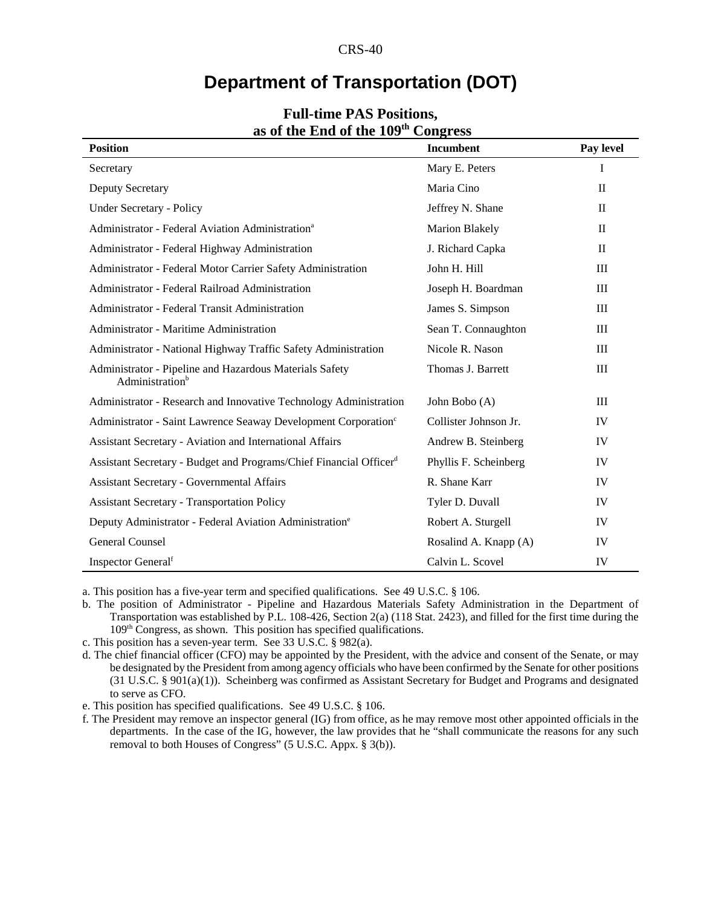# Department of Transportation (DOT)

## Full-time PAS Positions, as of the End of the 109th Congress

| Position | Incumbent | Pay level |
|---|---|---|
| Secretary | Mary E. Peters | I |
| Deputy Secretary | Maria Cino | II |
| Under Secretary - Policy | Jeffrey N. Shane | II |
| Administrator - Federal Aviation Administration[a] | Marion Blakely | II |
| Administrator - Federal Highway Administration | J. Richard Capka | II |
| Administrator - Federal Motor Carrier Safety Administration | John H. Hill | III |
| Administrator - Federal Railroad Administration | Joseph H. Boardman | III |
| Administrator - Federal Transit Administration | James S. Simpson | III |
| Administrator - Maritime Administration | Sean T. Connaughton | III |
| Administrator - National Highway Traffic Safety Administration | Nicole R. Nason | III |
| Administrator - Pipeline and Hazardous Materials Safety Administration[b] | Thomas J. Barrett | III |
| Administrator - Research and Innovative Technology Administration | John Bobo (A) | III |
| Administrator - Saint Lawrence Seaway Development Corporation[c] | Collister Johnson Jr. | IV |
| Assistant Secretary - Aviation and International Affairs | Andrew B. Steinberg | IV |
| Assistant Secretary - Budget and Programs/Chief Financial Officer[d] | Phyllis F. Scheinberg | IV |
| Assistant Secretary - Governmental Affairs | R. Shane Karr | IV |
| Assistant Secretary - Transportation Policy | Tyler D. Duvall | IV |
| Deputy Administrator - Federal Aviation Administration[e] | Robert A. Sturgell | IV |
| General Counsel | Rosalind A. Knapp (A) | IV |
| Inspector General[f] | Calvin L. Scovel | IV |

a. This position has a five-year term and specified qualifications. See 49 U.S.C. § 106.

b. The position of Administrator - Pipeline and Hazardous Materials Safety Administration in the Department of Transportation was established by P.L. 108-426, Section 2(a) (118 Stat. 2423), and filled for the first time during the 109th Congress, as shown. This position has specified qualifications.

c. This position has a seven-year term. See 33 U.S.C. § 982(a).

d. The chief financial officer (CFO) may be appointed by the President, with the advice and consent of the Senate, or may be designated by the President from among agency officials who have been confirmed by the Senate for other positions (31 U.S.C. § 901(a)(1)). Scheinberg was confirmed as Assistant Secretary for Budget and Programs and designated to serve as CFO.

e. This position has specified qualifications. See 49 U.S.C. § 106.

f. The President may remove an inspector general (IG) from office, as he may remove most other appointed officials in the departments. In the case of the IG, however, the law provides that he "shall communicate the reasons for any such removal to both Houses of Congress" (5 U.S.C. Appx. § 3(b)).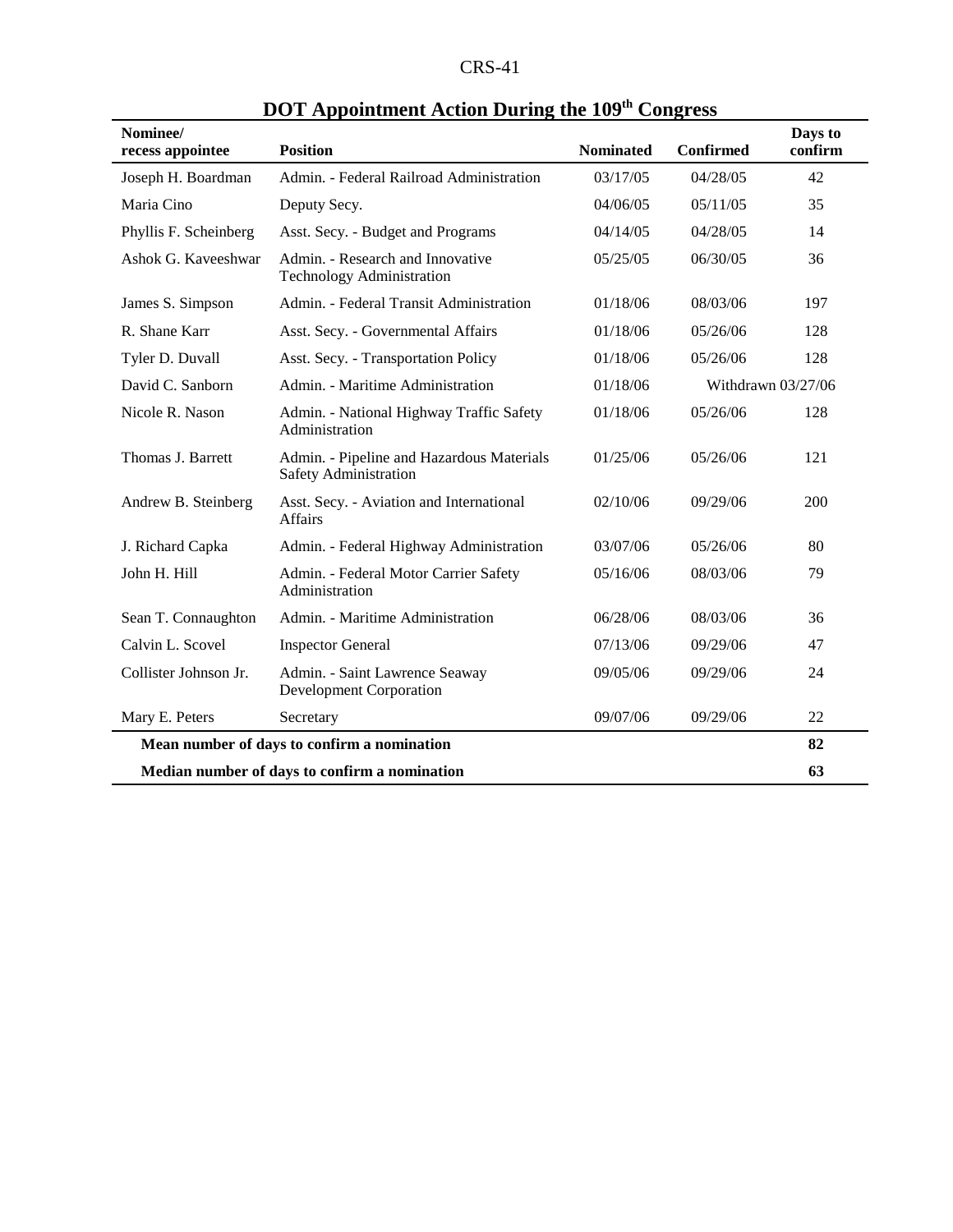## DOT Appointment Action During the 109th Congress

| Nominee/ recess appointee | Position | Nominated | Confirmed | Days to confirm |
|---|---|---|---|---|
| Joseph H. Boardman | Admin. - Federal Railroad Administration | 03/17/05 | 04/28/05 | 42 |
| Maria Cino | Deputy Secy. | 04/06/05 | 05/11/05 | 35 |
| Phyllis F. Scheinberg | Asst. Secy. - Budget and Programs | 04/14/05 | 04/28/05 | 14 |
| Ashok G. Kaveeshwar | Admin. - Research and Innovative Technology Administration | 05/25/05 | 06/30/05 | 36 |
| James S. Simpson | Admin. - Federal Transit Administration | 01/18/06 | 08/03/06 | 197 |
| R. Shane Karr | Asst. Secy. - Governmental Affairs | 01/18/06 | 05/26/06 | 128 |
| Tyler D. Duvall | Asst. Secy. - Transportation Policy | 01/18/06 | 05/26/06 | 128 |
| David C. Sanborn | Admin. - Maritime Administration | 01/18/06 | Withdrawn 03/27/06 | |
| Nicole R. Nason | Admin. - National Highway Traffic Safety Administration | 01/18/06 | 05/26/06 | 128 |
| Thomas J. Barrett | Admin. - Pipeline and Hazardous Materials Safety Administration | 01/25/06 | 05/26/06 | 121 |
| Andrew B. Steinberg | Asst. Secy. - Aviation and International Affairs | 02/10/06 | 09/29/06 | 200 |
| J. Richard Capka | Admin. - Federal Highway Administration | 03/07/06 | 05/26/06 | 80 |
| John H. Hill | Admin. - Federal Motor Carrier Safety Administration | 05/16/06 | 08/03/06 | 79 |
| Sean T. Connaughton | Admin. - Maritime Administration | 06/28/06 | 08/03/06 | 36 |
| Calvin L. Scovel | Inspector General | 07/13/06 | 09/29/06 | 47 |
| Collister Johnson Jr. | Admin. - Saint Lawrence Seaway Development Corporation | 09/05/06 | 09/29/06 | 24 |
| Mary E. Peters | Secretary | 09/07/06 | 09/29/06 | 22 |
| **Mean number of days to confirm a nomination** | | | | **82** |
| **Median number of days to confirm a nomination** | | | | **63** |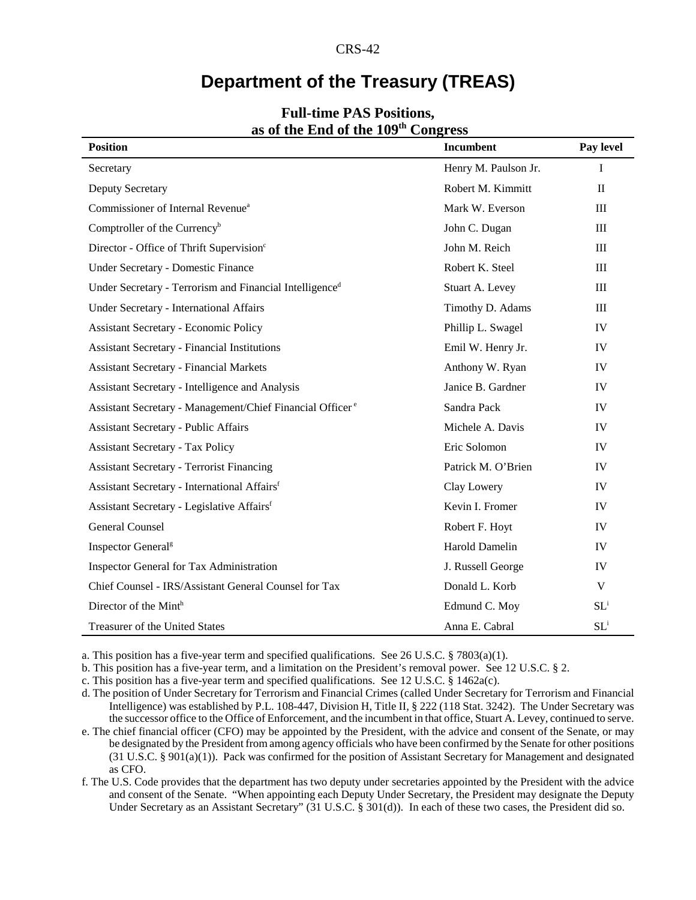# Department of the Treasury (TREAS)

### Full-time PAS Positions, as of the End of the 109th Congress

| Position | Incumbent | Pay level |
|---|---|---|
| Secretary | Henry M. Paulson Jr. | I |
| Deputy Secretary | Robert M. Kimmitt | II |
| Commissioner of Internal Revenue[a] | Mark W. Everson | III |
| Comptroller of the Currency[b] | John C. Dugan | III |
| Director - Office of Thrift Supervision[c] | John M. Reich | III |
| Under Secretary - Domestic Finance | Robert K. Steel | III |
| Under Secretary - Terrorism and Financial Intelligence[d] | Stuart A. Levey | III |
| Under Secretary - International Affairs | Timothy D. Adams | III |
| Assistant Secretary - Economic Policy | Phillip L. Swagel | IV |
| Assistant Secretary - Financial Institutions | Emil W. Henry Jr. | IV |
| Assistant Secretary - Financial Markets | Anthony W. Ryan | IV |
| Assistant Secretary - Intelligence and Analysis | Janice B. Gardner | IV |
| Assistant Secretary - Management/Chief Financial Officer[e] | Sandra Pack | IV |
| Assistant Secretary - Public Affairs | Michele A. Davis | IV |
| Assistant Secretary - Tax Policy | Eric Solomon | IV |
| Assistant Secretary - Terrorist Financing | Patrick M. O'Brien | IV |
| Assistant Secretary - International Affairs[f] | Clay Lowery | IV |
| Assistant Secretary - Legislative Affairs[f] | Kevin I. Fromer | IV |
| General Counsel | Robert F. Hoyt | IV |
| Inspector General[g] | Harold Damelin | IV |
| Inspector General for Tax Administration | J. Russell George | IV |
| Chief Counsel - IRS/Assistant General Counsel for Tax | Donald L. Korb | V |
| Director of the Mint[h] | Edmund C. Moy | SL[i] |
| Treasurer of the United States | Anna E. Cabral | SL[i] |

a. This position has a five-year term and specified qualifications. See 26 U.S.C. § 7803(a)(1).

b. This position has a five-year term, and a limitation on the President's removal power. See 12 U.S.C. § 2.

c. This position has a five-year term and specified qualifications. See 12 U.S.C. § 1462a(c).

d. The position of Under Secretary for Terrorism and Financial Crimes (called Under Secretary for Terrorism and Financial Intelligence) was established by P.L. 108-447, Division H, Title II, § 222 (118 Stat. 3242). The Under Secretary was the successor office to the Office of Enforcement, and the incumbent in that office, Stuart A. Levey, continued to serve.

e. The chief financial officer (CFO) may be appointed by the President, with the advice and consent of the Senate, or may be designated by the President from among agency officials who have been confirmed by the Senate for other positions (31 U.S.C. § 901(a)(1)). Pack was confirmed for the position of Assistant Secretary for Management and designated as CFO.

f. The U.S. Code provides that the department has two deputy under secretaries appointed by the President with the advice and consent of the Senate. "When appointing each Deputy Under Secretary, the President may designate the Deputy Under Secretary as an Assistant Secretary" (31 U.S.C. § 301(d)). In each of these two cases, the President did so.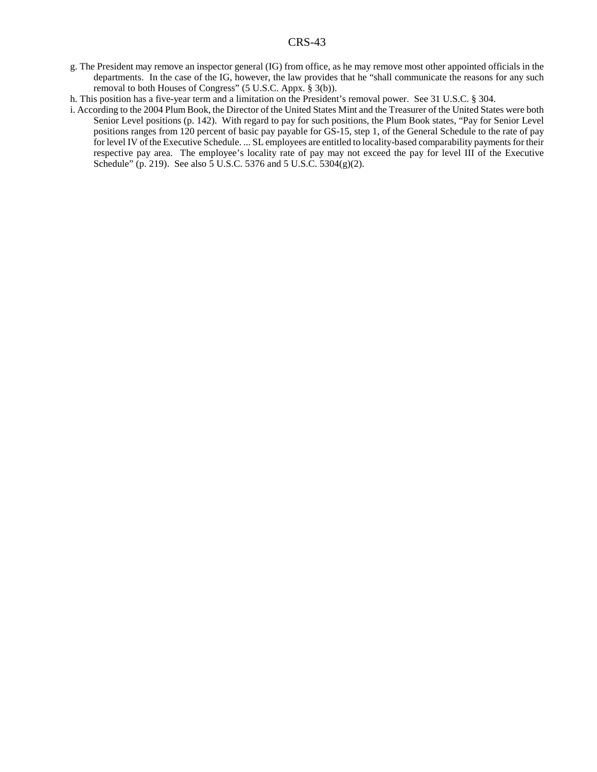g. The President may remove an inspector general (IG) from office, as he may remove most other appointed officials in the departments. In the case of the IG, however, the law provides that he "shall communicate the reasons for any such removal to both Houses of Congress" (5 U.S.C. Appx. § 3(b)).

h. This position has a five-year term and a limitation on the President's removal power. See 31 U.S.C. § 304.

i. According to the 2004 Plum Book, the Director of the United States Mint and the Treasurer of the United States were both Senior Level positions (p. 142). With regard to pay for such positions, the Plum Book states, "Pay for Senior Level positions ranges from 120 percent of basic pay payable for GS-15, step 1, of the General Schedule to the rate of pay for level IV of the Executive Schedule. ... SL employees are entitled to locality-based comparability payments for their respective pay area. The employee's locality rate of pay may not exceed the pay for level III of the Executive Schedule" (p. 219). See also 5 U.S.C. 5376 and 5 U.S.C. 5304(g)(2).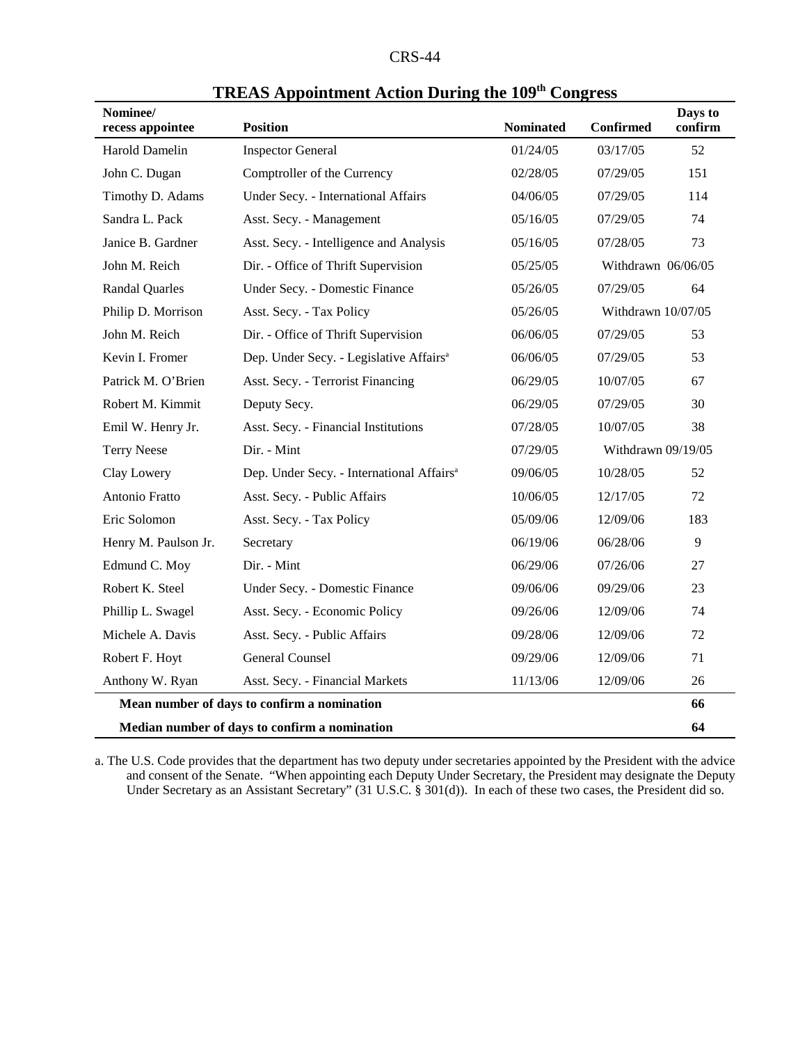## TREAS Appointment Action During the 109th Congress

| Nominee/ recess appointee | Position | Nominated | Confirmed | Days to confirm |
|---|---|---|---|---|
| Harold Damelin | Inspector General | 01/24/05 | 03/17/05 | 52 |
| John C. Dugan | Comptroller of the Currency | 02/28/05 | 07/29/05 | 151 |
| Timothy D. Adams | Under Secy. - International Affairs | 04/06/05 | 07/29/05 | 114 |
| Sandra L. Pack | Asst. Secy. - Management | 05/16/05 | 07/29/05 | 74 |
| Janice B. Gardner | Asst. Secy. - Intelligence and Analysis | 05/16/05 | 07/28/05 | 73 |
| John M. Reich | Dir. - Office of Thrift Supervision | 05/25/05 | Withdrawn 06/06/05 | |
| Randal Quarles | Under Secy. - Domestic Finance | 05/26/05 | 07/29/05 | 64 |
| Philip D. Morrison | Asst. Secy. - Tax Policy | 05/26/05 | Withdrawn 10/07/05 | |
| John M. Reich | Dir. - Office of Thrift Supervision | 06/06/05 | 07/29/05 | 53 |
| Kevin I. Fromer | Dep. Under Secy. - Legislative Affairs[a] | 06/06/05 | 07/29/05 | 53 |
| Patrick M. O'Brien | Asst. Secy. - Terrorist Financing | 06/29/05 | 10/07/05 | 67 |
| Robert M. Kimmit | Deputy Secy. | 06/29/05 | 07/29/05 | 30 |
| Emil W. Henry Jr. | Asst. Secy. - Financial Institutions | 07/28/05 | 10/07/05 | 38 |
| Terry Neese | Dir. - Mint | 07/29/05 | Withdrawn 09/19/05 | |
| Clay Lowery | Dep. Under Secy. - International Affairs[a] | 09/06/05 | 10/28/05 | 52 |
| Antonio Fratto | Asst. Secy. - Public Affairs | 10/06/05 | 12/17/05 | 72 |
| Eric Solomon | Asst. Secy. - Tax Policy | 05/09/06 | 12/09/06 | 183 |
| Henry M. Paulson Jr. | Secretary | 06/19/06 | 06/28/06 | 9 |
| Edmund C. Moy | Dir. - Mint | 06/29/06 | 07/26/06 | 27 |
| Robert K. Steel | Under Secy. - Domestic Finance | 09/06/06 | 09/29/06 | 23 |
| Phillip L. Swagel | Asst. Secy. - Economic Policy | 09/26/06 | 12/09/06 | 74 |
| Michele A. Davis | Asst. Secy. - Public Affairs | 09/28/06 | 12/09/06 | 72 |
| Robert F. Hoyt | General Counsel | 09/29/06 | 12/09/06 | 71 |
| Anthony W. Ryan | Asst. Secy. - Financial Markets | 11/13/06 | 12/09/06 | 26 |
| **Mean number of days to confirm a nomination** | | | | **66** |
| **Median number of days to confirm a nomination** | | | | **64** |

a. The U.S. Code provides that the department has two deputy under secretaries appointed by the President with the advice and consent of the Senate. "When appointing each Deputy Under Secretary, the President may designate the Deputy Under Secretary as an Assistant Secretary" (31 U.S.C. § 301(d)). In each of these two cases, the President did so.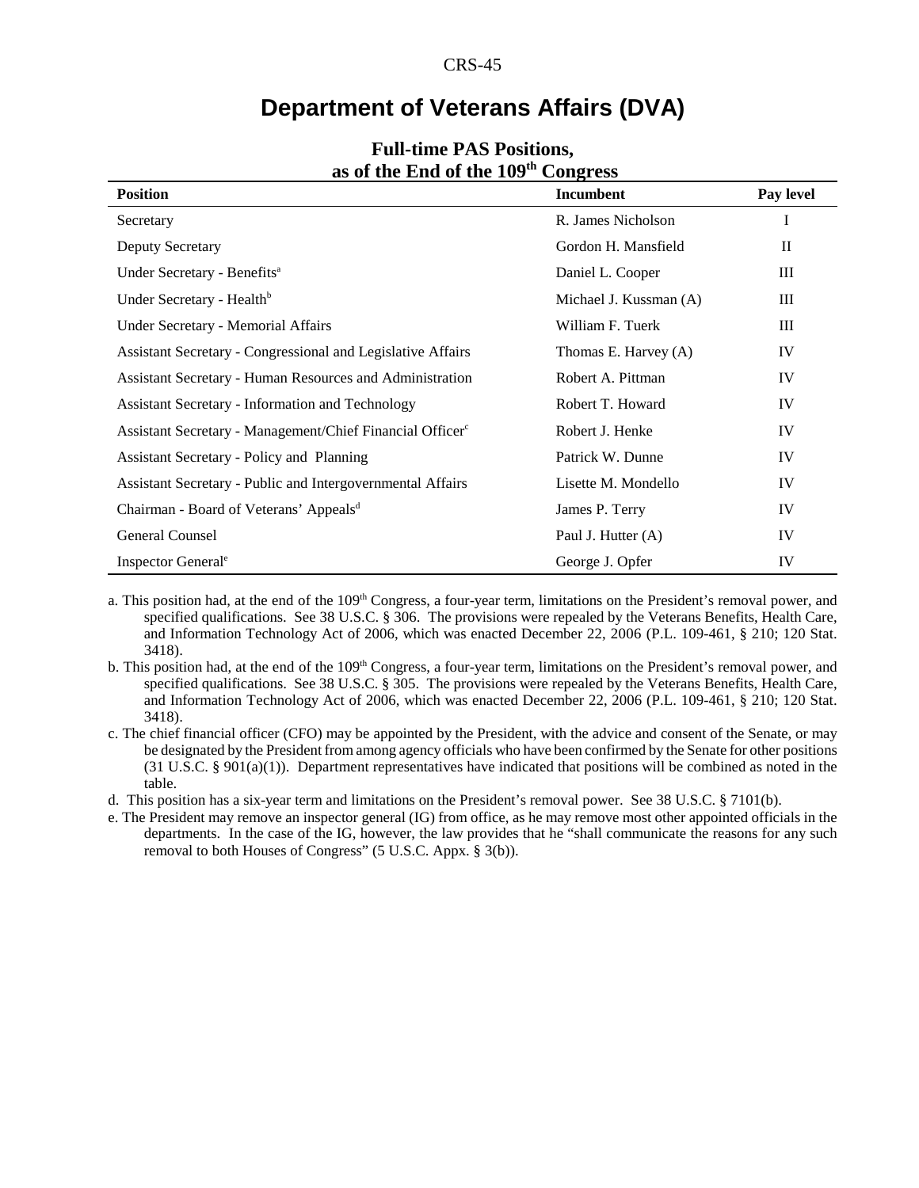# Department of Veterans Affairs (DVA)

## Full-time PAS Positions, as of the End of the 109th Congress

| Position | Incumbent | Pay level |
|---|---|---|
| Secretary | R. James Nicholson | I |
| Deputy Secretary | Gordon H. Mansfield | II |
| Under Secretary - Benefits[a] | Daniel L. Cooper | III |
| Under Secretary - Health[b] | Michael J. Kussman (A) | III |
| Under Secretary - Memorial Affairs | William F. Tuerk | III |
| Assistant Secretary - Congressional and Legislative Affairs | Thomas E. Harvey (A) | IV |
| Assistant Secretary - Human Resources and Administration | Robert A. Pittman | IV |
| Assistant Secretary - Information and Technology | Robert T. Howard | IV |
| Assistant Secretary - Management/Chief Financial Officer[c] | Robert J. Henke | IV |
| Assistant Secretary - Policy and Planning | Patrick W. Dunne | IV |
| Assistant Secretary - Public and Intergovernmental Affairs | Lisette M. Mondello | IV |
| Chairman - Board of Veterans' Appeals[d] | James P. Terry | IV |
| General Counsel | Paul J. Hutter (A) | IV |
| Inspector General[e] | George J. Opfer | IV |

a. This position had, at the end of the 109th Congress, a four-year term, limitations on the President's removal power, and specified qualifications. See 38 U.S.C. § 306. The provisions were repealed by the Veterans Benefits, Health Care, and Information Technology Act of 2006, which was enacted December 22, 2006 (P.L. 109-461, § 210; 120 Stat. 3418).

b. This position had, at the end of the 109th Congress, a four-year term, limitations on the President's removal power, and specified qualifications. See 38 U.S.C. § 305. The provisions were repealed by the Veterans Benefits, Health Care, and Information Technology Act of 2006, which was enacted December 22, 2006 (P.L. 109-461, § 210; 120 Stat. 3418).

c. The chief financial officer (CFO) may be appointed by the President, with the advice and consent of the Senate, or may be designated by the President from among agency officials who have been confirmed by the Senate for other positions (31 U.S.C. § 901(a)(1)). Department representatives have indicated that positions will be combined as noted in the table.

d. This position has a six-year term and limitations on the President's removal power. See 38 U.S.C. § 7101(b).

e. The President may remove an inspector general (IG) from office, as he may remove most other appointed officials in the departments. In the case of the IG, however, the law provides that he "shall communicate the reasons for any such removal to both Houses of Congress" (5 U.S.C. Appx. § 3(b)).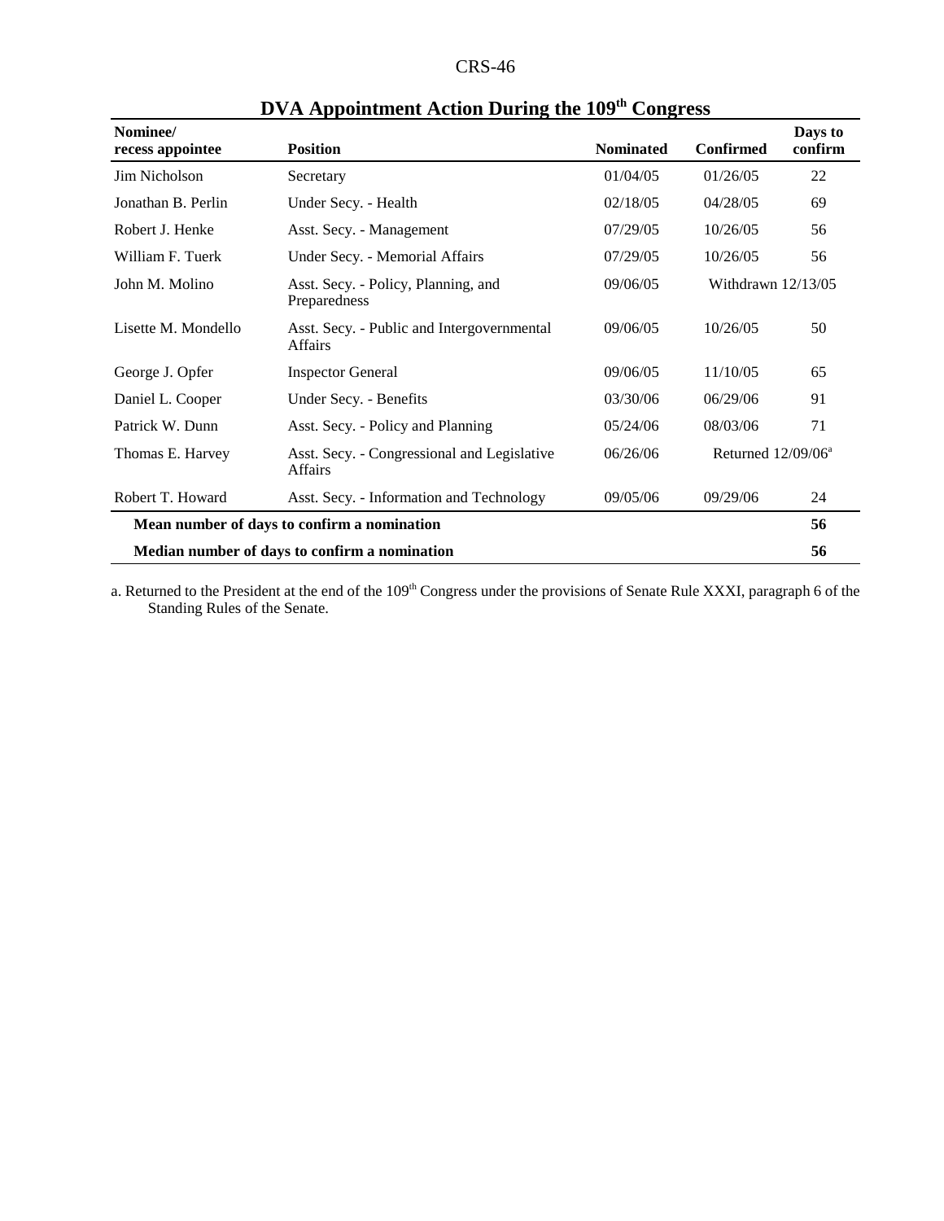## DVA Appointment Action During the 109th Congress

| Nominee/ recess appointee | Position | Nominated | Confirmed | Days to confirm |
|---|---|---|---|---|
| Jim Nicholson | Secretary | 01/04/05 | 01/26/05 | 22 |
| Jonathan B. Perlin | Under Secy. - Health | 02/18/05 | 04/28/05 | 69 |
| Robert J. Henke | Asst. Secy. - Management | 07/29/05 | 10/26/05 | 56 |
| William F. Tuerk | Under Secy. - Memorial Affairs | 07/29/05 | 10/26/05 | 56 |
| John M. Molino | Asst. Secy. - Policy, Planning, and Preparedness | 09/06/05 | Withdrawn 12/13/05 | |
| Lisette M. Mondello | Asst. Secy. - Public and Intergovernmental Affairs | 09/06/05 | 10/26/05 | 50 |
| George J. Opfer | Inspector General | 09/06/05 | 11/10/05 | 65 |
| Daniel L. Cooper | Under Secy. - Benefits | 03/30/06 | 06/29/06 | 91 |
| Patrick W. Dunn | Asst. Secy. - Policy and Planning | 05/24/06 | 08/03/06 | 71 |
| Thomas E. Harvey | Asst. Secy. - Congressional and Legislative Affairs | 06/26/06 | Returned 12/09/06[a] | |
| Robert T. Howard | Asst. Secy. - Information and Technology | 09/05/06 | 09/29/06 | 24 |
| **Mean number of days to confirm a nomination** | | | | **56** |
| **Median number of days to confirm a nomination** | | | | **56** |

a. Returned to the President at the end of the 109th Congress under the provisions of Senate Rule XXXI, paragraph 6 of the Standing Rules of the Senate.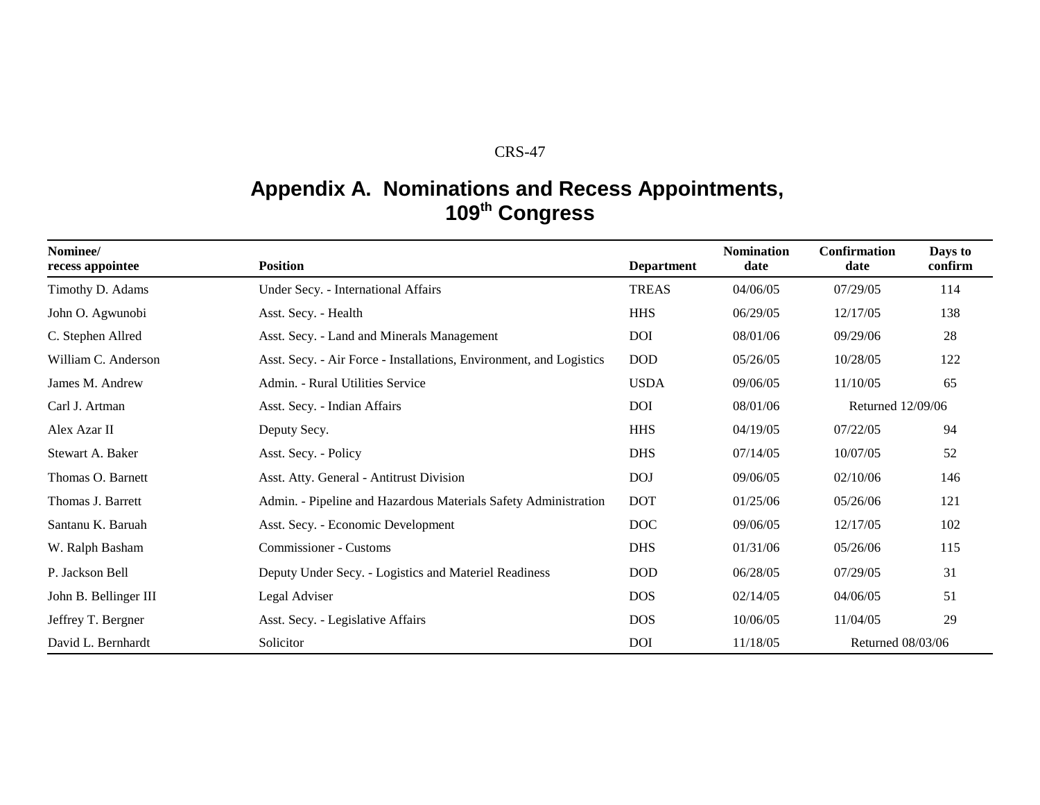# Appendix A. Nominations and Recess Appointments, 109th Congress

| Nominee/ recess appointee | Position | Department | Nomination date | Confirmation date | Days to confirm |
|---|---|---|---|---|---|
| Timothy D. Adams | Under Secy. - International Affairs | TREAS | 04/06/05 | 07/29/05 | 114 |
| John O. Agwunobi | Asst. Secy. - Health | HHS | 06/29/05 | 12/17/05 | 138 |
| C. Stephen Allred | Asst. Secy. - Land and Minerals Management | DOI | 08/01/06 | 09/29/06 | 28 |
| William C. Anderson | Asst. Secy. - Air Force - Installations, Environment, and Logistics | DOD | 05/26/05 | 10/28/05 | 122 |
| James M. Andrew | Admin. - Rural Utilities Service | USDA | 09/06/05 | 11/10/05 | 65 |
| Carl J. Artman | Asst. Secy. - Indian Affairs | DOI | 08/01/06 | Returned 12/09/06 | |
| Alex Azar II | Deputy Secy. | HHS | 04/19/05 | 07/22/05 | 94 |
| Stewart A. Baker | Asst. Secy. - Policy | DHS | 07/14/05 | 10/07/05 | 52 |
| Thomas O. Barnett | Asst. Atty. General - Antitrust Division | DOJ | 09/06/05 | 02/10/06 | 146 |
| Thomas J. Barrett | Admin. - Pipeline and Hazardous Materials Safety Administration | DOT | 01/25/06 | 05/26/06 | 121 |
| Santanu K. Baruah | Asst. Secy. - Economic Development | DOC | 09/06/05 | 12/17/05 | 102 |
| W. Ralph Basham | Commissioner - Customs | DHS | 01/31/06 | 05/26/06 | 115 |
| P. Jackson Bell | Deputy Under Secy. - Logistics and Materiel Readiness | DOD | 06/28/05 | 07/29/05 | 31 |
| John B. Bellinger III | Legal Adviser | DOS | 02/14/05 | 04/06/05 | 51 |
| Jeffrey T. Bergner | Asst. Secy. - Legislative Affairs | DOS | 10/06/05 | 11/04/05 | 29 |
| David L. Bernhardt | Solicitor | DOI | 11/18/05 | Returned 08/03/06 | |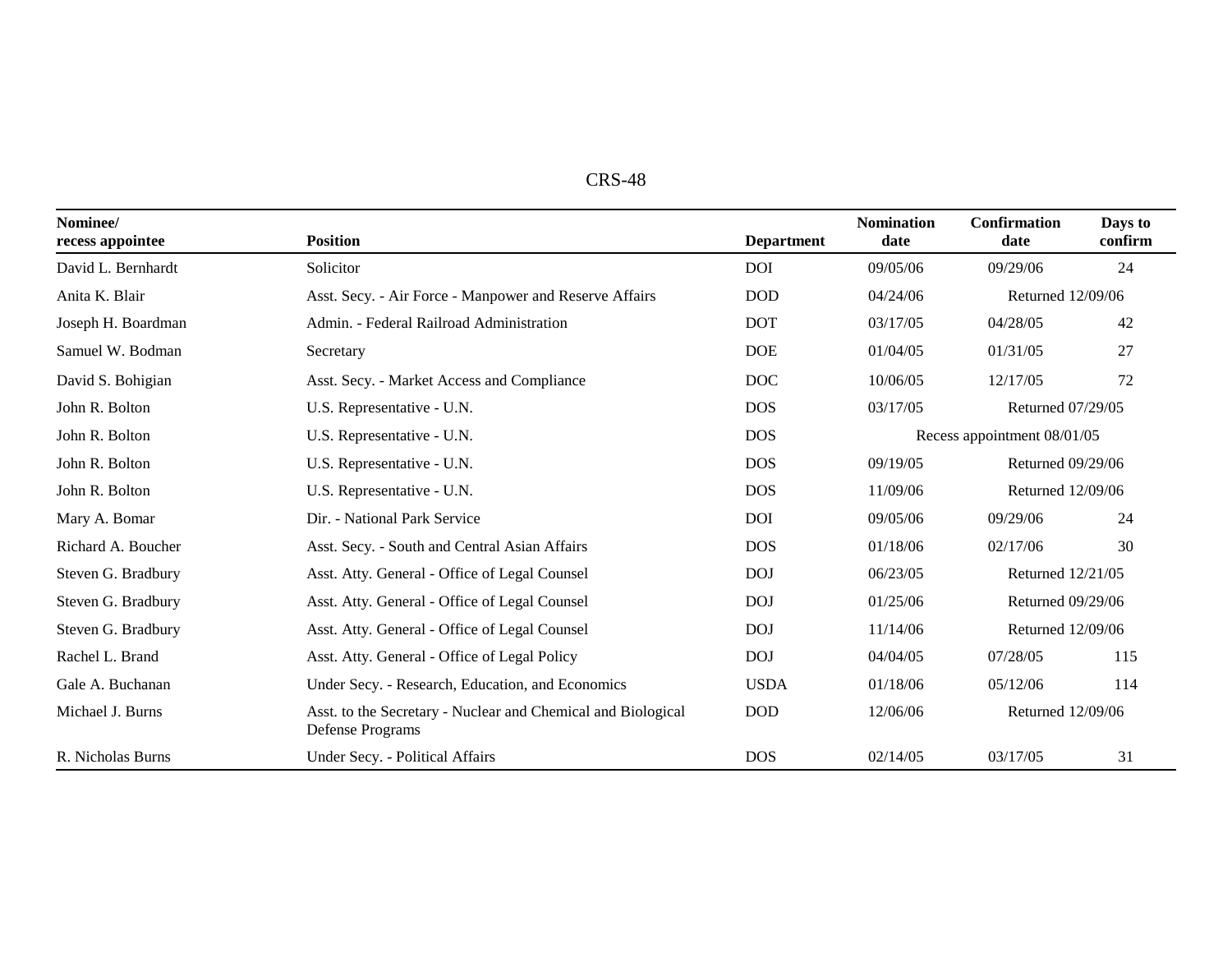| Nominee/ recess appointee | Position | Department | Nomination date | Confirmation date | Days to confirm |
|---|---|---|---|---|---|
| David L. Bernhardt | Solicitor | DOI | 09/05/06 | 09/29/06 | 24 |
| Anita K. Blair | Asst. Secy. - Air Force - Manpower and Reserve Affairs | DOD | 04/24/06 | Returned 12/09/06 | |
| Joseph H. Boardman | Admin. - Federal Railroad Administration | DOT | 03/17/05 | 04/28/05 | 42 |
| Samuel W. Bodman | Secretary | DOE | 01/04/05 | 01/31/05 | 27 |
| David S. Bohigian | Asst. Secy. - Market Access and Compliance | DOC | 10/06/05 | 12/17/05 | 72 |
| John R. Bolton | U.S. Representative - U.N. | DOS | 03/17/05 | Returned 07/29/05 | |
| John R. Bolton | U.S. Representative - U.N. | DOS | Recess appointment 08/01/05 | | |
| John R. Bolton | U.S. Representative - U.N. | DOS | 09/19/05 | Returned 09/29/06 | |
| John R. Bolton | U.S. Representative - U.N. | DOS | 11/09/06 | Returned 12/09/06 | |
| Mary A. Bomar | Dir. - National Park Service | DOI | 09/05/06 | 09/29/06 | 24 |
| Richard A. Boucher | Asst. Secy. - South and Central Asian Affairs | DOS | 01/18/06 | 02/17/06 | 30 |
| Steven G. Bradbury | Asst. Atty. General - Office of Legal Counsel | DOJ | 06/23/05 | Returned 12/21/05 | |
| Steven G. Bradbury | Asst. Atty. General - Office of Legal Counsel | DOJ | 01/25/06 | Returned 09/29/06 | |
| Steven G. Bradbury | Asst. Atty. General - Office of Legal Counsel | DOJ | 11/14/06 | Returned 12/09/06 | |
| Rachel L. Brand | Asst. Atty. General - Office of Legal Policy | DOJ | 04/04/05 | 07/28/05 | 115 |
| Gale A. Buchanan | Under Secy. - Research, Education, and Economics | USDA | 01/18/06 | 05/12/06 | 114 |
| Michael J. Burns | Asst. to the Secretary - Nuclear and Chemical and Biological Defense Programs | DOD | 12/06/06 | Returned 12/09/06 | |
| R. Nicholas Burns | Under Secy. - Political Affairs | DOS | 02/14/05 | 03/17/05 | 31 |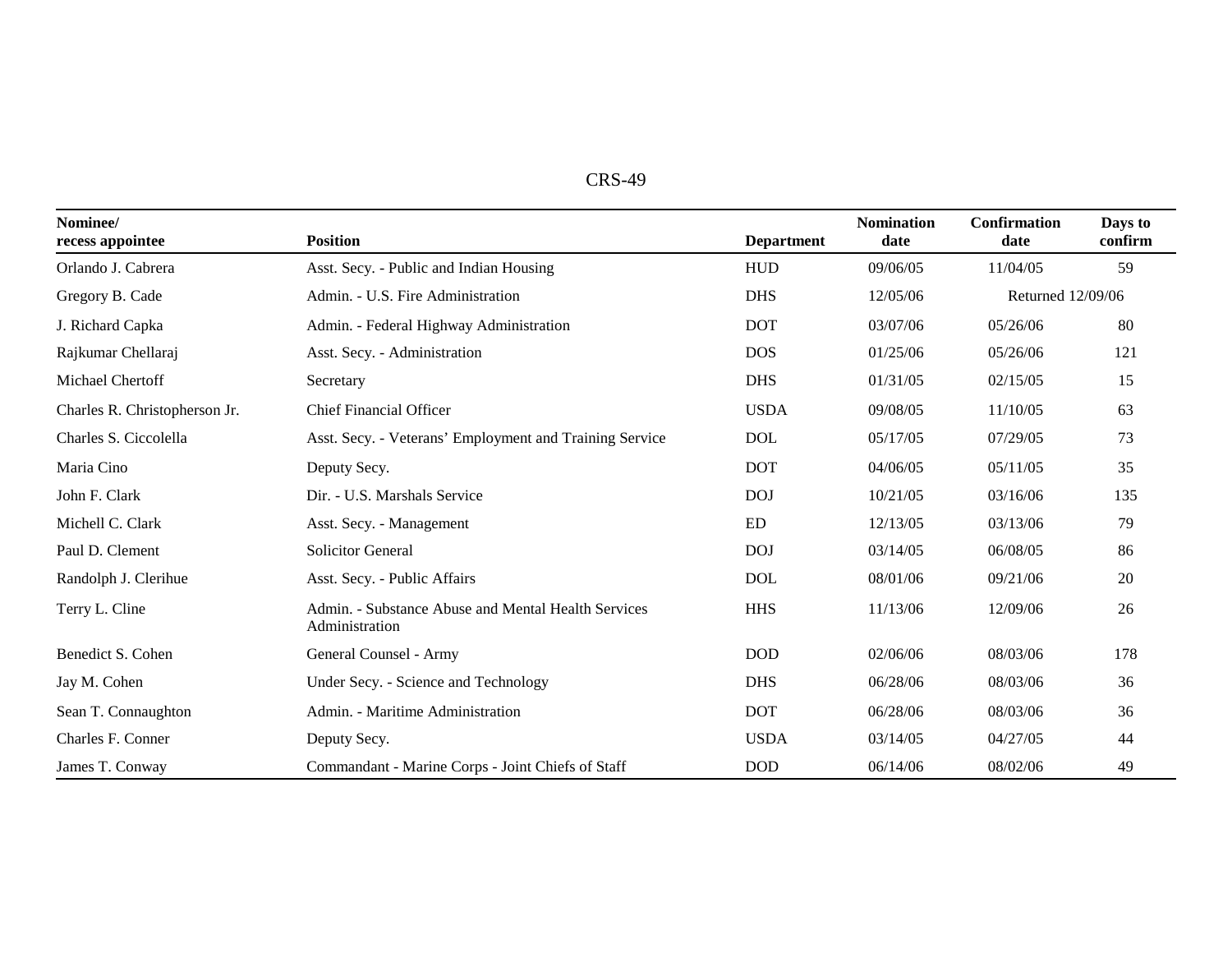| Nominee/ recess appointee | Position | Department | Nomination date | Confirmation date | Days to confirm |
|---|---|---|---|---|---|
| Orlando J. Cabrera | Asst. Secy. - Public and Indian Housing | HUD | 09/06/05 | 11/04/05 | 59 |
| Gregory B. Cade | Admin. - U.S. Fire Administration | DHS | 12/05/06 | Returned 12/09/06 | |
| J. Richard Capka | Admin. - Federal Highway Administration | DOT | 03/07/06 | 05/26/06 | 80 |
| Rajkumar Chellaraj | Asst. Secy. - Administration | DOS | 01/25/06 | 05/26/06 | 121 |
| Michael Chertoff | Secretary | DHS | 01/31/05 | 02/15/05 | 15 |
| Charles R. Christopherson Jr. | Chief Financial Officer | USDA | 09/08/05 | 11/10/05 | 63 |
| Charles S. Ciccolella | Asst. Secy. - Veterans' Employment and Training Service | DOL | 05/17/05 | 07/29/05 | 73 |
| Maria Cino | Deputy Secy. | DOT | 04/06/05 | 05/11/05 | 35 |
| John F. Clark | Dir. - U.S. Marshals Service | DOJ | 10/21/05 | 03/16/06 | 135 |
| Michell C. Clark | Asst. Secy. - Management | ED | 12/13/05 | 03/13/06 | 79 |
| Paul D. Clement | Solicitor General | DOJ | 03/14/05 | 06/08/05 | 86 |
| Randolph J. Clerihue | Asst. Secy. - Public Affairs | DOL | 08/01/06 | 09/21/06 | 20 |
| Terry L. Cline | Admin. - Substance Abuse and Mental Health Services Administration | HHS | 11/13/06 | 12/09/06 | 26 |
| Benedict S. Cohen | General Counsel - Army | DOD | 02/06/06 | 08/03/06 | 178 |
| Jay M. Cohen | Under Secy. - Science and Technology | DHS | 06/28/06 | 08/03/06 | 36 |
| Sean T. Connaughton | Admin. - Maritime Administration | DOT | 06/28/06 | 08/03/06 | 36 |
| Charles F. Conner | Deputy Secy. | USDA | 03/14/05 | 04/27/05 | 44 |
| James T. Conway | Commandant - Marine Corps - Joint Chiefs of Staff | DOD | 06/14/06 | 08/02/06 | 49 |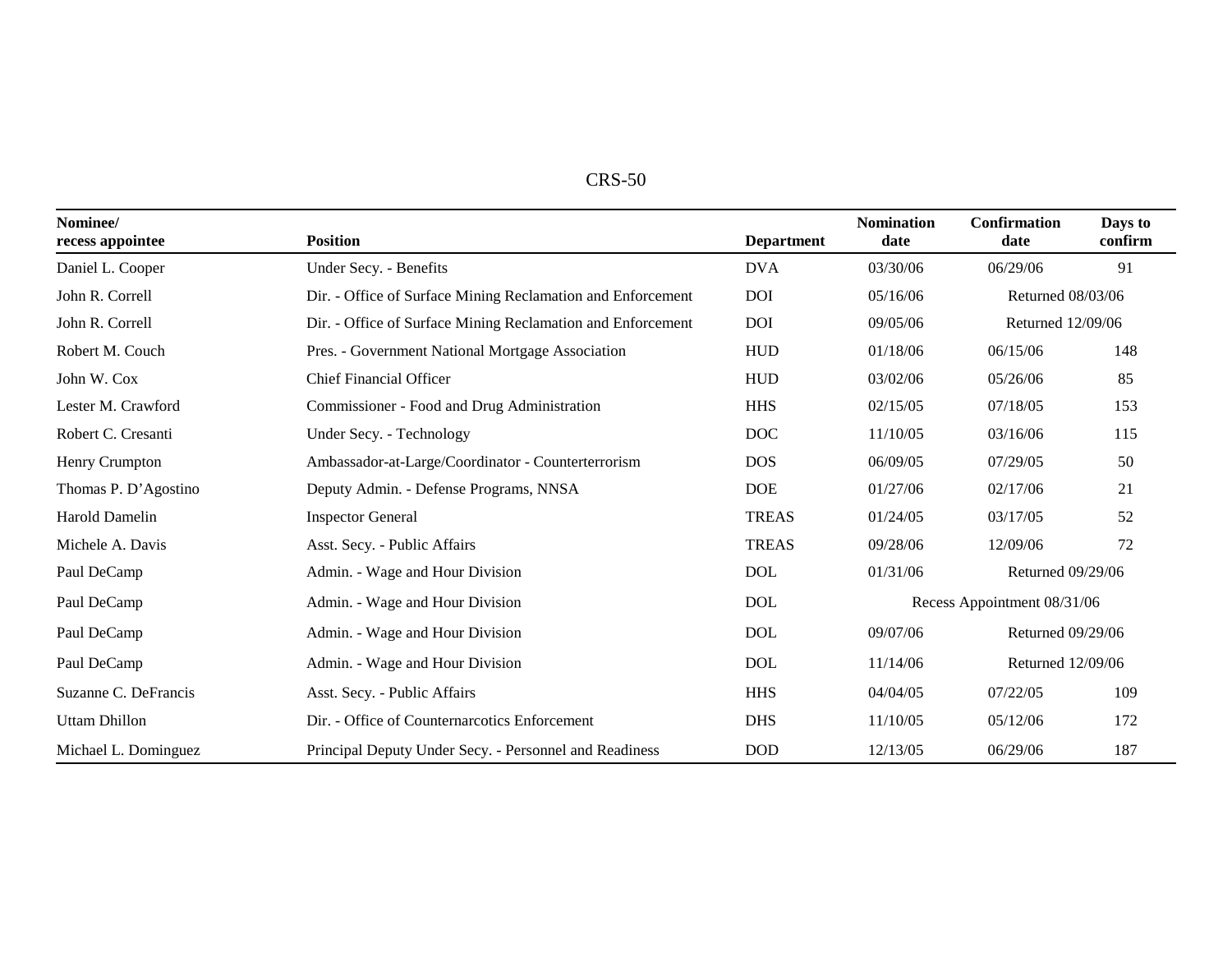| Nominee/ recess appointee | Position | Department | Nomination date | Confirmation date | Days to confirm |
|---|---|---|---|---|---|
| Daniel L. Cooper | Under Secy. - Benefits | DVA | 03/30/06 | 06/29/06 | 91 |
| John R. Correll | Dir. - Office of Surface Mining Reclamation and Enforcement | DOI | 05/16/06 | Returned 08/03/06 | |
| John R. Correll | Dir. - Office of Surface Mining Reclamation and Enforcement | DOI | 09/05/06 | Returned 12/09/06 | |
| Robert M. Couch | Pres. - Government National Mortgage Association | HUD | 01/18/06 | 06/15/06 | 148 |
| John W. Cox | Chief Financial Officer | HUD | 03/02/06 | 05/26/06 | 85 |
| Lester M. Crawford | Commissioner - Food and Drug Administration | HHS | 02/15/05 | 07/18/05 | 153 |
| Robert C. Cresanti | Under Secy. - Technology | DOC | 11/10/05 | 03/16/06 | 115 |
| Henry Crumpton | Ambassador-at-Large/Coordinator - Counterterrorism | DOS | 06/09/05 | 07/29/05 | 50 |
| Thomas P. D'Agostino | Deputy Admin. - Defense Programs, NNSA | DOE | 01/27/06 | 02/17/06 | 21 |
| Harold Damelin | Inspector General | TREAS | 01/24/05 | 03/17/05 | 52 |
| Michele A. Davis | Asst. Secy. - Public Affairs | TREAS | 09/28/06 | 12/09/06 | 72 |
| Paul DeCamp | Admin. - Wage and Hour Division | DOL | 01/31/06 | Returned 09/29/06 | |
| Paul DeCamp | Admin. - Wage and Hour Division | DOL | Recess Appointment 08/31/06 | | |
| Paul DeCamp | Admin. - Wage and Hour Division | DOL | 09/07/06 | Returned 09/29/06 | |
| Paul DeCamp | Admin. - Wage and Hour Division | DOL | 11/14/06 | Returned 12/09/06 | |
| Suzanne C. DeFrancis | Asst. Secy. - Public Affairs | HHS | 04/04/05 | 07/22/05 | 109 |
| Uttam Dhillon | Dir. - Office of Counternarcotics Enforcement | DHS | 11/10/05 | 05/12/06 | 172 |
| Michael L. Dominguez | Principal Deputy Under Secy. - Personnel and Readiness | DOD | 12/13/05 | 06/29/06 | 187 |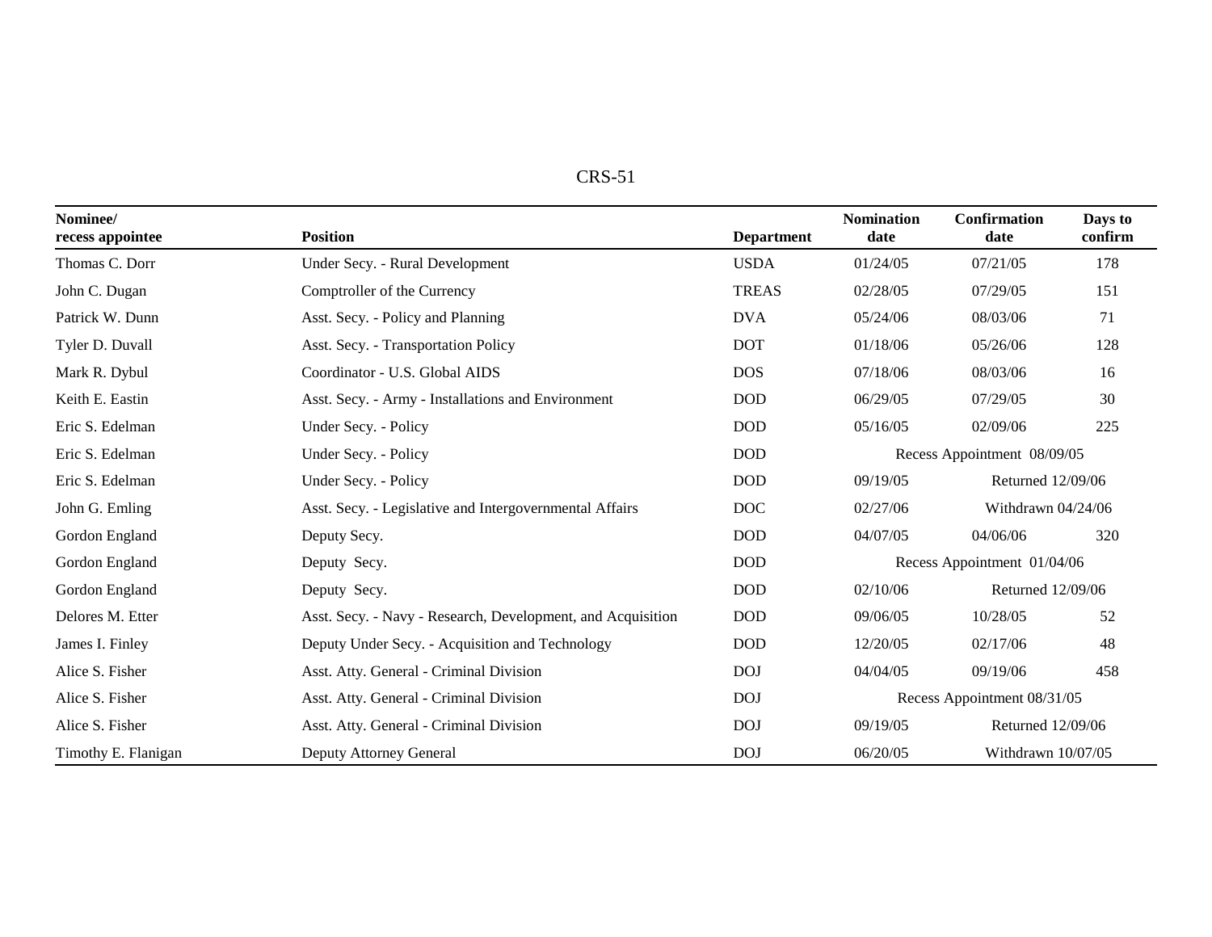| Nominee/ recess appointee | Position | Department | Nomination date | Confirmation date | Days to confirm |
|---|---|---|---|---|---|
| Thomas C. Dorr | Under Secy. - Rural Development | USDA | 01/24/05 | 07/21/05 | 178 |
| John C. Dugan | Comptroller of the Currency | TREAS | 02/28/05 | 07/29/05 | 151 |
| Patrick W. Dunn | Asst. Secy. - Policy and Planning | DVA | 05/24/06 | 08/03/06 | 71 |
| Tyler D. Duvall | Asst. Secy. - Transportation Policy | DOT | 01/18/06 | 05/26/06 | 128 |
| Mark R. Dybul | Coordinator - U.S. Global AIDS | DOS | 07/18/06 | 08/03/06 | 16 |
| Keith E. Eastin | Asst. Secy. - Army - Installations and Environment | DOD | 06/29/05 | 07/29/05 | 30 |
| Eric S. Edelman | Under Secy. - Policy | DOD | 05/16/05 | 02/09/06 | 225 |
| Eric S. Edelman | Under Secy. - Policy | DOD | Recess Appointment 08/09/05 | | |
| Eric S. Edelman | Under Secy. - Policy | DOD | 09/19/05 | Returned 12/09/06 | |
| John G. Emling | Asst. Secy. - Legislative and Intergovernmental Affairs | DOC | 02/27/06 | Withdrawn 04/24/06 | |
| Gordon England | Deputy Secy. | DOD | 04/07/05 | 04/06/06 | 320 |
| Gordon England | Deputy Secy. | DOD | Recess Appointment 01/04/06 | | |
| Gordon England | Deputy Secy. | DOD | 02/10/06 | Returned 12/09/06 | |
| Delores M. Etter | Asst. Secy. - Navy - Research, Development, and Acquisition | DOD | 09/06/05 | 10/28/05 | 52 |
| James I. Finley | Deputy Under Secy. - Acquisition and Technology | DOD | 12/20/05 | 02/17/06 | 48 |
| Alice S. Fisher | Asst. Atty. General - Criminal Division | DOJ | 04/04/05 | 09/19/06 | 458 |
| Alice S. Fisher | Asst. Atty. General - Criminal Division | DOJ | Recess Appointment 08/31/05 | | |
| Alice S. Fisher | Asst. Atty. General - Criminal Division | DOJ | 09/19/05 | Returned 12/09/06 | |
| Timothy E. Flanigan | Deputy Attorney General | DOJ | 06/20/05 | Withdrawn 10/07/05 | |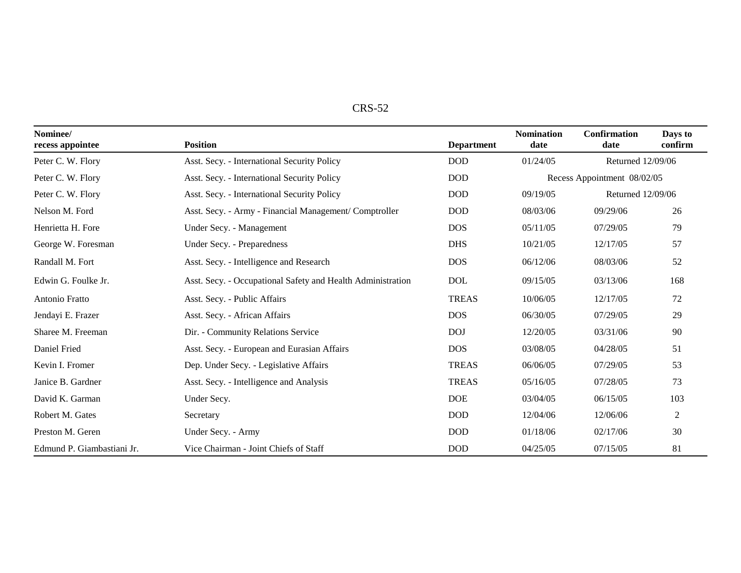| Nominee/ recess appointee | Position | Department | Nomination date | Confirmation date | Days to confirm |
|---|---|---|---|---|---|
| Peter C. W. Flory | Asst. Secy. - International Security Policy | DOD | 01/24/05 | Returned 12/09/06 | |
| Peter C. W. Flory | Asst. Secy. - International Security Policy | DOD | Recess Appointment 08/02/05 | | |
| Peter C. W. Flory | Asst. Secy. - International Security Policy | DOD | 09/19/05 | Returned 12/09/06 | |
| Nelson M. Ford | Asst. Secy. - Army - Financial Management/ Comptroller | DOD | 08/03/06 | 09/29/06 | 26 |
| Henrietta H. Fore | Under Secy. - Management | DOS | 05/11/05 | 07/29/05 | 79 |
| George W. Foresman | Under Secy. - Preparedness | DHS | 10/21/05 | 12/17/05 | 57 |
| Randall M. Fort | Asst. Secy. - Intelligence and Research | DOS | 06/12/06 | 08/03/06 | 52 |
| Edwin G. Foulke Jr. | Asst. Secy. - Occupational Safety and Health Administration | DOL | 09/15/05 | 03/13/06 | 168 |
| Antonio Fratto | Asst. Secy. - Public Affairs | TREAS | 10/06/05 | 12/17/05 | 72 |
| Jendayi E. Frazer | Asst. Secy. - African Affairs | DOS | 06/30/05 | 07/29/05 | 29 |
| Sharee M. Freeman | Dir. - Community Relations Service | DOJ | 12/20/05 | 03/31/06 | 90 |
| Daniel Fried | Asst. Secy. - European and Eurasian Affairs | DOS | 03/08/05 | 04/28/05 | 51 |
| Kevin I. Fromer | Dep. Under Secy. - Legislative Affairs | TREAS | 06/06/05 | 07/29/05 | 53 |
| Janice B. Gardner | Asst. Secy. - Intelligence and Analysis | TREAS | 05/16/05 | 07/28/05 | 73 |
| David K. Garman | Under Secy. | DOE | 03/04/05 | 06/15/05 | 103 |
| Robert M. Gates | Secretary | DOD | 12/04/06 | 12/06/06 | 2 |
| Preston M. Geren | Under Secy. - Army | DOD | 01/18/06 | 02/17/06 | 30 |
| Edmund P. Giambastiani Jr. | Vice Chairman - Joint Chiefs of Staff | DOD | 04/25/05 | 07/15/05 | 81 |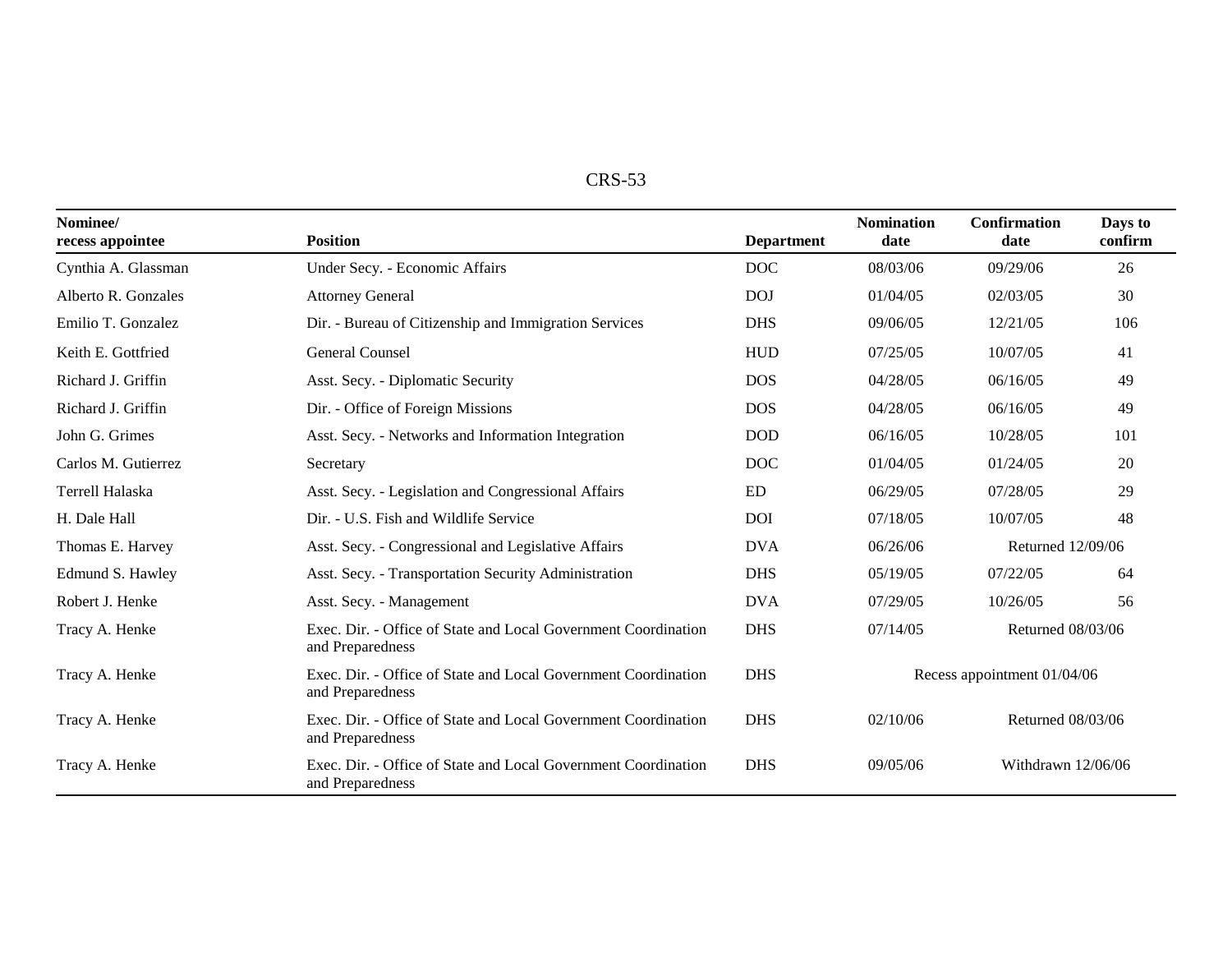| Nominee/ recess appointee | Position | Department | Nomination date | Confirmation date | Days to confirm |
|---|---|---|---|---|---|
| Cynthia A. Glassman | Under Secy. - Economic Affairs | DOC | 08/03/06 | 09/29/06 | 26 |
| Alberto R. Gonzales | Attorney General | DOJ | 01/04/05 | 02/03/05 | 30 |
| Emilio T. Gonzalez | Dir. - Bureau of Citizenship and Immigration Services | DHS | 09/06/05 | 12/21/05 | 106 |
| Keith E. Gottfried | General Counsel | HUD | 07/25/05 | 10/07/05 | 41 |
| Richard J. Griffin | Asst. Secy. - Diplomatic Security | DOS | 04/28/05 | 06/16/05 | 49 |
| Richard J. Griffin | Dir. - Office of Foreign Missions | DOS | 04/28/05 | 06/16/05 | 49 |
| John G. Grimes | Asst. Secy. - Networks and Information Integration | DOD | 06/16/05 | 10/28/05 | 101 |
| Carlos M. Gutierrez | Secretary | DOC | 01/04/05 | 01/24/05 | 20 |
| Terrell Halaska | Asst. Secy. - Legislation and Congressional Affairs | ED | 06/29/05 | 07/28/05 | 29 |
| H. Dale Hall | Dir. - U.S. Fish and Wildlife Service | DOI | 07/18/05 | 10/07/05 | 48 |
| Thomas E. Harvey | Asst. Secy. - Congressional and Legislative Affairs | DVA | 06/26/06 | Returned 12/09/06 | |
| Edmund S. Hawley | Asst. Secy. - Transportation Security Administration | DHS | 05/19/05 | 07/22/05 | 64 |
| Robert J. Henke | Asst. Secy. - Management | DVA | 07/29/05 | 10/26/05 | 56 |
| Tracy A. Henke | Exec. Dir. - Office of State and Local Government Coordination and Preparedness | DHS | 07/14/05 | Returned 08/03/06 | |
| Tracy A. Henke | Exec. Dir. - Office of State and Local Government Coordination and Preparedness | DHS | Recess appointment 01/04/06 | | |
| Tracy A. Henke | Exec. Dir. - Office of State and Local Government Coordination and Preparedness | DHS | 02/10/06 | Returned 08/03/06 | |
| Tracy A. Henke | Exec. Dir. - Office of State and Local Government Coordination and Preparedness | DHS | 09/05/06 | Withdrawn 12/06/06 | |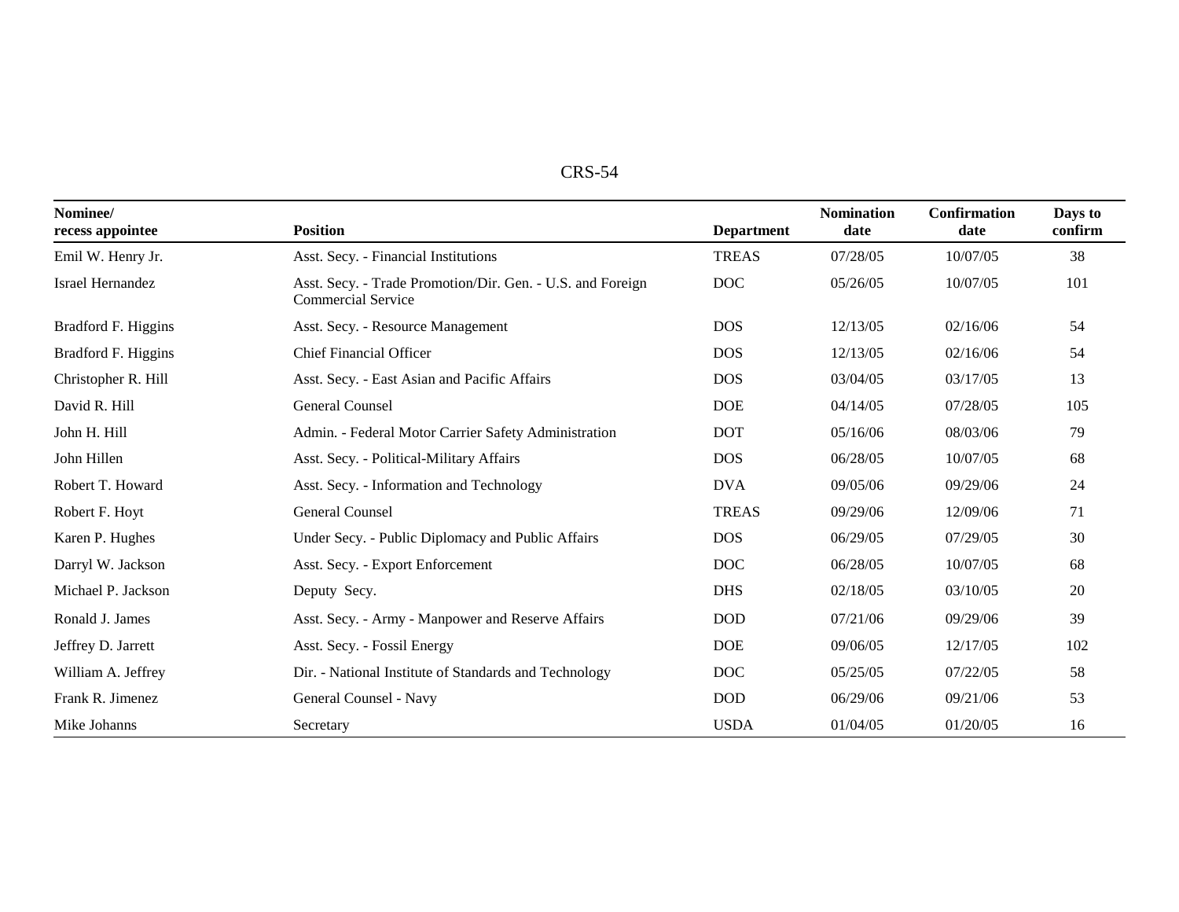| Nominee/ recess appointee | Position | Department | Nomination date | Confirmation date | Days to confirm |
|---|---|---|---|---|---|
| Emil W. Henry Jr. | Asst. Secy. - Financial Institutions | TREAS | 07/28/05 | 10/07/05 | 38 |
| Israel Hernandez | Asst. Secy. - Trade Promotion/Dir. Gen. - U.S. and Foreign Commercial Service | DOC | 05/26/05 | 10/07/05 | 101 |
| Bradford F. Higgins | Asst. Secy. - Resource Management | DOS | 12/13/05 | 02/16/06 | 54 |
| Bradford F. Higgins | Chief Financial Officer | DOS | 12/13/05 | 02/16/06 | 54 |
| Christopher R. Hill | Asst. Secy. - East Asian and Pacific Affairs | DOS | 03/04/05 | 03/17/05 | 13 |
| David R. Hill | General Counsel | DOE | 04/14/05 | 07/28/05 | 105 |
| John H. Hill | Admin. - Federal Motor Carrier Safety Administration | DOT | 05/16/06 | 08/03/06 | 79 |
| John Hillen | Asst. Secy. - Political-Military Affairs | DOS | 06/28/05 | 10/07/05 | 68 |
| Robert T. Howard | Asst. Secy. - Information and Technology | DVA | 09/05/06 | 09/29/06 | 24 |
| Robert F. Hoyt | General Counsel | TREAS | 09/29/06 | 12/09/06 | 71 |
| Karen P. Hughes | Under Secy. - Public Diplomacy and Public Affairs | DOS | 06/29/05 | 07/29/05 | 30 |
| Darryl W. Jackson | Asst. Secy. - Export Enforcement | DOC | 06/28/05 | 10/07/05 | 68 |
| Michael P. Jackson | Deputy Secy. | DHS | 02/18/05 | 03/10/05 | 20 |
| Ronald J. James | Asst. Secy. - Army - Manpower and Reserve Affairs | DOD | 07/21/06 | 09/29/06 | 39 |
| Jeffrey D. Jarrett | Asst. Secy. - Fossil Energy | DOE | 09/06/05 | 12/17/05 | 102 |
| William A. Jeffrey | Dir. - National Institute of Standards and Technology | DOC | 05/25/05 | 07/22/05 | 58 |
| Frank R. Jimenez | General Counsel - Navy | DOD | 06/29/06 | 09/21/06 | 53 |
| Mike Johanns | Secretary | USDA | 01/04/05 | 01/20/05 | 16 |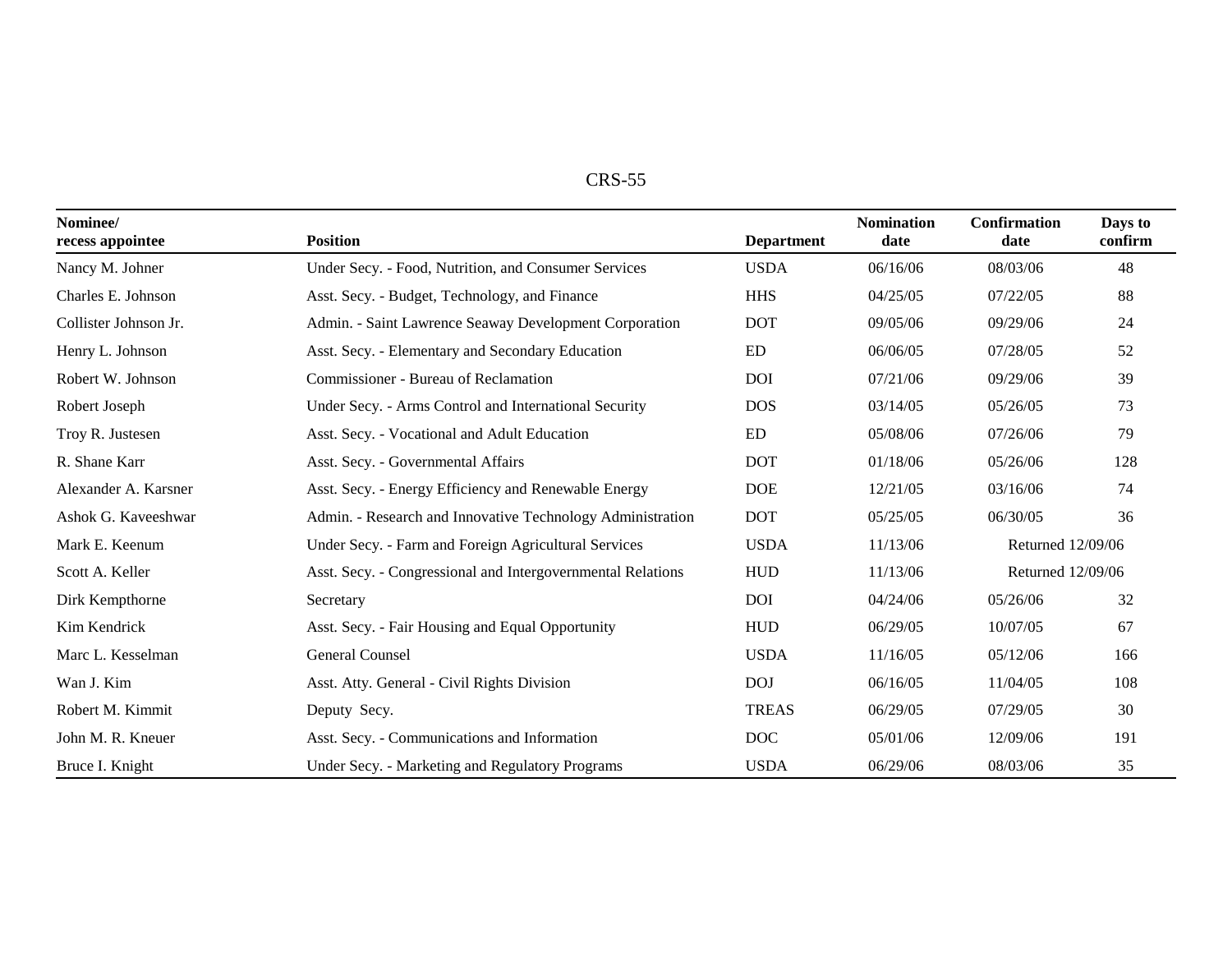| Nominee/ recess appointee | Position | Department | Nomination date | Confirmation date | Days to confirm |
|---|---|---|---|---|---|
| Nancy M. Johner | Under Secy. - Food, Nutrition, and Consumer Services | USDA | 06/16/06 | 08/03/06 | 48 |
| Charles E. Johnson | Asst. Secy. - Budget, Technology, and Finance | HHS | 04/25/05 | 07/22/05 | 88 |
| Collister Johnson Jr. | Admin. - Saint Lawrence Seaway Development Corporation | DOT | 09/05/06 | 09/29/06 | 24 |
| Henry L. Johnson | Asst. Secy. - Elementary and Secondary Education | ED | 06/06/05 | 07/28/05 | 52 |
| Robert W. Johnson | Commissioner - Bureau of Reclamation | DOI | 07/21/06 | 09/29/06 | 39 |
| Robert Joseph | Under Secy. - Arms Control and International Security | DOS | 03/14/05 | 05/26/05 | 73 |
| Troy R. Justesen | Asst. Secy. - Vocational and Adult Education | ED | 05/08/06 | 07/26/06 | 79 |
| R. Shane Karr | Asst. Secy. - Governmental Affairs | DOT | 01/18/06 | 05/26/06 | 128 |
| Alexander A. Karsner | Asst. Secy. - Energy Efficiency and Renewable Energy | DOE | 12/21/05 | 03/16/06 | 74 |
| Ashok G. Kaveeshwar | Admin. - Research and Innovative Technology Administration | DOT | 05/25/05 | 06/30/05 | 36 |
| Mark E. Keenum | Under Secy. - Farm and Foreign Agricultural Services | USDA | 11/13/06 | Returned 12/09/06 | |
| Scott A. Keller | Asst. Secy. - Congressional and Intergovernmental Relations | HUD | 11/13/06 | Returned 12/09/06 | |
| Dirk Kempthorne | Secretary | DOI | 04/24/06 | 05/26/06 | 32 |
| Kim Kendrick | Asst. Secy. - Fair Housing and Equal Opportunity | HUD | 06/29/05 | 10/07/05 | 67 |
| Marc L. Kesselman | General Counsel | USDA | 11/16/05 | 05/12/06 | 166 |
| Wan J. Kim | Asst. Atty. General - Civil Rights Division | DOJ | 06/16/05 | 11/04/05 | 108 |
| Robert M. Kimmit | Deputy Secy. | TREAS | 06/29/05 | 07/29/05 | 30 |
| John M. R. Kneuer | Asst. Secy. - Communications and Information | DOC | 05/01/06 | 12/09/06 | 191 |
| Bruce I. Knight | Under Secy. - Marketing and Regulatory Programs | USDA | 06/29/06 | 08/03/06 | 35 |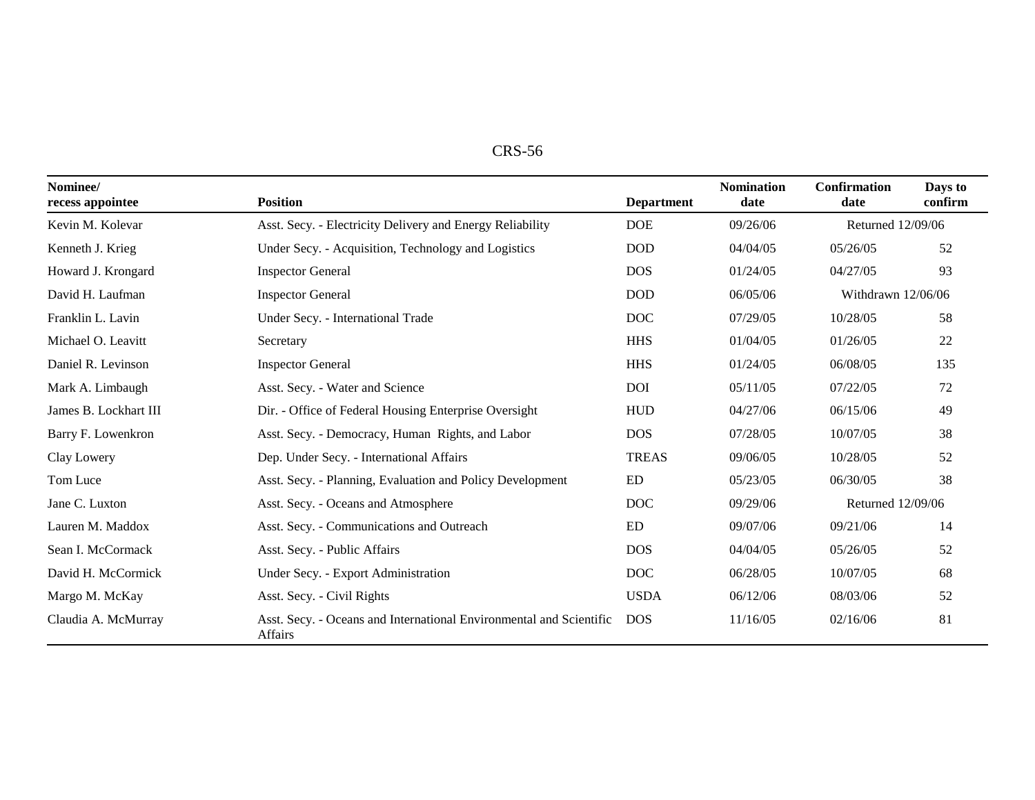| Nominee/ recess appointee | Position | Department | Nomination date | Confirmation date | Days to confirm |
|---|---|---|---|---|---|
| Kevin M. Kolevar | Asst. Secy. - Electricity Delivery and Energy Reliability | DOE | 09/26/06 | Returned 12/09/06 | |
| Kenneth J. Krieg | Under Secy. - Acquisition, Technology and Logistics | DOD | 04/04/05 | 05/26/05 | 52 |
| Howard J. Krongard | Inspector General | DOS | 01/24/05 | 04/27/05 | 93 |
| David H. Laufman | Inspector General | DOD | 06/05/06 | Withdrawn 12/06/06 | |
| Franklin L. Lavin | Under Secy. - International Trade | DOC | 07/29/05 | 10/28/05 | 58 |
| Michael O. Leavitt | Secretary | HHS | 01/04/05 | 01/26/05 | 22 |
| Daniel R. Levinson | Inspector General | HHS | 01/24/05 | 06/08/05 | 135 |
| Mark A. Limbaugh | Asst. Secy. - Water and Science | DOI | 05/11/05 | 07/22/05 | 72 |
| James B. Lockhart III | Dir. - Office of Federal Housing Enterprise Oversight | HUD | 04/27/06 | 06/15/06 | 49 |
| Barry F. Lowenkron | Asst. Secy. - Democracy, Human Rights, and Labor | DOS | 07/28/05 | 10/07/05 | 38 |
| Clay Lowery | Dep. Under Secy. - International Affairs | TREAS | 09/06/05 | 10/28/05 | 52 |
| Tom Luce | Asst. Secy. - Planning, Evaluation and Policy Development | ED | 05/23/05 | 06/30/05 | 38 |
| Jane C. Luxton | Asst. Secy. - Oceans and Atmosphere | DOC | 09/29/06 | Returned 12/09/06 | |
| Lauren M. Maddox | Asst. Secy. - Communications and Outreach | ED | 09/07/06 | 09/21/06 | 14 |
| Sean I. McCormack | Asst. Secy. - Public Affairs | DOS | 04/04/05 | 05/26/05 | 52 |
| David H. McCormick | Under Secy. - Export Administration | DOC | 06/28/05 | 10/07/05 | 68 |
| Margo M. McKay | Asst. Secy. - Civil Rights | USDA | 06/12/06 | 08/03/06 | 52 |
| Claudia A. McMurray | Asst. Secy. - Oceans and International Environmental and Scientific Affairs | DOS | 11/16/05 | 02/16/06 | 81 |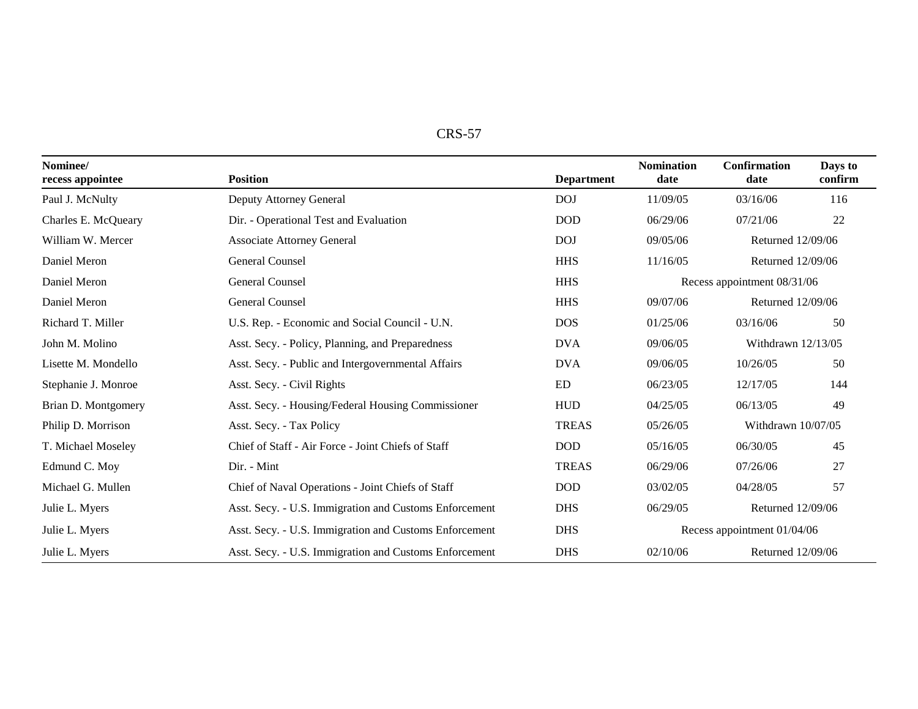| Nominee/ recess appointee | Position | Department | Nomination date | Confirmation date | Days to confirm |
|---|---|---|---|---|---|
| Paul J. McNulty | Deputy Attorney General | DOJ | 11/09/05 | 03/16/06 | 116 |
| Charles E. McQueary | Dir. - Operational Test and Evaluation | DOD | 06/29/06 | 07/21/06 | 22 |
| William W. Mercer | Associate Attorney General | DOJ | 09/05/06 | Returned 12/09/06 | |
| Daniel Meron | General Counsel | HHS | 11/16/05 | Returned 12/09/06 | |
| Daniel Meron | General Counsel | HHS | Recess appointment 08/31/06 | | |
| Daniel Meron | General Counsel | HHS | 09/07/06 | Returned 12/09/06 | |
| Richard T. Miller | U.S. Rep. - Economic and Social Council - U.N. | DOS | 01/25/06 | 03/16/06 | 50 |
| John M. Molino | Asst. Secy. - Policy, Planning, and Preparedness | DVA | 09/06/05 | Withdrawn 12/13/05 | |
| Lisette M. Mondello | Asst. Secy. - Public and Intergovernmental Affairs | DVA | 09/06/05 | 10/26/05 | 50 |
| Stephanie J. Monroe | Asst. Secy. - Civil Rights | ED | 06/23/05 | 12/17/05 | 144 |
| Brian D. Montgomery | Asst. Secy. - Housing/Federal Housing Commissioner | HUD | 04/25/05 | 06/13/05 | 49 |
| Philip D. Morrison | Asst. Secy. - Tax Policy | TREAS | 05/26/05 | Withdrawn 10/07/05 | |
| T. Michael Moseley | Chief of Staff - Air Force - Joint Chiefs of Staff | DOD | 05/16/05 | 06/30/05 | 45 |
| Edmund C. Moy | Dir. - Mint | TREAS | 06/29/06 | 07/26/06 | 27 |
| Michael G. Mullen | Chief of Naval Operations - Joint Chiefs of Staff | DOD | 03/02/05 | 04/28/05 | 57 |
| Julie L. Myers | Asst. Secy. - U.S. Immigration and Customs Enforcement | DHS | 06/29/05 | Returned 12/09/06 | |
| Julie L. Myers | Asst. Secy. - U.S. Immigration and Customs Enforcement | DHS | Recess appointment 01/04/06 | | |
| Julie L. Myers | Asst. Secy. - U.S. Immigration and Customs Enforcement | DHS | 02/10/06 | Returned 12/09/06 | |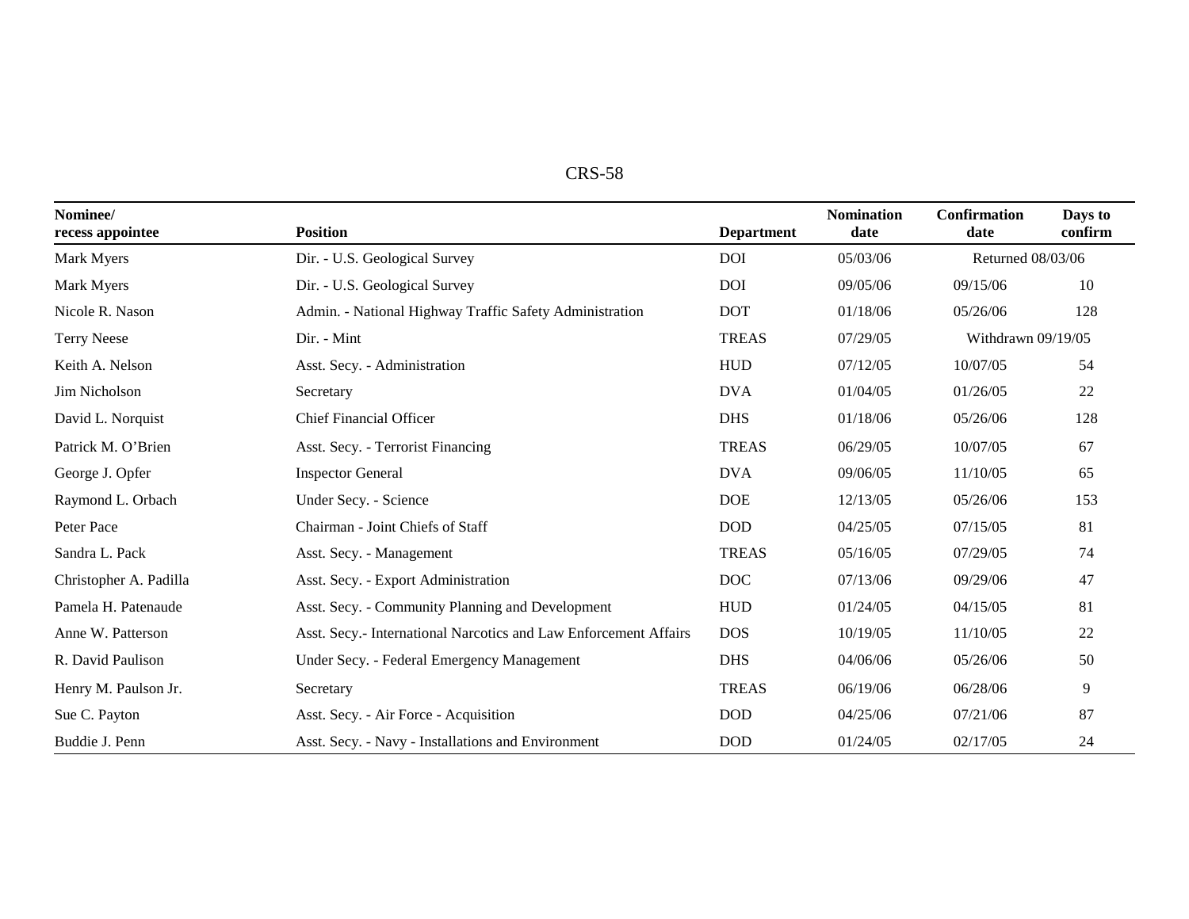| Nominee/ recess appointee | Position | Department | Nomination date | Confirmation date | Days to confirm |
|---|---|---|---|---|---|
| Mark Myers | Dir. - U.S. Geological Survey | DOI | 05/03/06 | Returned 08/03/06 | |
| Mark Myers | Dir. - U.S. Geological Survey | DOI | 09/05/06 | 09/15/06 | 10 |
| Nicole R. Nason | Admin. - National Highway Traffic Safety Administration | DOT | 01/18/06 | 05/26/06 | 128 |
| Terry Neese | Dir. - Mint | TREAS | 07/29/05 | Withdrawn 09/19/05 | |
| Keith A. Nelson | Asst. Secy. - Administration | HUD | 07/12/05 | 10/07/05 | 54 |
| Jim Nicholson | Secretary | DVA | 01/04/05 | 01/26/05 | 22 |
| David L. Norquist | Chief Financial Officer | DHS | 01/18/06 | 05/26/06 | 128 |
| Patrick M. O'Brien | Asst. Secy. - Terrorist Financing | TREAS | 06/29/05 | 10/07/05 | 67 |
| George J. Opfer | Inspector General | DVA | 09/06/05 | 11/10/05 | 65 |
| Raymond L. Orbach | Under Secy. - Science | DOE | 12/13/05 | 05/26/06 | 153 |
| Peter Pace | Chairman - Joint Chiefs of Staff | DOD | 04/25/05 | 07/15/05 | 81 |
| Sandra L. Pack | Asst. Secy. - Management | TREAS | 05/16/05 | 07/29/05 | 74 |
| Christopher A. Padilla | Asst. Secy. - Export Administration | DOC | 07/13/06 | 09/29/06 | 47 |
| Pamela H. Patenaude | Asst. Secy. - Community Planning and Development | HUD | 01/24/05 | 04/15/05 | 81 |
| Anne W. Patterson | Asst. Secy.- International Narcotics and Law Enforcement Affairs | DOS | 10/19/05 | 11/10/05 | 22 |
| R. David Paulison | Under Secy. - Federal Emergency Management | DHS | 04/06/06 | 05/26/06 | 50 |
| Henry M. Paulson Jr. | Secretary | TREAS | 06/19/06 | 06/28/06 | 9 |
| Sue C. Payton | Asst. Secy. - Air Force - Acquisition | DOD | 04/25/06 | 07/21/06 | 87 |
| Buddie J. Penn | Asst. Secy. - Navy - Installations and Environment | DOD | 01/24/05 | 02/17/05 | 24 |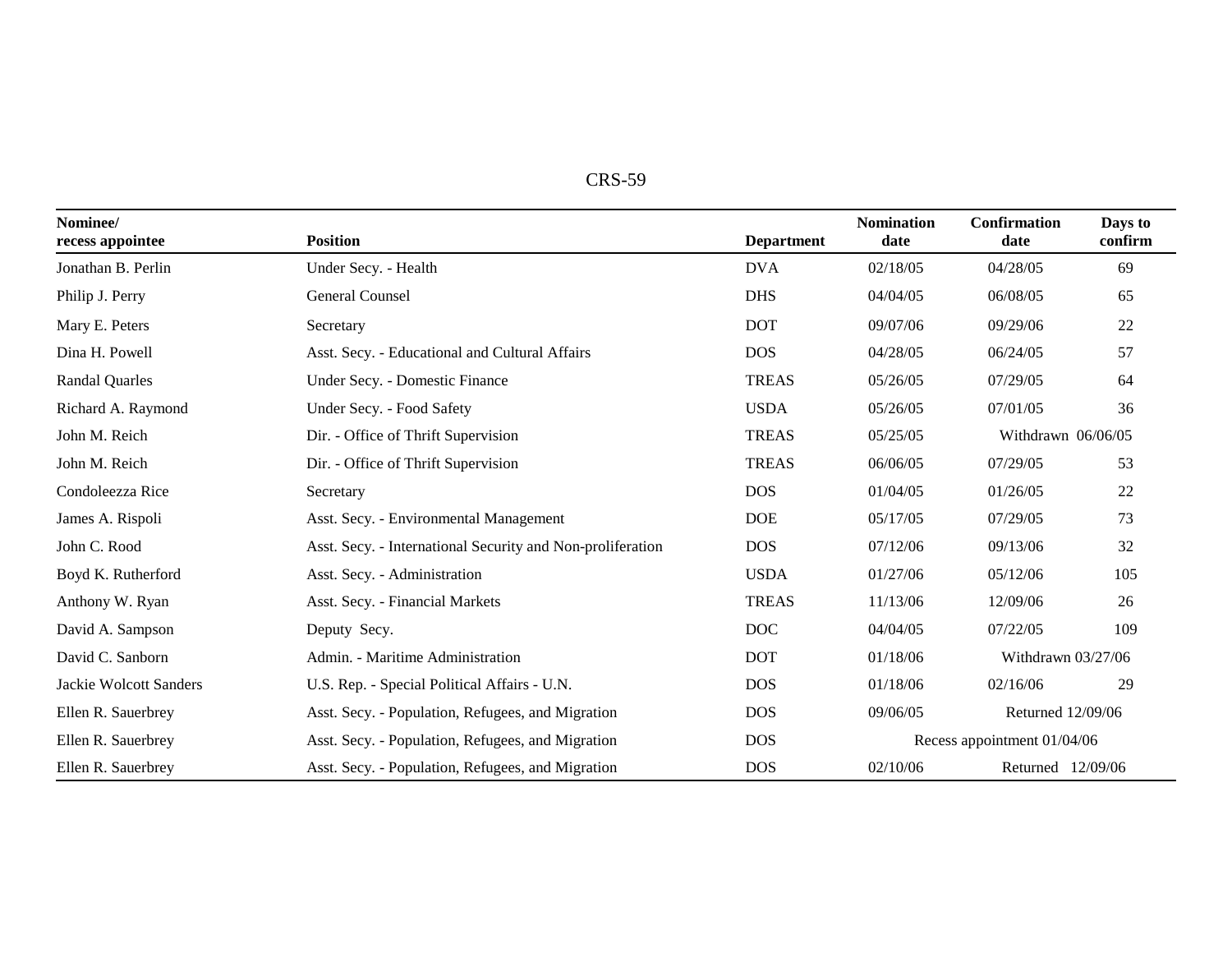| Nominee/ recess appointee | Position | Department | Nomination date | Confirmation date | Days to confirm |
|---|---|---|---|---|---|
| Jonathan B. Perlin | Under Secy. - Health | DVA | 02/18/05 | 04/28/05 | 69 |
| Philip J. Perry | General Counsel | DHS | 04/04/05 | 06/08/05 | 65 |
| Mary E. Peters | Secretary | DOT | 09/07/06 | 09/29/06 | 22 |
| Dina H. Powell | Asst. Secy. - Educational and Cultural Affairs | DOS | 04/28/05 | 06/24/05 | 57 |
| Randal Quarles | Under Secy. - Domestic Finance | TREAS | 05/26/05 | 07/29/05 | 64 |
| Richard A. Raymond | Under Secy. - Food Safety | USDA | 05/26/05 | 07/01/05 | 36 |
| John M. Reich | Dir. - Office of Thrift Supervision | TREAS | 05/25/05 | Withdrawn 06/06/05 | |
| John M. Reich | Dir. - Office of Thrift Supervision | TREAS | 06/06/05 | 07/29/05 | 53 |
| Condoleezza Rice | Secretary | DOS | 01/04/05 | 01/26/05 | 22 |
| James A. Rispoli | Asst. Secy. - Environmental Management | DOE | 05/17/05 | 07/29/05 | 73 |
| John C. Rood | Asst. Secy. - International Security and Non-proliferation | DOS | 07/12/06 | 09/13/06 | 32 |
| Boyd K. Rutherford | Asst. Secy. - Administration | USDA | 01/27/06 | 05/12/06 | 105 |
| Anthony W. Ryan | Asst. Secy. - Financial Markets | TREAS | 11/13/06 | 12/09/06 | 26 |
| David A. Sampson | Deputy Secy. | DOC | 04/04/05 | 07/22/05 | 109 |
| David C. Sanborn | Admin. - Maritime Administration | DOT | 01/18/06 | Withdrawn 03/27/06 | |
| Jackie Wolcott Sanders | U.S. Rep. - Special Political Affairs - U.N. | DOS | 01/18/06 | 02/16/06 | 29 |
| Ellen R. Sauerbrey | Asst. Secy. - Population, Refugees, and Migration | DOS | 09/06/05 | Returned 12/09/06 | |
| Ellen R. Sauerbrey | Asst. Secy. - Population, Refugees, and Migration | DOS | Recess appointment 01/04/06 | | |
| Ellen R. Sauerbrey | Asst. Secy. - Population, Refugees, and Migration | DOS | 02/10/06 | Returned 12/09/06 | |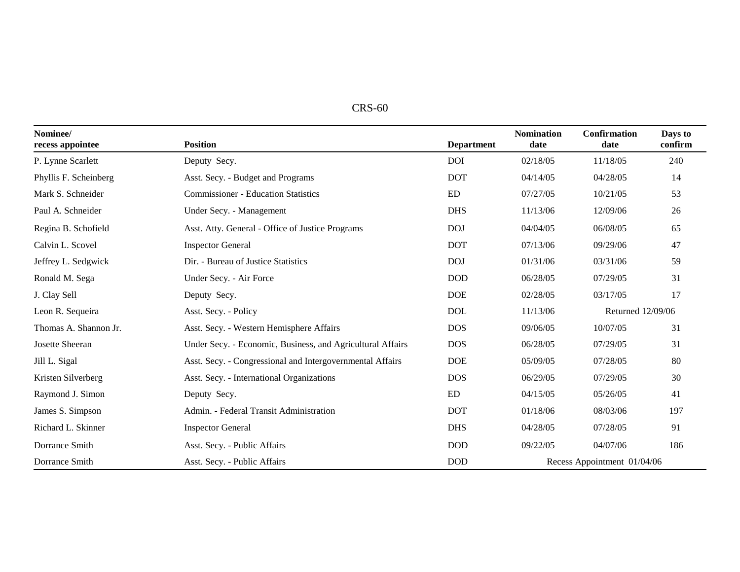| Nominee/ recess appointee | Position | Department | Nomination date | Confirmation date | Days to confirm |
|---|---|---|---|---|---|
| P. Lynne Scarlett | Deputy Secy. | DOI | 02/18/05 | 11/18/05 | 240 |
| Phyllis F. Scheinberg | Asst. Secy. - Budget and Programs | DOT | 04/14/05 | 04/28/05 | 14 |
| Mark S. Schneider | Commissioner - Education Statistics | ED | 07/27/05 | 10/21/05 | 53 |
| Paul A. Schneider | Under Secy. - Management | DHS | 11/13/06 | 12/09/06 | 26 |
| Regina B. Schofield | Asst. Atty. General - Office of Justice Programs | DOJ | 04/04/05 | 06/08/05 | 65 |
| Calvin L. Scovel | Inspector General | DOT | 07/13/06 | 09/29/06 | 47 |
| Jeffrey L. Sedgwick | Dir. - Bureau of Justice Statistics | DOJ | 01/31/06 | 03/31/06 | 59 |
| Ronald M. Sega | Under Secy. - Air Force | DOD | 06/28/05 | 07/29/05 | 31 |
| J. Clay Sell | Deputy Secy. | DOE | 02/28/05 | 03/17/05 | 17 |
| Leon R. Sequeira | Asst. Secy. - Policy | DOL | 11/13/06 | Returned 12/09/06 | |
| Thomas A. Shannon Jr. | Asst. Secy. - Western Hemisphere Affairs | DOS | 09/06/05 | 10/07/05 | 31 |
| Josette Sheeran | Under Secy. - Economic, Business, and Agricultural Affairs | DOS | 06/28/05 | 07/29/05 | 31 |
| Jill L. Sigal | Asst. Secy. - Congressional and Intergovernmental Affairs | DOE | 05/09/05 | 07/28/05 | 80 |
| Kristen Silverberg | Asst. Secy. - International Organizations | DOS | 06/29/05 | 07/29/05 | 30 |
| Raymond J. Simon | Deputy Secy. | ED | 04/15/05 | 05/26/05 | 41 |
| James S. Simpson | Admin. - Federal Transit Administration | DOT | 01/18/06 | 08/03/06 | 197 |
| Richard L. Skinner | Inspector General | DHS | 04/28/05 | 07/28/05 | 91 |
| Dorrance Smith | Asst. Secy. - Public Affairs | DOD | 09/22/05 | 04/07/06 | 186 |
| Dorrance Smith | Asst. Secy. - Public Affairs | DOD | Recess Appointment 01/04/06 | | |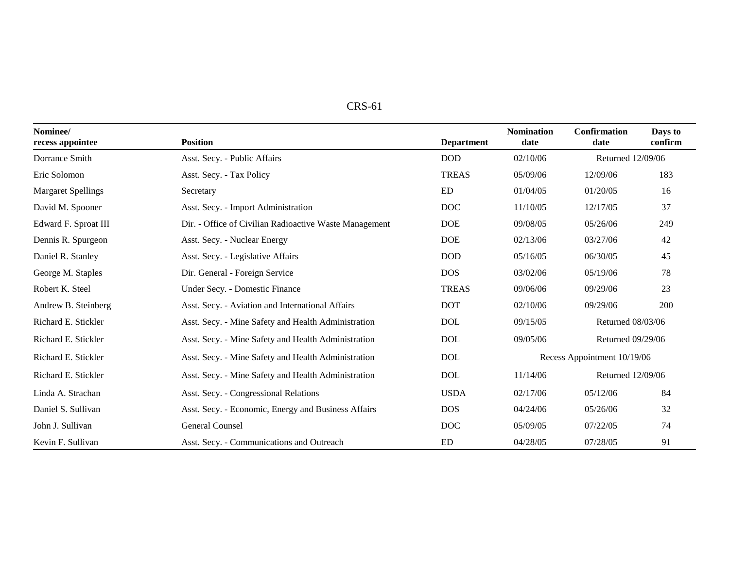| Nominee/ recess appointee | Position | Department | Nomination date | Confirmation date | Days to confirm |
| --- | --- | --- | --- | --- | --- |
| Dorrance Smith | Asst. Secy. - Public Affairs | DOD | 02/10/06 | Returned 12/09/06 | |
| Eric Solomon | Asst. Secy. - Tax Policy | TREAS | 05/09/06 | 12/09/06 | 183 |
| Margaret Spellings | Secretary | ED | 01/04/05 | 01/20/05 | 16 |
| David M. Spooner | Asst. Secy. - Import Administration | DOC | 11/10/05 | 12/17/05 | 37 |
| Edward F. Sproat III | Dir. - Office of Civilian Radioactive Waste Management | DOE | 09/08/05 | 05/26/06 | 249 |
| Dennis R. Spurgeon | Asst. Secy. - Nuclear Energy | DOE | 02/13/06 | 03/27/06 | 42 |
| Daniel R. Stanley | Asst. Secy. - Legislative Affairs | DOD | 05/16/05 | 06/30/05 | 45 |
| George M. Staples | Dir. General - Foreign Service | DOS | 03/02/06 | 05/19/06 | 78 |
| Robert K. Steel | Under Secy. - Domestic Finance | TREAS | 09/06/06 | 09/29/06 | 23 |
| Andrew B. Steinberg | Asst. Secy. - Aviation and International Affairs | DOT | 02/10/06 | 09/29/06 | 200 |
| Richard E. Stickler | Asst. Secy. - Mine Safety and Health Administration | DOL | 09/15/05 | Returned 08/03/06 | |
| Richard E. Stickler | Asst. Secy. - Mine Safety and Health Administration | DOL | 09/05/06 | Returned 09/29/06 | |
| Richard E. Stickler | Asst. Secy. - Mine Safety and Health Administration | DOL | Recess Appointment 10/19/06 | | |
| Richard E. Stickler | Asst. Secy. - Mine Safety and Health Administration | DOL | 11/14/06 | Returned 12/09/06 | |
| Linda A. Strachan | Asst. Secy. - Congressional Relations | USDA | 02/17/06 | 05/12/06 | 84 |
| Daniel S. Sullivan | Asst. Secy. - Economic, Energy and Business Affairs | DOS | 04/24/06 | 05/26/06 | 32 |
| John J. Sullivan | General Counsel | DOC | 05/09/05 | 07/22/05 | 74 |
| Kevin F. Sullivan | Asst. Secy. - Communications and Outreach | ED | 04/28/05 | 07/28/05 | 91 |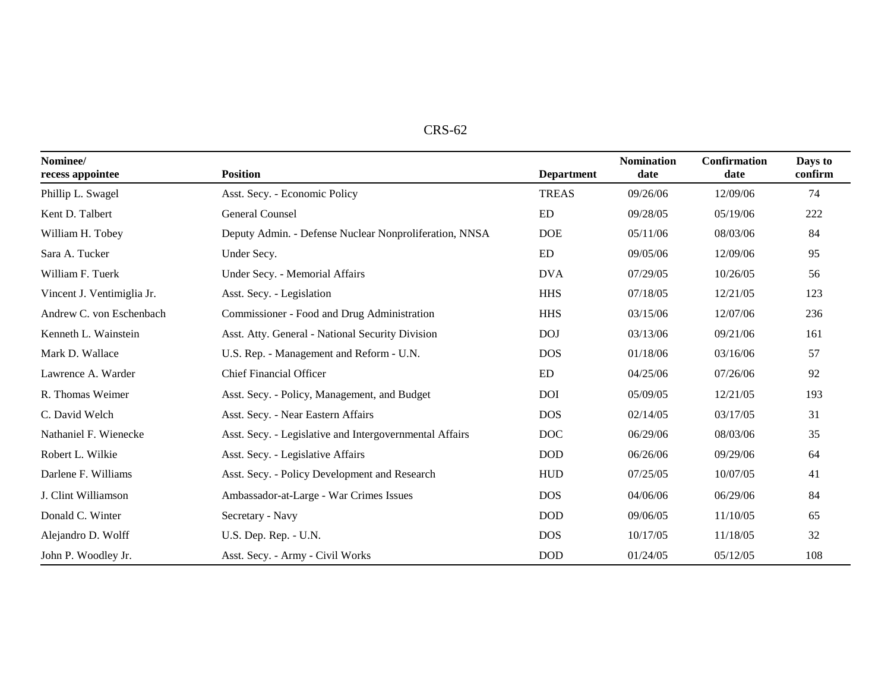| Nominee/ recess appointee | Position | Department | Nomination date | Confirmation date | Days to confirm |
|---|---|---|---|---|---|
| Phillip L. Swagel | Asst. Secy. - Economic Policy | TREAS | 09/26/06 | 12/09/06 | 74 |
| Kent D. Talbert | General Counsel | ED | 09/28/05 | 05/19/06 | 222 |
| William H. Tobey | Deputy Admin. - Defense Nuclear Nonproliferation, NNSA | DOE | 05/11/06 | 08/03/06 | 84 |
| Sara A. Tucker | Under Secy. | ED | 09/05/06 | 12/09/06 | 95 |
| William F. Tuerk | Under Secy. - Memorial Affairs | DVA | 07/29/05 | 10/26/05 | 56 |
| Vincent J. Ventimiglia Jr. | Asst. Secy. - Legislation | HHS | 07/18/05 | 12/21/05 | 123 |
| Andrew C. von Eschenbach | Commissioner - Food and Drug Administration | HHS | 03/15/06 | 12/07/06 | 236 |
| Kenneth L. Wainstein | Asst. Atty. General - National Security Division | DOJ | 03/13/06 | 09/21/06 | 161 |
| Mark D. Wallace | U.S. Rep. - Management and Reform - U.N. | DOS | 01/18/06 | 03/16/06 | 57 |
| Lawrence A. Warder | Chief Financial Officer | ED | 04/25/06 | 07/26/06 | 92 |
| R. Thomas Weimer | Asst. Secy. - Policy, Management, and Budget | DOI | 05/09/05 | 12/21/05 | 193 |
| C. David Welch | Asst. Secy. - Near Eastern Affairs | DOS | 02/14/05 | 03/17/05 | 31 |
| Nathaniel F. Wienecke | Asst. Secy. - Legislative and Intergovernmental Affairs | DOC | 06/29/06 | 08/03/06 | 35 |
| Robert L. Wilkie | Asst. Secy. - Legislative Affairs | DOD | 06/26/06 | 09/29/06 | 64 |
| Darlene F. Williams | Asst. Secy. - Policy Development and Research | HUD | 07/25/05 | 10/07/05 | 41 |
| J. Clint Williamson | Ambassador-at-Large - War Crimes Issues | DOS | 04/06/06 | 06/29/06 | 84 |
| Donald C. Winter | Secretary - Navy | DOD | 09/06/05 | 11/10/05 | 65 |
| Alejandro D. Wolff | U.S. Dep. Rep. - U.N. | DOS | 10/17/05 | 11/18/05 | 32 |
| John P. Woodley Jr. | Asst. Secy. - Army - Civil Works | DOD | 01/24/05 | 05/12/05 | 108 |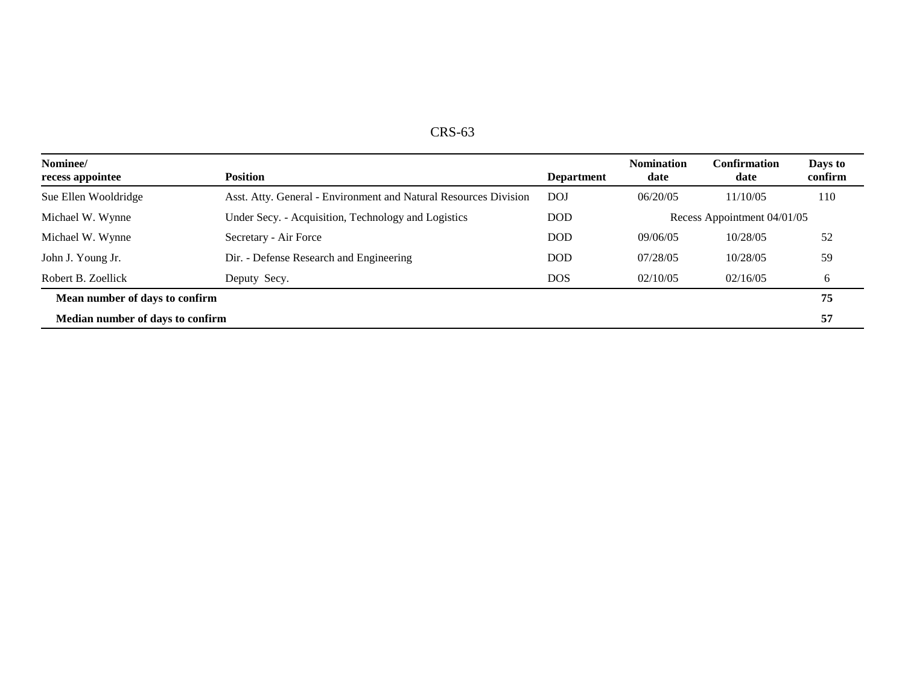| Nominee/ recess appointee | Position | Department | Nomination date | Confirmation date | Days to confirm |
|---|---|---|---|---|---|
| Sue Ellen Wooldridge | Asst. Atty. General - Environment and Natural Resources Division | DOJ | 06/20/05 | 11/10/05 | 110 |
| Michael W. Wynne | Under Secy. - Acquisition, Technology and Logistics | DOD | Recess Appointment 04/01/05 | | |
| Michael W. Wynne | Secretary - Air Force | DOD | 09/06/05 | 10/28/05 | 52 |
| John J. Young Jr. | Dir. - Defense Research and Engineering | DOD | 07/28/05 | 10/28/05 | 59 |
| Robert B. Zoellick | Deputy Secy. | DOS | 02/10/05 | 02/16/05 | 6 |
| **Mean number of days to confirm** | | | | | **75** |
| **Median number of days to confirm** | | | | | **57** |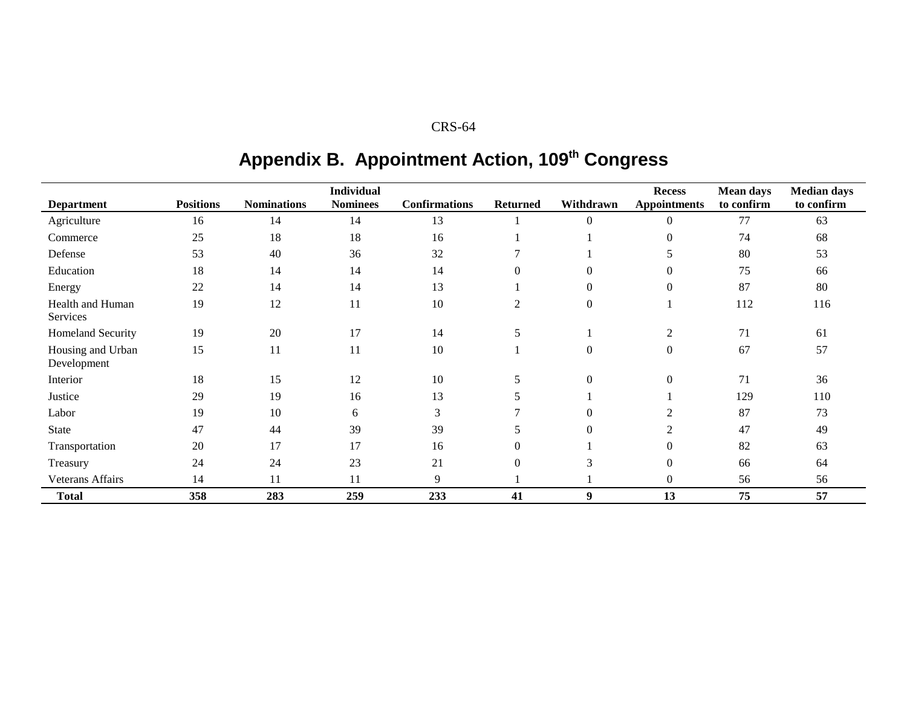## Appendix B. Appointment Action, 109th Congress

| Department | Positions | Nominations | Individual Nominees | Confirmations | Returned | Withdrawn | Recess Appointments | Mean days to confirm | Median days to confirm |
|---|---|---|---|---|---|---|---|---|---|
| Agriculture | 16 | 14 | 14 | 13 | 1 | 0 | 0 | 77 | 63 |
| Commerce | 25 | 18 | 18 | 16 | 1 | 1 | 0 | 74 | 68 |
| Defense | 53 | 40 | 36 | 32 | 7 | 1 | 5 | 80 | 53 |
| Education | 18 | 14 | 14 | 14 | 0 | 0 | 0 | 75 | 66 |
| Energy | 22 | 14 | 14 | 13 | 1 | 0 | 0 | 87 | 80 |
| Health and Human Services | 19 | 12 | 11 | 10 | 2 | 0 | 1 | 112 | 116 |
| Homeland Security | 19 | 20 | 17 | 14 | 5 | 1 | 2 | 71 | 61 |
| Housing and Urban Development | 15 | 11 | 11 | 10 | 1 | 0 | 0 | 67 | 57 |
| Interior | 18 | 15 | 12 | 10 | 5 | 0 | 0 | 71 | 36 |
| Justice | 29 | 19 | 16 | 13 | 5 | 1 | 1 | 129 | 110 |
| Labor | 19 | 10 | 6 | 3 | 7 | 0 | 2 | 87 | 73 |
| State | 47 | 44 | 39 | 39 | 5 | 0 | 2 | 47 | 49 |
| Transportation | 20 | 17 | 17 | 16 | 0 | 1 | 0 | 82 | 63 |
| Treasury | 24 | 24 | 23 | 21 | 0 | 3 | 0 | 66 | 64 |
| Veterans Affairs | 14 | 11 | 11 | 9 | 1 | 1 | 0 | 56 | 56 |
| **Total** | **358** | **283** | **259** | **233** | **41** | **9** | **13** | **75** | **57** |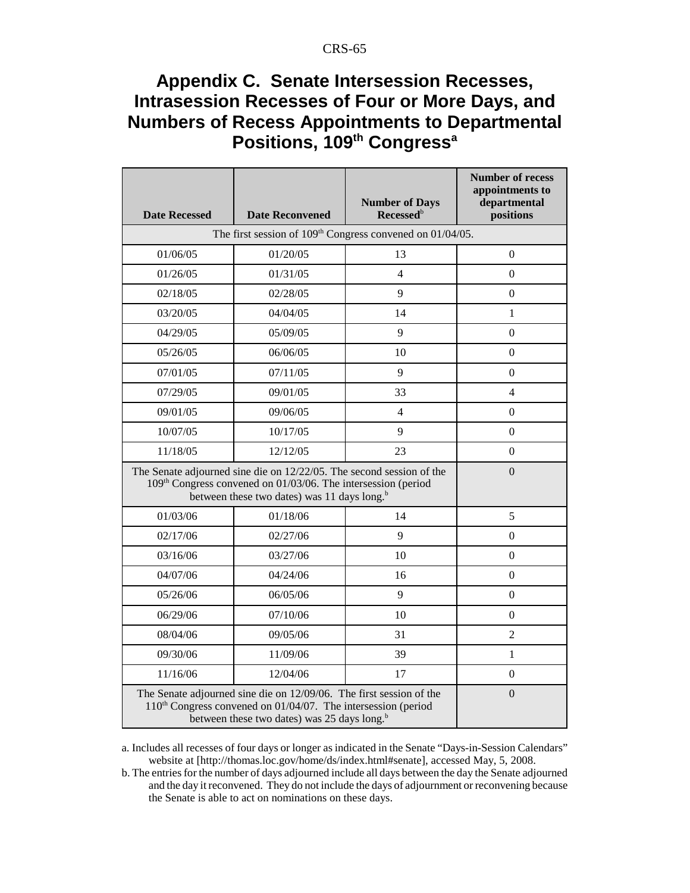# Appendix C. Senate Intersession Recesses, Intrasession Recesses of Four or More Days, and Numbers of Recess Appointments to Departmental Positions, 109th Congress[a]

| Date Recessed | Date Reconvened | Number of Days Recessed[b] | Number of recess appointments to departmental positions |
|---|---|---|---|
| The first session of 109th Congress convened on 01/04/05. | | | |
| 01/06/05 | 01/20/05 | 13 | 0 |
| 01/26/05 | 01/31/05 | 4 | 0 |
| 02/18/05 | 02/28/05 | 9 | 0 |
| 03/20/05 | 04/04/05 | 14 | 1 |
| 04/29/05 | 05/09/05 | 9 | 0 |
| 05/26/05 | 06/06/05 | 10 | 0 |
| 07/01/05 | 07/11/05 | 9 | 0 |
| 07/29/05 | 09/01/05 | 33 | 4 |
| 09/01/05 | 09/06/05 | 4 | 0 |
| 10/07/05 | 10/17/05 | 9 | 0 |
| 11/18/05 | 12/12/05 | 23 | 0 |
| The Senate adjourned sine die on 12/22/05. The second session of the 109th Congress convened on 01/03/06. The intersession (period between these two dates) was 11 days long.[b] | | | 0 |
| 01/03/06 | 01/18/06 | 14 | 5 |
| 02/17/06 | 02/27/06 | 9 | 0 |
| 03/16/06 | 03/27/06 | 10 | 0 |
| 04/07/06 | 04/24/06 | 16 | 0 |
| 05/26/06 | 06/05/06 | 9 | 0 |
| 06/29/06 | 07/10/06 | 10 | 0 |
| 08/04/06 | 09/05/06 | 31 | 2 |
| 09/30/06 | 11/09/06 | 39 | 1 |
| 11/16/06 | 12/04/06 | 17 | 0 |
| The Senate adjourned sine die on 12/09/06. The first session of the 110th Congress convened on 01/04/07. The intersession (period between these two dates) was 25 days long.[b] | | | 0 |

a. Includes all recesses of four days or longer as indicated in the Senate "Days-in-Session Calendars" website at [http://thomas.loc.gov/home/ds/index.html#senate], accessed May, 5, 2008.

b. The entries for the number of days adjourned include all days between the day the Senate adjourned and the day it reconvened. They do not include the days of adjournment or reconvening because the Senate is able to act on nominations on these days.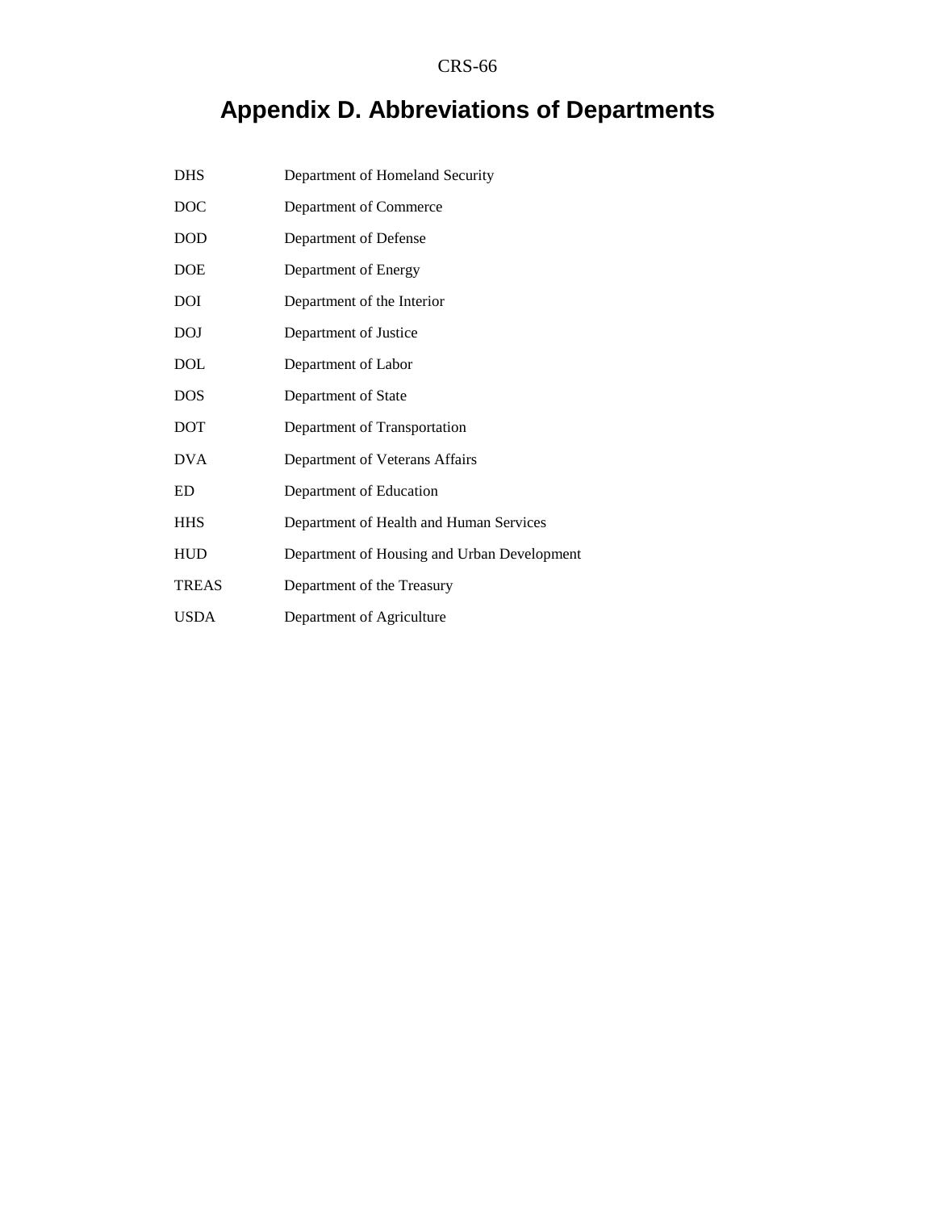# Appendix D. Abbreviations of Departments

| | |
|---|---|
| DHS | Department of Homeland Security |
| DOC | Department of Commerce |
| DOD | Department of Defense |
| DOE | Department of Energy |
| DOI | Department of the Interior |
| DOJ | Department of Justice |
| DOL | Department of Labor |
| DOS | Department of State |
| DOT | Department of Transportation |
| DVA | Department of Veterans Affairs |
| ED | Department of Education |
| HHS | Department of Health and Human Services |
| HUD | Department of Housing and Urban Development |
| TREAS | Department of the Treasury |
| USDA | Department of Agriculture |